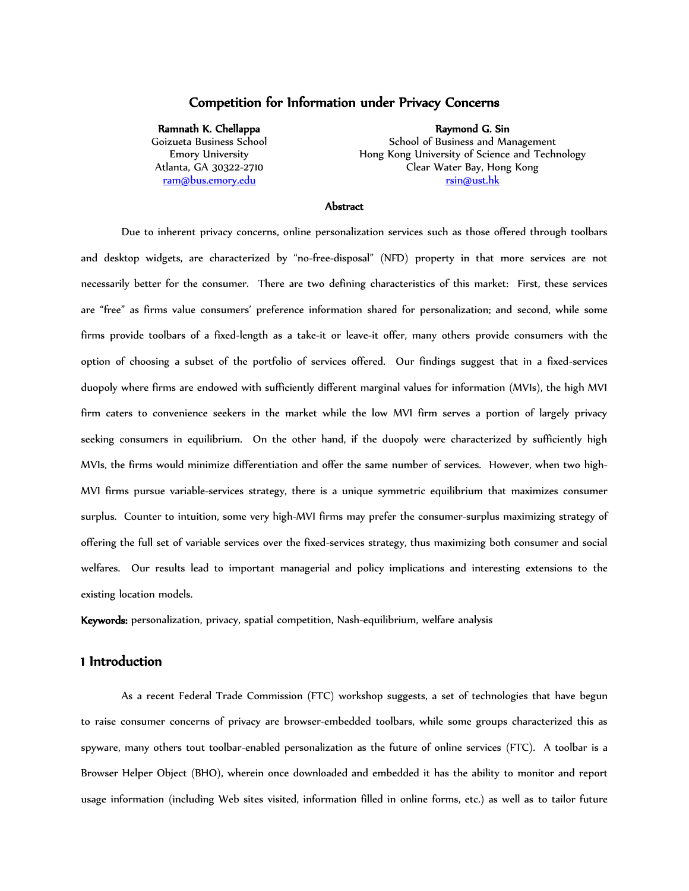# Competition for Information under Privacy Concerns

**Ramnath K. Chellappa**
Goizueta Business School
Emory University
Atlanta, GA 30322-2710
ram@bus.emory.edu

**Raymond G. Sin**
School of Business and Management
Hong Kong University of Science and Technology
Clear Water Bay, Hong Kong
rsin@ust.hk

**Abstract**

Due to inherent privacy concerns, online personalization services such as those offered through toolbars and desktop widgets, are characterized by "no-free-disposal" (NFD) property in that more services are not necessarily better for the consumer. There are two defining characteristics of this market: First, these services are "free" as firms value consumers' preference information shared for personalization; and second, while some firms provide toolbars of a fixed-length as a take-it or leave-it offer, many others provide consumers with the option of choosing a subset of the portfolio of services offered. Our findings suggest that in a fixed-services duopoly where firms are endowed with sufficiently different marginal values for information (MVIs), the high MVI firm caters to convenience seekers in the market while the low MVI firm serves a portion of largely privacy seeking consumers in equilibrium. On the other hand, if the duopoly were characterized by sufficiently high MVIs, the firms would minimize differentiation and offer the same number of services. However, when two high-MVI firms pursue variable-services strategy, there is a unique symmetric equilibrium that maximizes consumer surplus. Counter to intuition, some very high-MVI firms may prefer the consumer-surplus maximizing strategy of offering the full set of variable services over the fixed-services strategy, thus maximizing both consumer and social welfares. Our results lead to important managerial and policy implications and interesting extensions to the existing location models.

**Keywords:** personalization, privacy, spatial competition, Nash-equilibrium, welfare analysis

## 1 Introduction

As a recent Federal Trade Commission (FTC) workshop suggests, a set of technologies that have begun to raise consumer concerns of privacy are browser-embedded toolbars, while some groups characterized this as spyware, many others tout toolbar-enabled personalization as the future of online services (FTC). A toolbar is a Browser Helper Object (BHO), wherein once downloaded and embedded it has the ability to monitor and report usage information (including Web sites visited, information filled in online forms, etc.) as well as to tailor future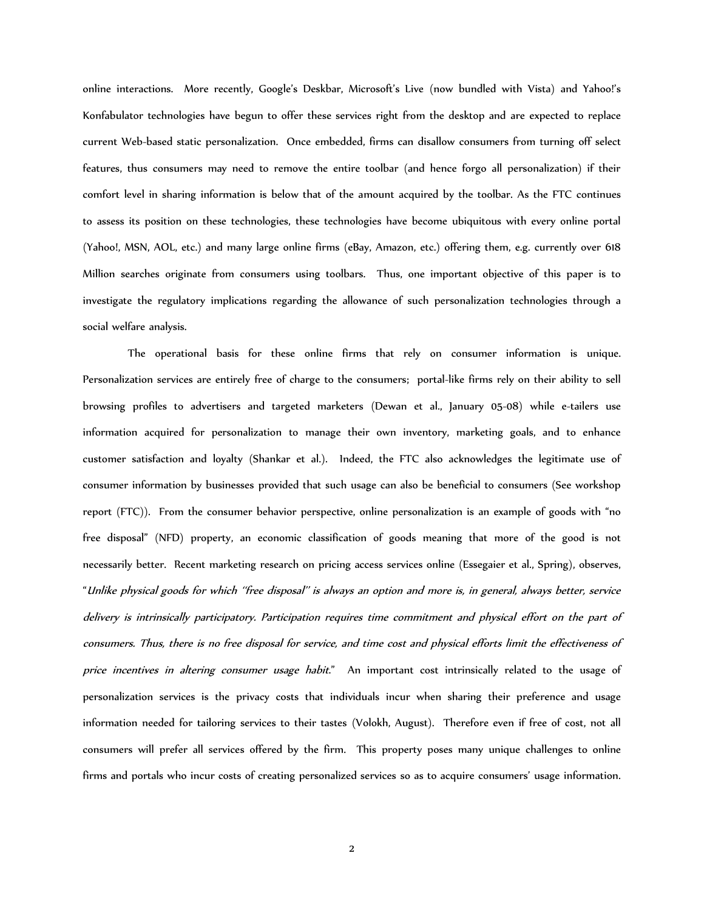online interactions. More recently, Google's Deskbar, Microsoft's Live (now bundled with Vista) and Yahoo!'s Konfabulator technologies have begun to offer these services right from the desktop and are expected to replace current Web-based static personalization. Once embedded, firms can disallow consumers from turning off select features, thus consumers may need to remove the entire toolbar (and hence forgo all personalization) if their comfort level in sharing information is below that of the amount acquired by the toolbar. As the FTC continues to assess its position on these technologies, these technologies have become ubiquitous with every online portal (Yahoo!, MSN, AOL, etc.) and many large online firms (eBay, Amazon, etc.) offering them, e.g. currently over 618 Million searches originate from consumers using toolbars. Thus, one important objective of this paper is to investigate the regulatory implications regarding the allowance of such personalization technologies through a social welfare analysis.

The operational basis for these online firms that rely on consumer information is unique. Personalization services are entirely free of charge to the consumers; portal-like firms rely on their ability to sell browsing profiles to advertisers and targeted marketers (Dewan et al., January 05-08) while e-tailers use information acquired for personalization to manage their own inventory, marketing goals, and to enhance customer satisfaction and loyalty (Shankar et al.). Indeed, the FTC also acknowledges the legitimate use of consumer information by businesses provided that such usage can also be beneficial to consumers (See workshop report (FTC)). From the consumer behavior perspective, online personalization is an example of goods with "no free disposal" (NFD) property, an economic classification of goods meaning that more of the good is not necessarily better. Recent marketing research on pricing access services online (Essegaier et al., Spring), observes, "*Unlike physical goods for which "free disposal" is always an option and more is, in general, always better, service delivery is intrinsically participatory. Participation requires time commitment and physical effort on the part of consumers. Thus, there is no free disposal for service, and time cost and physical efforts limit the effectiveness of price incentives in altering consumer usage habit*." An important cost intrinsically related to the usage of personalization services is the privacy costs that individuals incur when sharing their preference and usage information needed for tailoring services to their tastes (Volokh, August). Therefore even if free of cost, not all consumers will prefer all services offered by the firm. This property poses many unique challenges to online firms and portals who incur costs of creating personalized services so as to acquire consumers' usage information.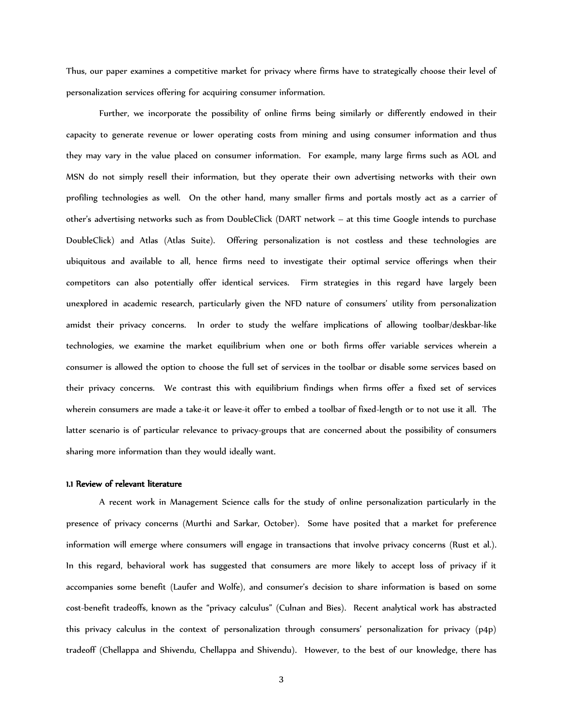Thus, our paper examines a competitive market for privacy where firms have to strategically choose their level of personalization services offering for acquiring consumer information.

Further, we incorporate the possibility of online firms being similarly or differently endowed in their capacity to generate revenue or lower operating costs from mining and using consumer information and thus they may vary in the value placed on consumer information. For example, many large firms such as AOL and MSN do not simply resell their information, but they operate their own advertising networks with their own profiling technologies as well. On the other hand, many smaller firms and portals mostly act as a carrier of other's advertising networks such as from DoubleClick (DART network – at this time Google intends to purchase DoubleClick) and Atlas (Atlas Suite). Offering personalization is not costless and these technologies are ubiquitous and available to all, hence firms need to investigate their optimal service offerings when their competitors can also potentially offer identical services. Firm strategies in this regard have largely been unexplored in academic research, particularly given the NFD nature of consumers' utility from personalization amidst their privacy concerns. In order to study the welfare implications of allowing toolbar/deskbar-like technologies, we examine the market equilibrium when one or both firms offer variable services wherein a consumer is allowed the option to choose the full set of services in the toolbar or disable some services based on their privacy concerns. We contrast this with equilibrium findings when firms offer a fixed set of services wherein consumers are made a take-it or leave-it offer to embed a toolbar of fixed-length or to not use it all. The latter scenario is of particular relevance to privacy-groups that are concerned about the possibility of consumers sharing more information than they would ideally want.

### 1.1 Review of relevant literature

A recent work in Management Science calls for the study of online personalization particularly in the presence of privacy concerns (Murthi and Sarkar, October). Some have posited that a market for preference information will emerge where consumers will engage in transactions that involve privacy concerns (Rust et al.). In this regard, behavioral work has suggested that consumers are more likely to accept loss of privacy if it accompanies some benefit (Laufer and Wolfe), and consumer's decision to share information is based on some cost-benefit tradeoffs, known as the "privacy calculus" (Culnan and Bies). Recent analytical work has abstracted this privacy calculus in the context of personalization through consumers' personalization for privacy (p4p) tradeoff (Chellappa and Shivendu, Chellappa and Shivendu). However, to the best of our knowledge, there has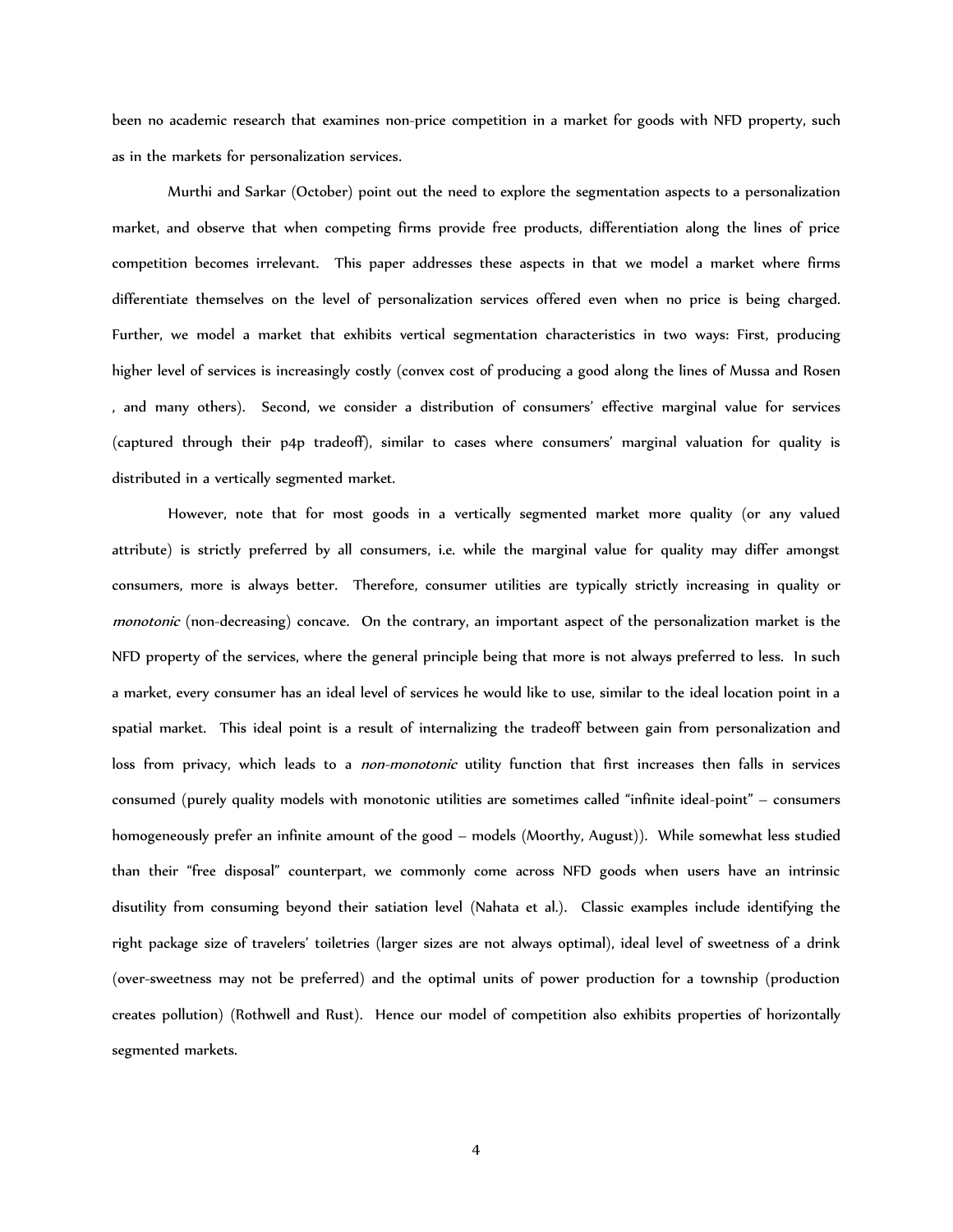been no academic research that examines non-price competition in a market for goods with NFD property, such as in the markets for personalization services.

Murthi and Sarkar (October) point out the need to explore the segmentation aspects to a personalization market, and observe that when competing firms provide free products, differentiation along the lines of price competition becomes irrelevant. This paper addresses these aspects in that we model a market where firms differentiate themselves on the level of personalization services offered even when no price is being charged. Further, we model a market that exhibits vertical segmentation characteristics in two ways: First, producing higher level of services is increasingly costly (convex cost of producing a good along the lines of Mussa and Rosen , and many others). Second, we consider a distribution of consumers' effective marginal value for services (captured through their p4p tradeoff), similar to cases where consumers' marginal valuation for quality is distributed in a vertically segmented market.

However, note that for most goods in a vertically segmented market more quality (or any valued attribute) is strictly preferred by all consumers, i.e. while the marginal value for quality may differ amongst consumers, more is always better. Therefore, consumer utilities are typically strictly increasing in quality or *monotonic* (non-decreasing) concave. On the contrary, an important aspect of the personalization market is the NFD property of the services, where the general principle being that more is not always preferred to less. In such a market, every consumer has an ideal level of services he would like to use, similar to the ideal location point in a spatial market. This ideal point is a result of internalizing the tradeoff between gain from personalization and loss from privacy, which leads to a *non-monotonic* utility function that first increases then falls in services consumed (purely quality models with monotonic utilities are sometimes called "infinite ideal-point" – consumers homogeneously prefer an infinite amount of the good – models (Moorthy, August)). While somewhat less studied than their "free disposal" counterpart, we commonly come across NFD goods when users have an intrinsic disutility from consuming beyond their satiation level (Nahata et al.). Classic examples include identifying the right package size of travelers' toiletries (larger sizes are not always optimal), ideal level of sweetness of a drink (over-sweetness may not be preferred) and the optimal units of power production for a township (production creates pollution) (Rothwell and Rust). Hence our model of competition also exhibits properties of horizontally segmented markets.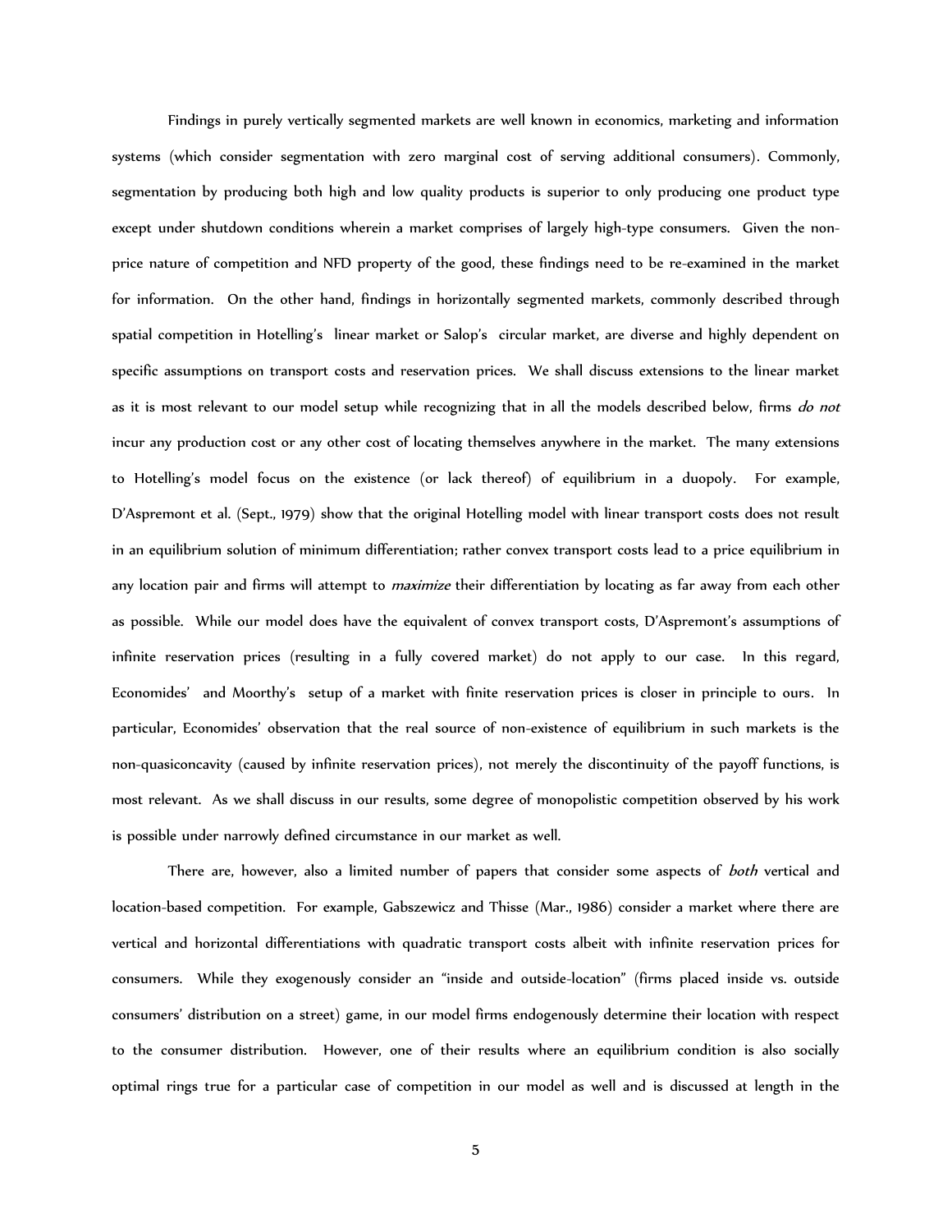Findings in purely vertically segmented markets are well known in economics, marketing and information systems (which consider segmentation with zero marginal cost of serving additional consumers). Commonly, segmentation by producing both high and low quality products is superior to only producing one product type except under shutdown conditions wherein a market comprises of largely high-type consumers. Given the non-price nature of competition and NFD property of the good, these findings need to be re-examined in the market for information. On the other hand, findings in horizontally segmented markets, commonly described through spatial competition in Hotelling's linear market or Salop's circular market, are diverse and highly dependent on specific assumptions on transport costs and reservation prices. We shall discuss extensions to the linear market as it is most relevant to our model setup while recognizing that in all the models described below, firms *do not* incur any production cost or any other cost of locating themselves anywhere in the market. The many extensions to Hotelling's model focus on the existence (or lack thereof) of equilibrium in a duopoly. For example, D'Aspremont et al. (Sept., 1979) show that the original Hotelling model with linear transport costs does not result in an equilibrium solution of minimum differentiation; rather convex transport costs lead to a price equilibrium in any location pair and firms will attempt to *maximize* their differentiation by locating as far away from each other as possible. While our model does have the equivalent of convex transport costs, D'Aspremont's assumptions of infinite reservation prices (resulting in a fully covered market) do not apply to our case. In this regard, Economides' and Moorthy's setup of a market with finite reservation prices is closer in principle to ours. In particular, Economides' observation that the real source of non-existence of equilibrium in such markets is the non-quasiconcavity (caused by infinite reservation prices), not merely the discontinuity of the payoff functions, is most relevant. As we shall discuss in our results, some degree of monopolistic competition observed by his work is possible under narrowly defined circumstance in our market as well.

There are, however, also a limited number of papers that consider some aspects of *both* vertical and location-based competition. For example, Gabszewicz and Thisse (Mar., 1986) consider a market where there are vertical and horizontal differentiations with quadratic transport costs albeit with infinite reservation prices for consumers. While they exogenously consider an "inside and outside-location" (firms placed inside vs. outside consumers' distribution on a street) game, in our model firms endogenously determine their location with respect to the consumer distribution. However, one of their results where an equilibrium condition is also socially optimal rings true for a particular case of competition in our model as well and is discussed at length in the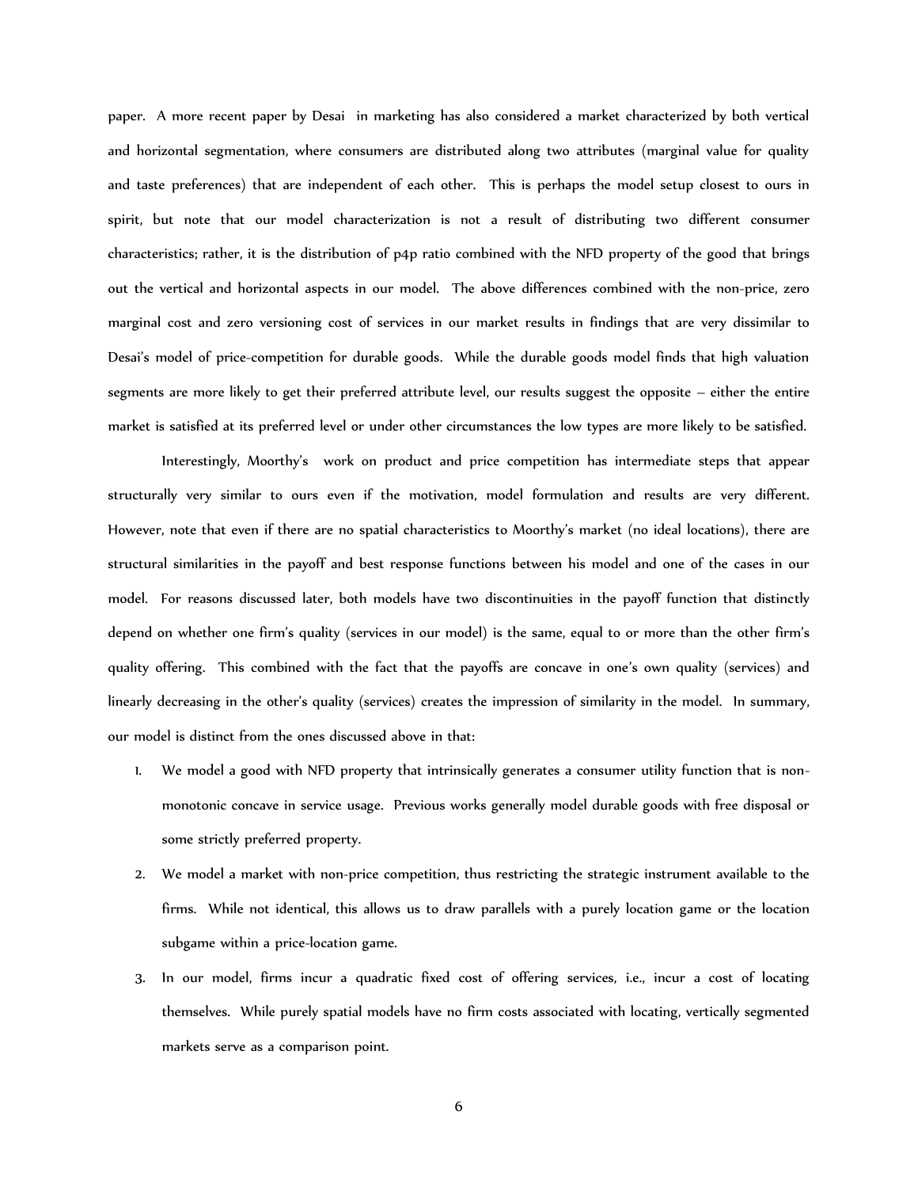paper. A more recent paper by Desai in marketing has also considered a market characterized by both vertical and horizontal segmentation, where consumers are distributed along two attributes (marginal value for quality and taste preferences) that are independent of each other. This is perhaps the model setup closest to ours in spirit, but note that our model characterization is not a result of distributing two different consumer characteristics; rather, it is the distribution of p4p ratio combined with the NFD property of the good that brings out the vertical and horizontal aspects in our model. The above differences combined with the non-price, zero marginal cost and zero versioning cost of services in our market results in findings that are very dissimilar to Desai's model of price-competition for durable goods. While the durable goods model finds that high valuation segments are more likely to get their preferred attribute level, our results suggest the opposite – either the entire market is satisfied at its preferred level or under other circumstances the low types are more likely to be satisfied.

Interestingly, Moorthy's work on product and price competition has intermediate steps that appear structurally very similar to ours even if the motivation, model formulation and results are very different. However, note that even if there are no spatial characteristics to Moorthy's market (no ideal locations), there are structural similarities in the payoff and best response functions between his model and one of the cases in our model. For reasons discussed later, both models have two discontinuities in the payoff function that distinctly depend on whether one firm's quality (services in our model) is the same, equal to or more than the other firm's quality offering. This combined with the fact that the payoffs are concave in one's own quality (services) and linearly decreasing in the other's quality (services) creates the impression of similarity in the model. In summary, our model is distinct from the ones discussed above in that:

1. We model a good with NFD property that intrinsically generates a consumer utility function that is non-monotonic concave in service usage. Previous works generally model durable goods with free disposal or some strictly preferred property.
2. We model a market with non-price competition, thus restricting the strategic instrument available to the firms. While not identical, this allows us to draw parallels with a purely location game or the location subgame within a price-location game.
3. In our model, firms incur a quadratic fixed cost of offering services, i.e., incur a cost of locating themselves. While purely spatial models have no firm costs associated with locating, vertically segmented markets serve as a comparison point.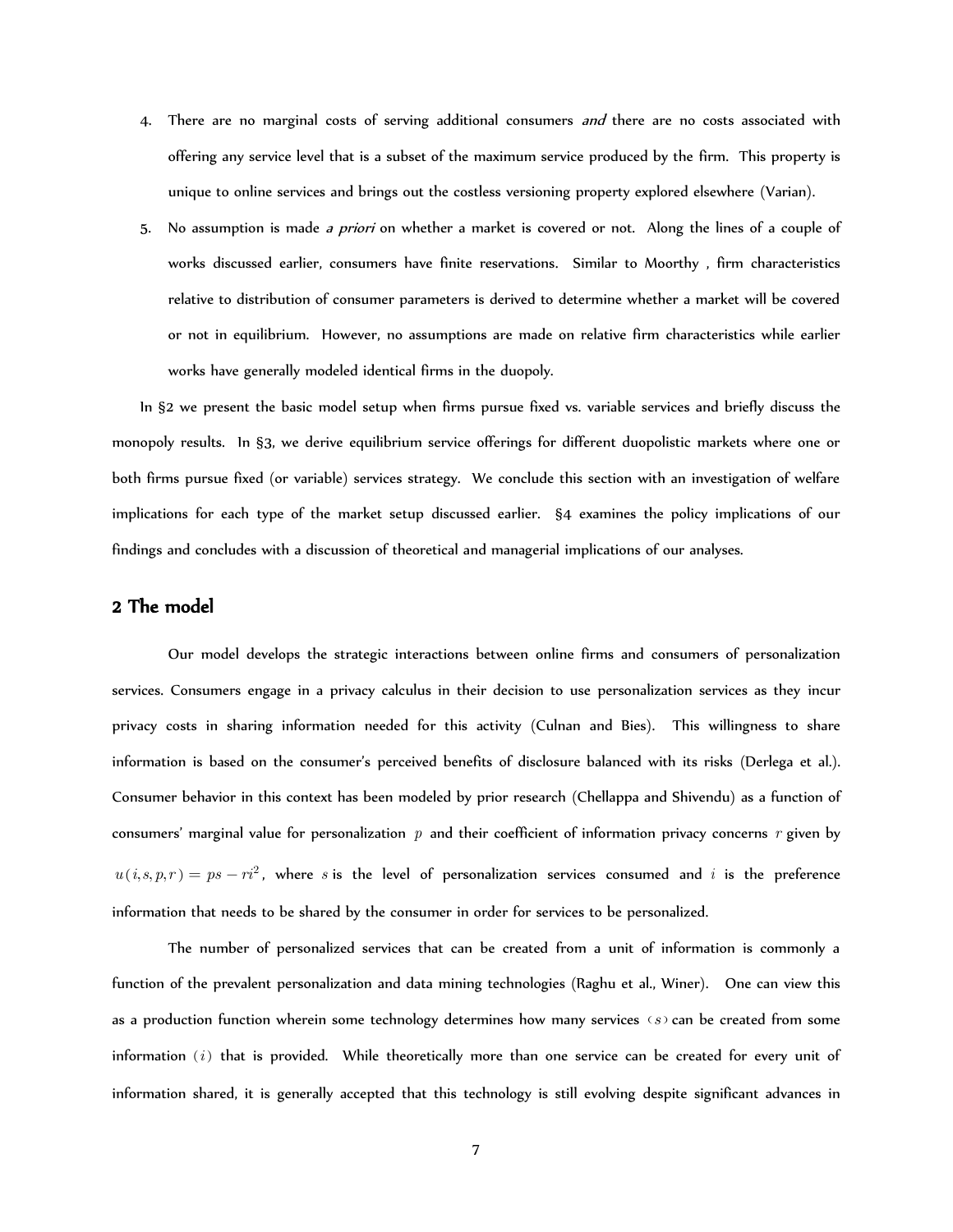4. There are no marginal costs of serving additional consumers *and* there are no costs associated with offering any service level that is a subset of the maximum service produced by the firm. This property is unique to online services and brings out the costless versioning property explored elsewhere (Varian).
5. No assumption is made *a priori* on whether a market is covered or not. Along the lines of a couple of works discussed earlier, consumers have finite reservations. Similar to Moorthy , firm characteristics relative to distribution of consumer parameters is derived to determine whether a market will be covered or not in equilibrium. However, no assumptions are made on relative firm characteristics while earlier works have generally modeled identical firms in the duopoly.

In §2 we present the basic model setup when firms pursue fixed vs. variable services and briefly discuss the monopoly results. In §3, we derive equilibrium service offerings for different duopolistic markets where one or both firms pursue fixed (or variable) services strategy. We conclude this section with an investigation of welfare implications for each type of the market setup discussed earlier. §4 examines the policy implications of our findings and concludes with a discussion of theoretical and managerial implications of our analyses.

## 2 The model

Our model develops the strategic interactions between online firms and consumers of personalization services. Consumers engage in a privacy calculus in their decision to use personalization services as they incur privacy costs in sharing information needed for this activity (Culnan and Bies). This willingness to share information is based on the consumer's perceived benefits of disclosure balanced with its risks (Derlega et al.). Consumer behavior in this context has been modeled by prior research (Chellappa and Shivendu) as a function of consumers' marginal value for personalization $p$ and their coefficient of information privacy concerns $r$ given by $u(i,s,p,r) = ps - ri^2$, where $s$ is the level of personalization services consumed and $i$ is the preference information that needs to be shared by the consumer in order for services to be personalized.

The number of personalized services that can be created from a unit of information is commonly a function of the prevalent personalization and data mining technologies (Raghu et al., Winer). One can view this as a production function wherein some technology determines how many services $(s)$ can be created from some information $(i)$ that is provided. While theoretically more than one service can be created for every unit of information shared, it is generally accepted that this technology is still evolving despite significant advances in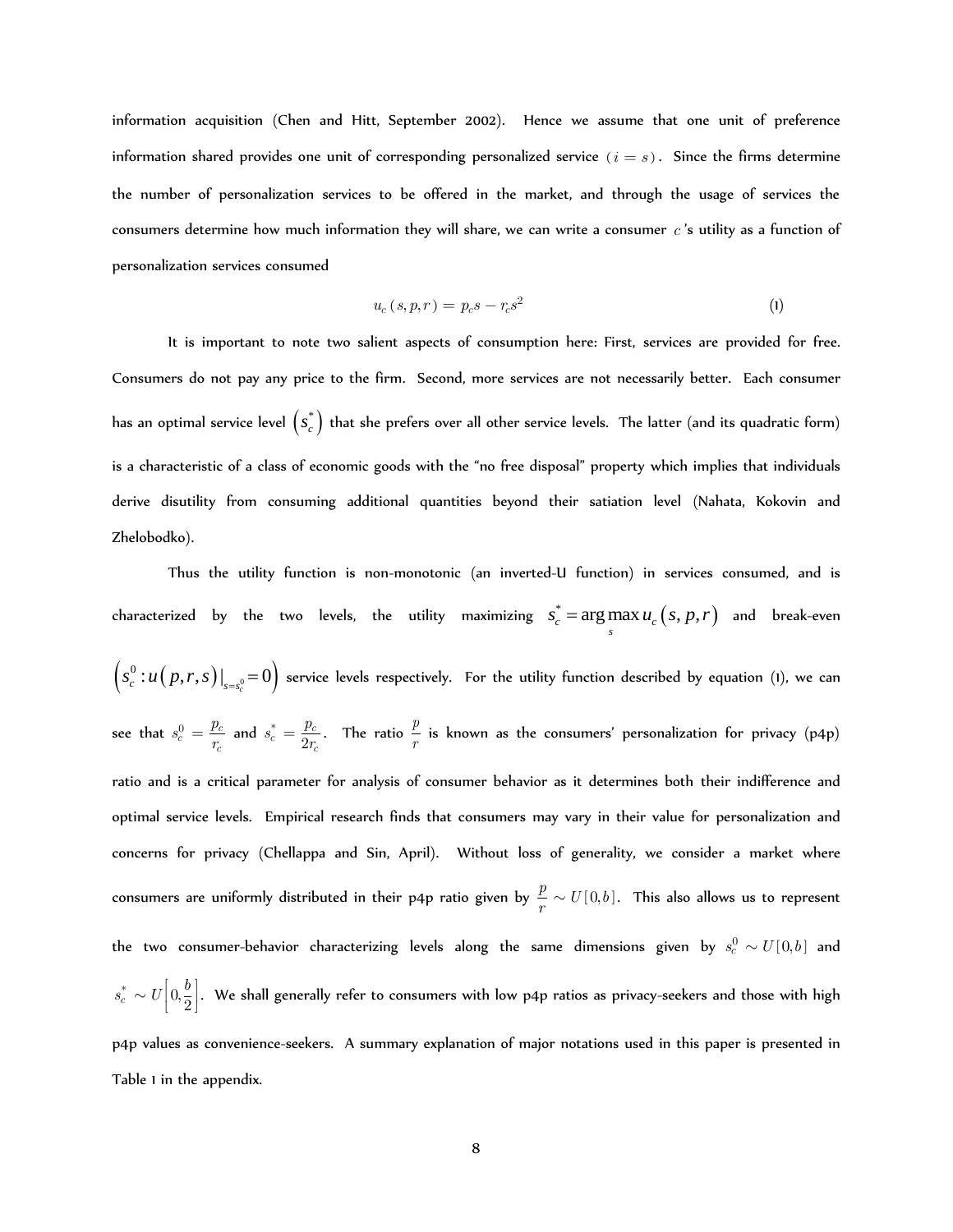information acquisition (Chen and Hitt, September 2002). Hence we assume that one unit of preference information shared provides one unit of corresponding personalized service $(i = s)$. Since the firms determine the number of personalization services to be offered in the market, and through the usage of services the consumers determine how much information they will share, we can write a consumer $c$'s utility as a function of personalization services consumed

$$u_c(s, p, r) = p_c s - r_c s^2 \tag{1}$$

It is important to note two salient aspects of consumption here: First, services are provided for free. Consumers do not pay any price to the firm. Second, more services are not necessarily better. Each consumer has an optimal service level $(s_c^*)$ that she prefers over all other service levels. The latter (and its quadratic form) is a characteristic of a class of economic goods with the "no free disposal" property which implies that individuals derive disutility from consuming additional quantities beyond their satiation level (Nahata, Kokovin and Zhelobodko).

Thus the utility function is non-monotonic (an inverted-U function) in services consumed, and is characterized by the two levels, the utility maximizing $s_c^* = \arg\max_s u_c(s, p, r)$ and break-even $\left(s_c^0 : u(p, r, s)|_{s=s_c^0} = 0\right)$ service levels respectively. For the utility function described by equation (1), we can see that $s_c^0 = \frac{p_c}{r_c}$ and $s_c^* = \frac{p_c}{2r_c}$. The ratio $\frac{p}{r}$ is known as the consumers' personalization for privacy (p4p) ratio and is a critical parameter for analysis of consumer behavior as it determines both their indifference and optimal service levels. Empirical research finds that consumers may vary in their value for personalization and concerns for privacy (Chellappa and Sin, April). Without loss of generality, we consider a market where consumers are uniformly distributed in their p4p ratio given by $\frac{p}{r} \sim U[0, b]$. This also allows us to represent the two consumer-behavior characterizing levels along the same dimensions given by $s_c^0 \sim U[0, b]$ and $s_c^* \sim U\left[0, \frac{b}{2}\right]$. We shall generally refer to consumers with low p4p ratios as privacy-seekers and those with high p4p values as convenience-seekers. A summary explanation of major notations used in this paper is presented in Table 1 in the appendix.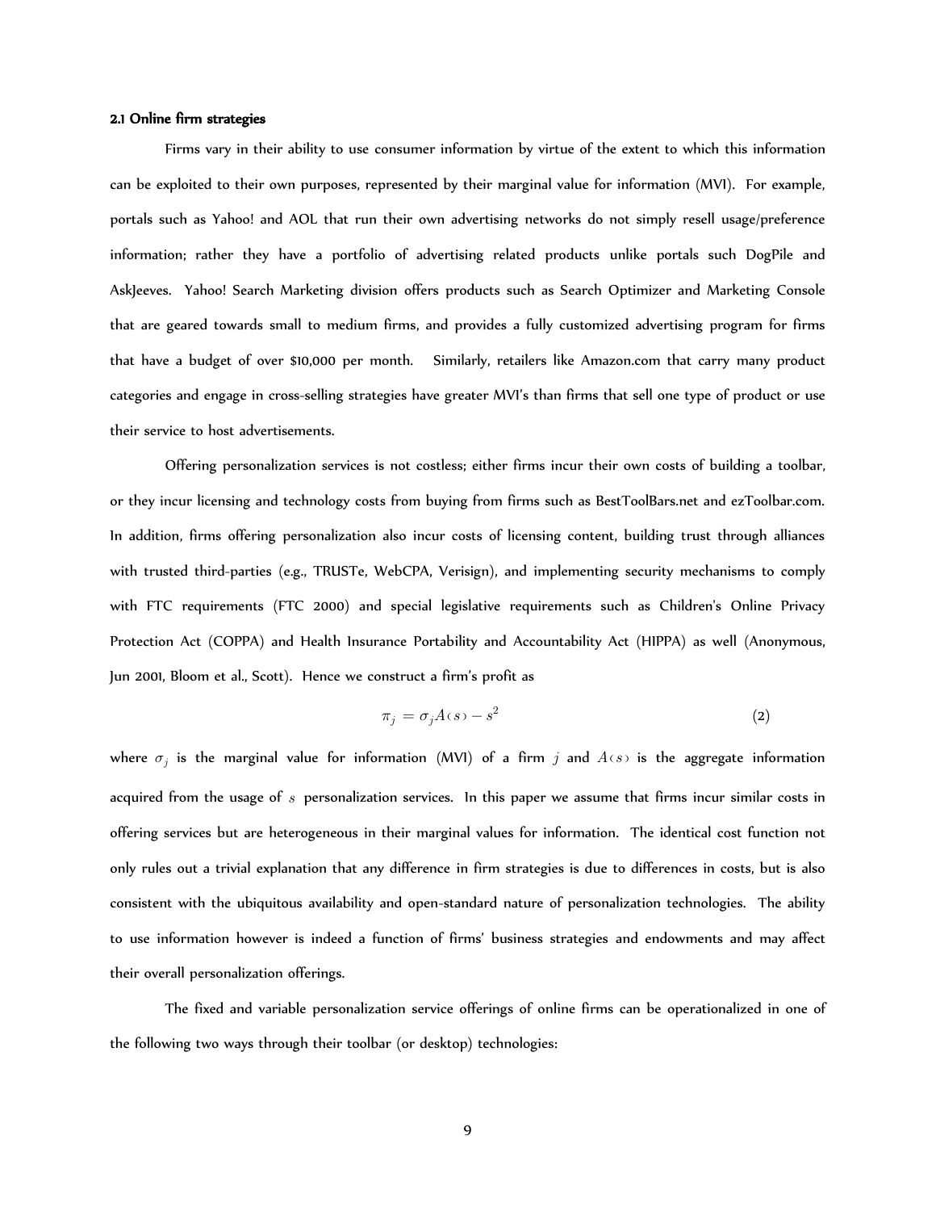#### 2.1 Online firm strategies

Firms vary in their ability to use consumer information by virtue of the extent to which this information can be exploited to their own purposes, represented by their marginal value for information (MVI). For example, portals such as Yahoo! and AOL that run their own advertising networks do not simply resell usage/preference information; rather they have a portfolio of advertising related products unlike portals such DogPile and AskJeeves. Yahoo! Search Marketing division offers products such as Search Optimizer and Marketing Console that are geared towards small to medium firms, and provides a fully customized advertising program for firms that have a budget of over $10,000 per month. Similarly, retailers like Amazon.com that carry many product categories and engage in cross-selling strategies have greater MVI's than firms that sell one type of product or use their service to host advertisements.

Offering personalization services is not costless; either firms incur their own costs of building a toolbar, or they incur licensing and technology costs from buying from firms such as BestToolBars.net and ezToolbar.com. In addition, firms offering personalization also incur costs of licensing content, building trust through alliances with trusted third-parties (e.g., TRUSTe, WebCPA, Verisign), and implementing security mechanisms to comply with FTC requirements (FTC 2000) and special legislative requirements such as Children's Online Privacy Protection Act (COPPA) and Health Insurance Portability and Accountability Act (HIPPA) as well (Anonymous, Jun 2001, Bloom et al., Scott). Hence we construct a firm's profit as

$$\pi_j = \sigma_j A(s) - s^2 \tag{2}$$

where $\sigma_j$ is the marginal value for information (MVI) of a firm $j$ and $A(s)$ is the aggregate information acquired from the usage of $s$ personalization services. In this paper we assume that firms incur similar costs in offering services but are heterogeneous in their marginal values for information. The identical cost function not only rules out a trivial explanation that any difference in firm strategies is due to differences in costs, but is also consistent with the ubiquitous availability and open-standard nature of personalization technologies. The ability to use information however is indeed a function of firms' business strategies and endowments and may affect their overall personalization offerings.

The fixed and variable personalization service offerings of online firms can be operationalized in one of the following two ways through their toolbar (or desktop) technologies: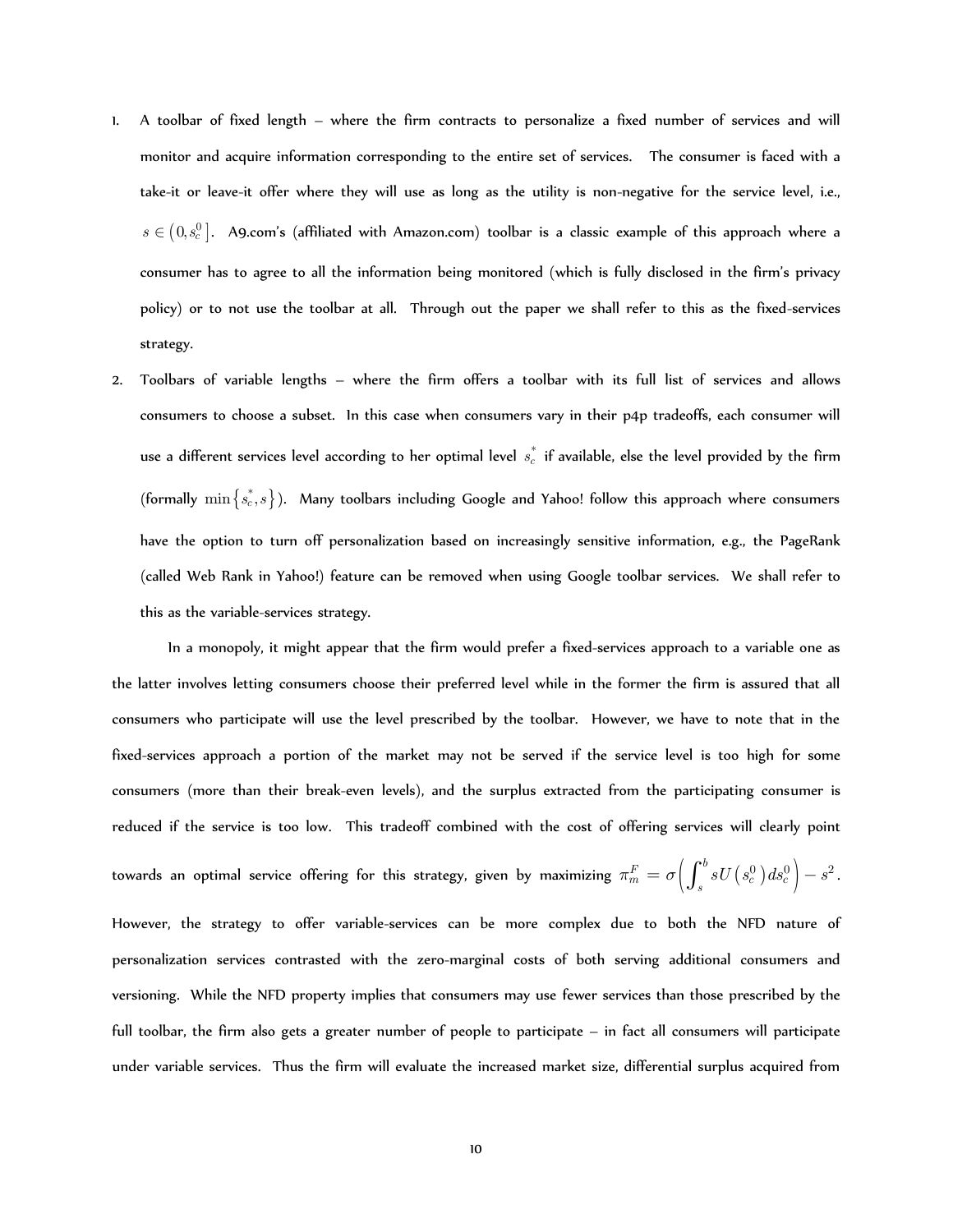1. A toolbar of fixed length – where the firm contracts to personalize a fixed number of services and will monitor and acquire information corresponding to the entire set of services. The consumer is faced with a take-it or leave-it offer where they will use as long as the utility is non-negative for the service level, i.e., $s \in \left(0, s_c^0\right]$. A9.com's (affiliated with Amazon.com) toolbar is a classic example of this approach where a consumer has to agree to all the information being monitored (which is fully disclosed in the firm's privacy policy) or to not use the toolbar at all. Through out the paper we shall refer to this as the fixed-services strategy.
2. Toolbars of variable lengths – where the firm offers a toolbar with its full list of services and allows consumers to choose a subset. In this case when consumers vary in their p4p tradeoffs, each consumer will use a different services level according to her optimal level $s_c^*$ if available, else the level provided by the firm (formally $\min\left\{s_c^*, s\right\}$). Many toolbars including Google and Yahoo! follow this approach where consumers have the option to turn off personalization based on increasingly sensitive information, e.g., the PageRank (called Web Rank in Yahoo!) feature can be removed when using Google toolbar services. We shall refer to this as the variable-services strategy.

In a monopoly, it might appear that the firm would prefer a fixed-services approach to a variable one as the latter involves letting consumers choose their preferred level while in the former the firm is assured that all consumers who participate will use the level prescribed by the toolbar. However, we have to note that in the fixed-services approach a portion of the market may not be served if the service level is too high for some consumers (more than their break-even levels), and the surplus extracted from the participating consumer is reduced if the service is too low. This tradeoff combined with the cost of offering services will clearly point towards an optimal service offering for this strategy, given by maximizing $\pi_m^F = \sigma\left(\int_s^b sU\left(s_c^0\right)ds_c^0\right) - s^2$. However, the strategy to offer variable-services can be more complex due to both the NFD nature of personalization services contrasted with the zero-marginal costs of both serving additional consumers and versioning. While the NFD property implies that consumers may use fewer services than those prescribed by the full toolbar, the firm also gets a greater number of people to participate – in fact all consumers will participate under variable services. Thus the firm will evaluate the increased market size, differential surplus acquired from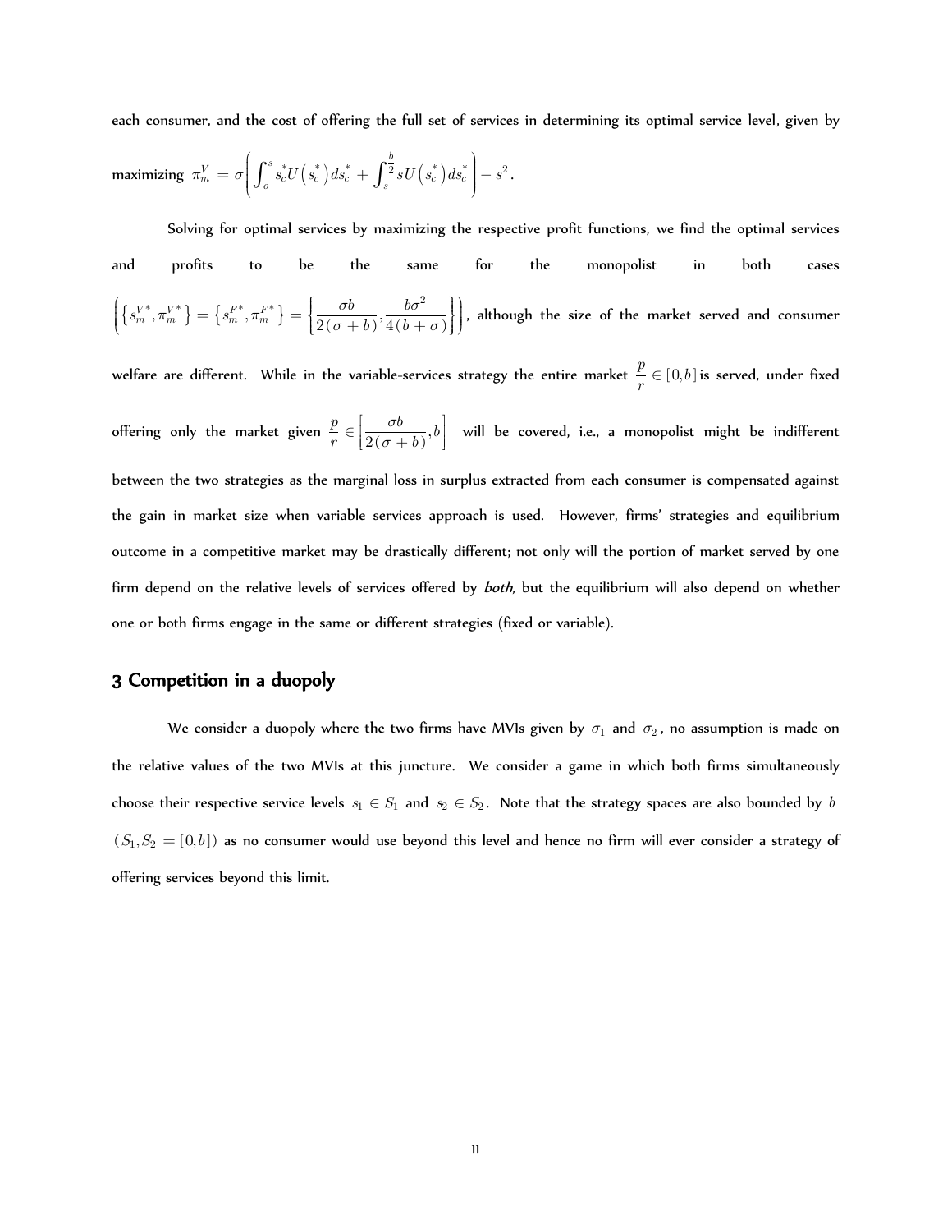each consumer, and the cost of offering the full set of services in determining its optimal service level, given by maximizing $\pi_m^V = \sigma\left(\int_o^s s_c^* U\left(s_c^*\right) ds_c^* + \int_s^{\frac{b}{2}} s U\left(s_c^*\right) ds_c^*\right) - s^2$.

Solving for optimal services by maximizing the respective profit functions, we find the optimal services and profits to be the same for the monopolist in both cases $\left(\left\{s_m^{V*}, \pi_m^{V*}\right\} = \left\{s_m^{F*}, \pi_m^{F*}\right\} = \left\{\frac{\sigma b}{2(\sigma + b)}, \frac{b\sigma^2}{4(b+\sigma)}\right\}\right)$, although the size of the market served and consumer welfare are different. While in the variable-services strategy the entire market $\frac{p}{r} \in [0,b]$ is served, under fixed offering only the market given $\frac{p}{r} \in \left[\frac{\sigma b}{2(\sigma + b)}, b\right]$ will be covered, i.e., a monopolist might be indifferent between the two strategies as the marginal loss in surplus extracted from each consumer is compensated against the gain in market size when variable services approach is used. However, firms' strategies and equilibrium outcome in a competitive market may be drastically different; not only will the portion of market served by one firm depend on the relative levels of services offered by *both*, but the equilibrium will also depend on whether one or both firms engage in the same or different strategies (fixed or variable).

## 3 Competition in a duopoly

We consider a duopoly where the two firms have MVIs given by $\sigma_1$ and $\sigma_2$, no assumption is made on the relative values of the two MVIs at this juncture. We consider a game in which both firms simultaneously choose their respective service levels $s_1 \in S_1$ and $s_2 \in S_2$. Note that the strategy spaces are also bounded by $b$ ($S_1, S_2 = [0,b]$) as no consumer would use beyond this level and hence no firm will ever consider a strategy of offering services beyond this limit.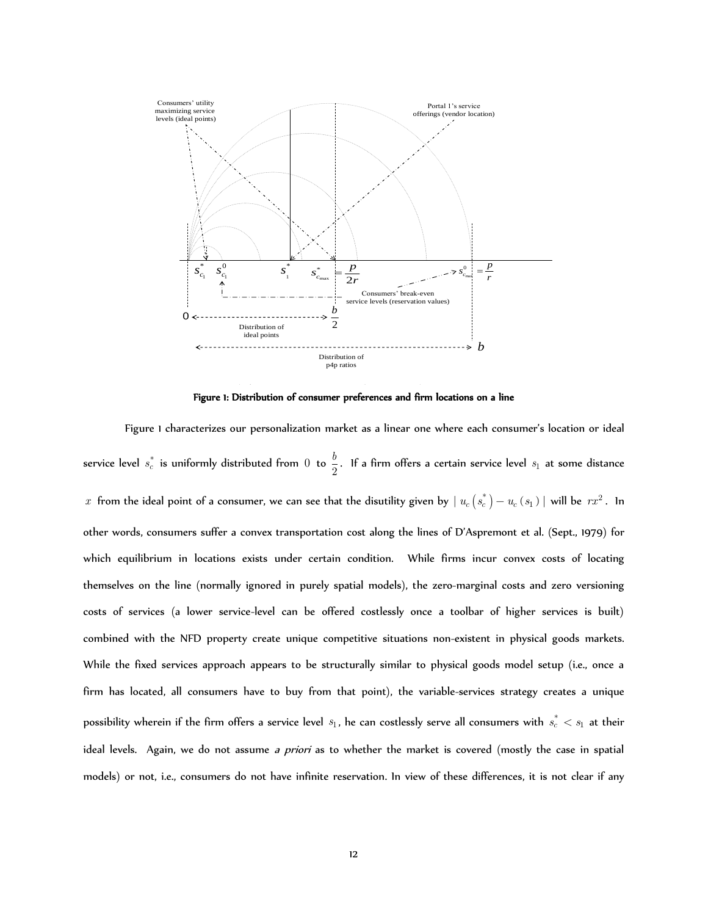Figure 1: Distribution of consumer preferences and firm locations on a line

Figure 1 characterizes our personalization market as a linear one where each consumer's location or ideal service level $s_c^*$ is uniformly distributed from $0$ to $\frac{b}{2}$. If a firm offers a certain service level $s_1$ at some distance $x$ from the ideal point of a consumer, we can see that the disutility given by $|\, u_c\left(s_c^*\right) - u_c\left(s_1\right) \,|$ will be $rx^2$. In other words, consumers suffer a convex transportation cost along the lines of D'Aspremont et al. (Sept., 1979) for which equilibrium in locations exists under certain condition. While firms incur convex costs of locating themselves on the line (normally ignored in purely spatial models), the zero-marginal costs and zero versioning costs of services (a lower service-level can be offered costlessly once a toolbar of higher services is built) combined with the NFD property create unique competitive situations non-existent in physical goods markets. While the fixed services approach appears to be structurally similar to physical goods model setup (i.e., once a firm has located, all consumers have to buy from that point), the variable-services strategy creates a unique possibility wherein if the firm offers a service level $s_1$, he can costlessly serve all consumers with $s_c^* < s_1$ at their ideal levels. Again, we do not assume *a priori* as to whether the market is covered (mostly the case in spatial models) or not, i.e., consumers do not have infinite reservation. In view of these differences, it is not clear if any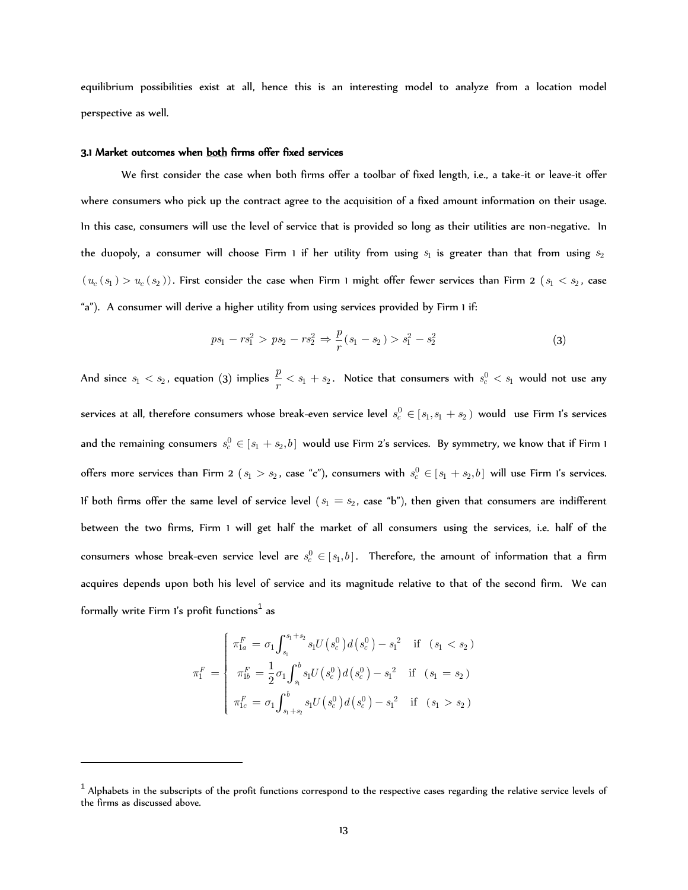equilibrium possibilities exist at all, hence this is an interesting model to analyze from a location model perspective as well.

### 3.1 Market outcomes when <u>both</u> firms offer fixed services

We first consider the case when both firms offer a toolbar of fixed length, i.e., a take-it or leave-it offer where consumers who pick up the contract agree to the acquisition of a fixed amount information on their usage. In this case, consumers will use the level of service that is provided so long as their utilities are non-negative. In the duopoly, a consumer will choose Firm 1 if her utility from using $s_1$ is greater than that from using $s_2$ ($u_c(s_1) > u_c(s_2)$). First consider the case when Firm 1 might offer fewer services than Firm 2 ($s_1 < s_2$, case "a"). A consumer will derive a higher utility from using services provided by Firm 1 if:

$$ps_1 - rs_1^2 > ps_2 - rs_2^2 \Rightarrow \frac{p}{r}(s_1 - s_2) > s_1^2 - s_2^2 \tag{3}$$

And since $s_1 < s_2$, equation (3) implies $\frac{p}{r} < s_1 + s_2$. Notice that consumers with $s_c^0 < s_1$ would not use any services at all, therefore consumers whose break-even service level $s_c^0 \in [s_1, s_1 + s_2)$ would use Firm 1's services and the remaining consumers $s_c^0 \in [s_1 + s_2, b]$ would use Firm 2's services. By symmetry, we know that if Firm 1 offers more services than Firm 2 ($s_1 > s_2$, case "c"), consumers with $s_c^0 \in [s_1 + s_2, b]$ will use Firm 1's services. If both firms offer the same level of service level ($s_1 = s_2$, case "b"), then given that consumers are indifferent between the two firms, Firm 1 will get half the market of all consumers using the services, i.e. half of the consumers whose break-even service level are $s_c^0 \in [s_1, b]$. Therefore, the amount of information that a firm acquires depends upon both his level of service and its magnitude relative to that of the second firm. We can formally write Firm 1's profit functions[1] as

$$\pi_1^F = \begin{cases} \pi_{1a}^F = \sigma_1 \int_{s_1}^{s_1+s_2} s_1 U\left(s_c^0\right) d\left(s_c^0\right) - s_1^2 & \text{if } (s_1 < s_2) \\ \pi_{1b}^F = \frac{1}{2}\sigma_1 \int_{s_1}^{b} s_1 U\left(s_c^0\right) d\left(s_c^0\right) - s_1^2 & \text{if } (s_1 = s_2) \\ \pi_{1c}^F = \sigma_1 \int_{s_1+s_2}^{b} s_1 U\left(s_c^0\right) d\left(s_c^0\right) - s_1^2 & \text{if } (s_1 > s_2) \end{cases}$$

[1] Alphabets in the subscripts of the profit functions correspond to the respective cases regarding the relative service levels of the firms as discussed above.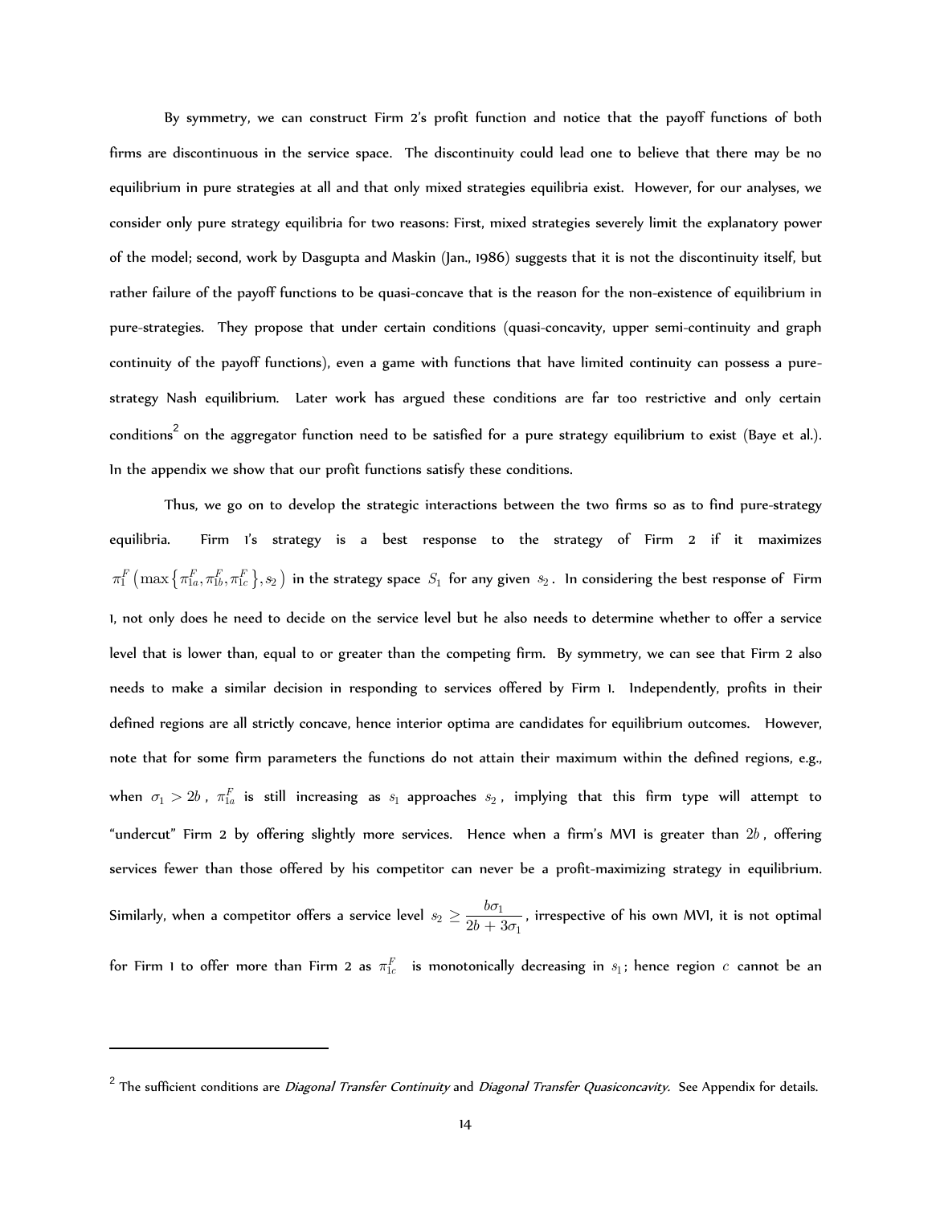By symmetry, we can construct Firm 2's profit function and notice that the payoff functions of both firms are discontinuous in the service space. The discontinuity could lead one to believe that there may be no equilibrium in pure strategies at all and that only mixed strategies equilibria exist. However, for our analyses, we consider only pure strategy equilibria for two reasons: First, mixed strategies severely limit the explanatory power of the model; second, work by Dasgupta and Maskin (Jan., 1986) suggests that it is not the discontinuity itself, but rather failure of the payoff functions to be quasi-concave that is the reason for the non-existence of equilibrium in pure-strategies. They propose that under certain conditions (quasi-concavity, upper semi-continuity and graph continuity of the payoff functions), even a game with functions that have limited continuity can possess a pure-strategy Nash equilibrium. Later work has argued these conditions are far too restrictive and only certain conditions[2] on the aggregator function need to be satisfied for a pure strategy equilibrium to exist (Baye et al.). In the appendix we show that our profit functions satisfy these conditions.

Thus, we go on to develop the strategic interactions between the two firms so as to find pure-strategy equilibria. Firm 1's strategy is a best response to the strategy of Firm 2 if it maximizes $\pi_1^F\left(\max\left\{\pi_{1a}^F, \pi_{1b}^F, \pi_{1c}^F\right\}, s_2\right)$ in the strategy space $S_1$ for any given $s_2$. In considering the best response of Firm 1, not only does he need to decide on the service level but he also needs to determine whether to offer a service level that is lower than, equal to or greater than the competing firm. By symmetry, we can see that Firm 2 also needs to make a similar decision in responding to services offered by Firm 1. Independently, profits in their defined regions are all strictly concave, hence interior optima are candidates for equilibrium outcomes. However, note that for some firm parameters the functions do not attain their maximum within the defined regions, e.g., when $\sigma_1 > 2b$, $\pi_{1a}^F$ is still increasing as $s_1$ approaches $s_2$, implying that this firm type will attempt to "undercut" Firm 2 by offering slightly more services. Hence when a firm's MVI is greater than $2b$, offering services fewer than those offered by his competitor can never be a profit-maximizing strategy in equilibrium. Similarly, when a competitor offers a service level $s_2 \geq \dfrac{b\sigma_1}{2b + 3\sigma_1}$, irrespective of his own MVI, it is not optimal for Firm 1 to offer more than Firm 2 as $\pi_{1c}^F$ is monotonically decreasing in $s_1$; hence region $c$ cannot be an

[2] The sufficient conditions are *Diagonal Transfer Continuity* and *Diagonal Transfer Quasiconcavity.* See Appendix for details.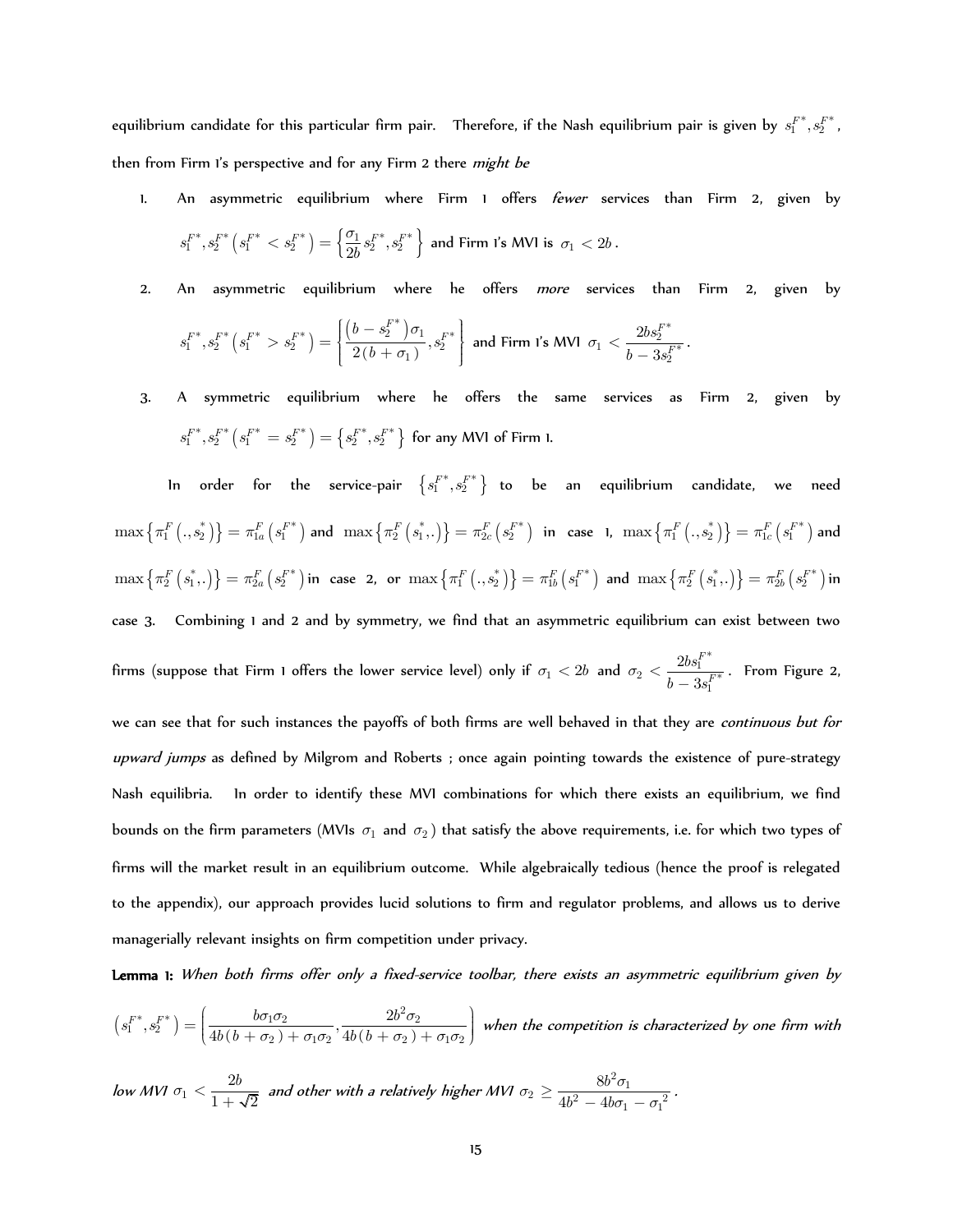equilibrium candidate for this particular firm pair. Therefore, if the Nash equilibrium pair is given by $s_1^{F^*}, s_2^{F^*}$, then from Firm 1's perspective and for any Firm 2 there *might be*

1. An asymmetric equilibrium where Firm 1 offers *fewer* services than Firm 2, given by $s_1^{F^*}, s_2^{F^*}\left(s_1^{F^*} < s_2^{F^*}\right) = \left\{\frac{\sigma_1}{2b} s_2^{F^*}, s_2^{F^*}\right\}$ and Firm 1's MVI is $\sigma_1 < 2b$.

2. An asymmetric equilibrium where he offers *more* services than Firm 2, given by $s_1^{F^*}, s_2^{F^*}\left(s_1^{F^*} > s_2^{F^*}\right) = \left\{\frac{\left(b - s_2^{F^*}\right)\sigma_1}{2(b+\sigma_1)}, s_2^{F^*}\right\}$ and Firm 1's MVI $\sigma_1 < \frac{2bs_2^{F^*}}{b - 3s_2^{F^*}}$.

3. A symmetric equilibrium where he offers the same services as Firm 2, given by $s_1^{F^*}, s_2^{F^*}\left(s_1^{F^*} = s_2^{F^*}\right) = \left\{s_2^{F^*}, s_2^{F^*}\right\}$ for any MVI of Firm 1.

In order for the service-pair $\left\{s_1^{F^*}, s_2^{F^*}\right\}$ to be an equilibrium candidate, we need $\max\left\{\pi_1^F\left(.,s_2^*\right)\right\} = \pi_{1a}^F\left(s_1^{F^*}\right)$ and $\max\left\{\pi_2^F\left(s_1^*,.\right)\right\} = \pi_{2c}^F\left(s_2^{F^*}\right)$ in case 1, $\max\left\{\pi_1^F\left(.,s_2^*\right)\right\} = \pi_{1c}^F\left(s_1^{F^*}\right)$ and $\max\left\{\pi_2^F\left(s_1^*,.\right)\right\} = \pi_{2a}^F\left(s_2^{F^*}\right)$ in case 2, or $\max\left\{\pi_1^F\left(.,s_2^*\right)\right\} = \pi_{1b}^F\left(s_1^{F^*}\right)$ and $\max\left\{\pi_2^F\left(s_1^*,.\right)\right\} = \pi_{2b}^F\left(s_2^{F^*}\right)$ in case 3. Combining 1 and 2 and by symmetry, we find that an asymmetric equilibrium can exist between two firms (suppose that Firm 1 offers the lower service level) only if $\sigma_1 < 2b$ and $\sigma_2 < \frac{2bs_1^{F^*}}{b - 3s_1^{F^*}}$. From Figure 2, we can see that for such instances the payoffs of both firms are well behaved in that they are *continuous but for upward jumps* as defined by Milgrom and Roberts ; once again pointing towards the existence of pure-strategy Nash equilibria. In order to identify these MVI combinations for which there exists an equilibrium, we find bounds on the firm parameters (MVIs $\sigma_1$ and $\sigma_2$) that satisfy the above requirements, i.e. for which two types of firms will the market result in an equilibrium outcome. While algebraically tedious (hence the proof is relegated to the appendix), our approach provides lucid solutions to firm and regulator problems, and allows us to derive managerially relevant insights on firm competition under privacy.

**Lemma 1:** *When both firms offer only a fixed-service toolbar, there exists an asymmetric equilibrium given by* $\left(s_1^{F^*}, s_2^{F^*}\right) = \left(\frac{b\sigma_1\sigma_2}{4b(b+\sigma_2)+\sigma_1\sigma_2}, \frac{2b^2\sigma_2}{4b(b+\sigma_2)+\sigma_1\sigma_2}\right)$ *when the competition is characterized by one firm with low MVI* $\sigma_1 < \frac{2b}{1+\sqrt{2}}$ *and other with a relatively higher MVI* $\sigma_2 \geq \frac{8b^2\sigma_1}{4b^2 - 4b\sigma_1 - \sigma_1^2}$.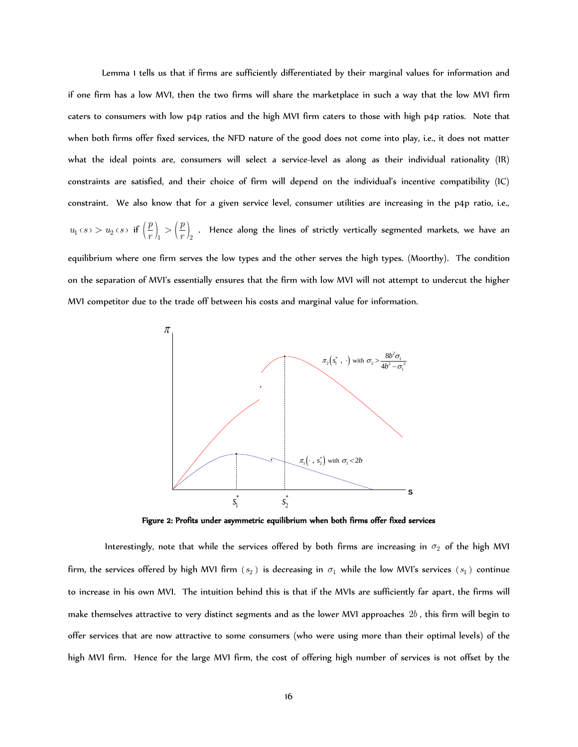Lemma 1 tells us that if firms are sufficiently differentiated by their marginal values for information and if one firm has a low MVI, then the two firms will share the marketplace in such a way that the low MVI firm caters to consumers with low p4p ratios and the high MVI firm caters to those with high p4p ratios. Note that when both firms offer fixed services, the NFD nature of the good does not come into play, i.e., it does not matter what the ideal points are, consumers will select a service-level as along as their individual rationality (IR) constraints are satisfied, and their choice of firm will depend on the individual's incentive compatibility (IC) constraint. We also know that for a given service level, consumer utilities are increasing in the p4p ratio, i.e., $u_1(s) > u_2(s)$ if $\left(\frac{p}{r}\right)_1 > \left(\frac{p}{r}\right)_2$. Hence along the lines of strictly vertically segmented markets, we have an equilibrium where one firm serves the low types and the other serves the high types. (Moorthy). The condition on the separation of MVI's essentially ensures that the firm with low MVI will not attempt to undercut the higher MVI competitor due to the trade off between his costs and marginal value for information.

**Figure 2: Profits under asymmetric equilibrium when both firms offer fixed services**

Interestingly, note that while the services offered by both firms are increasing in $\sigma_2$ of the high MVI firm, the services offered by high MVI firm $(s_2)$ is decreasing in $\sigma_1$ while the low MVI's services $(s_1)$ continue to increase in his own MVI. The intuition behind this is that if the MVIs are sufficiently far apart, the firms will make themselves attractive to very distinct segments and as the lower MVI approaches $2b$, this firm will begin to offer services that are now attractive to some consumers (who were using more than their optimal levels) of the high MVI firm. Hence for the large MVI firm, the cost of offering high number of services is not offset by the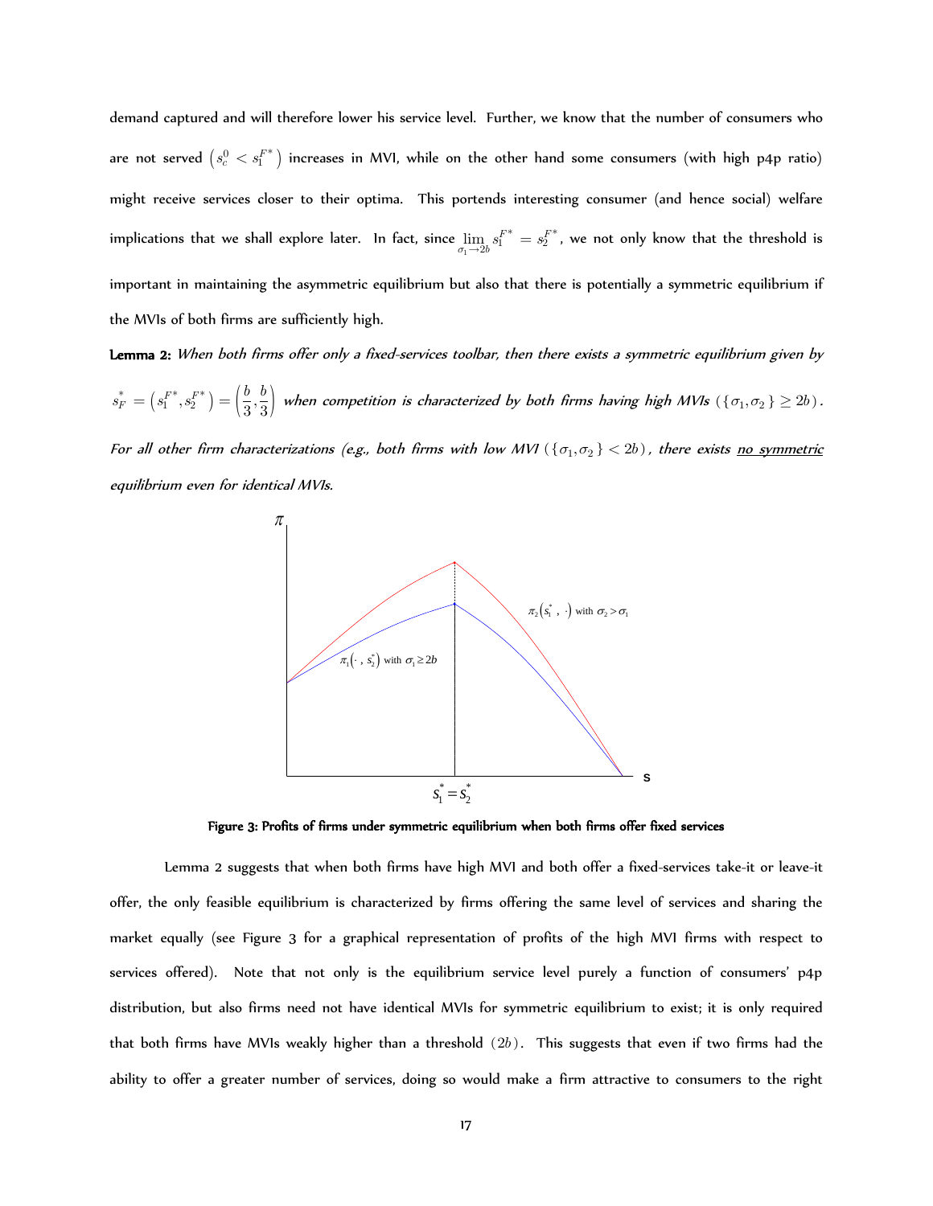demand captured and will therefore lower his service level. Further, we know that the number of consumers who are not served $\left(s_c^0 < s_1^{F^*}\right)$ increases in MVI, while on the other hand some consumers (with high p4p ratio) might receive services closer to their optima. This portends interesting consumer (and hence social) welfare implications that we shall explore later. In fact, since $\lim_{\sigma_1 \to 2b} s_1^{F^*} = s_2^{F^*}$, we not only know that the threshold is important in maintaining the asymmetric equilibrium but also that there is potentially a symmetric equilibrium if the MVIs of both firms are sufficiently high.

**Lemma 2:** *When both firms offer only a fixed-services toolbar, then there exists a symmetric equilibrium given by* $s_F^* = \left(s_1^{F^*}, s_2^{F^*}\right) = \left(\frac{b}{3}, \frac{b}{3}\right)$ *when competition is characterized by both firms having high MVIs* $(\{\sigma_1, \sigma_2\} \geq 2b)$. *For all other firm characterizations (e.g., both firms with low MVI* $(\{\sigma_1, \sigma_2\} < 2b)$*, there exists* *<u>no symmetric</u>* *equilibrium even for identical MVIs.*

Figure 3: Profits of firms under symmetric equilibrium when both firms offer fixed services

Lemma 2 suggests that when both firms have high MVI and both offer a fixed-services take-it or leave-it offer, the only feasible equilibrium is characterized by firms offering the same level of services and sharing the market equally (see Figure 3 for a graphical representation of profits of the high MVI firms with respect to services offered). Note that not only is the equilibrium service level purely a function of consumers' p4p distribution, but also firms need not have identical MVIs for symmetric equilibrium to exist; it is only required that both firms have MVIs weakly higher than a threshold $(2b)$. This suggests that even if two firms had the ability to offer a greater number of services, doing so would make a firm attractive to consumers to the right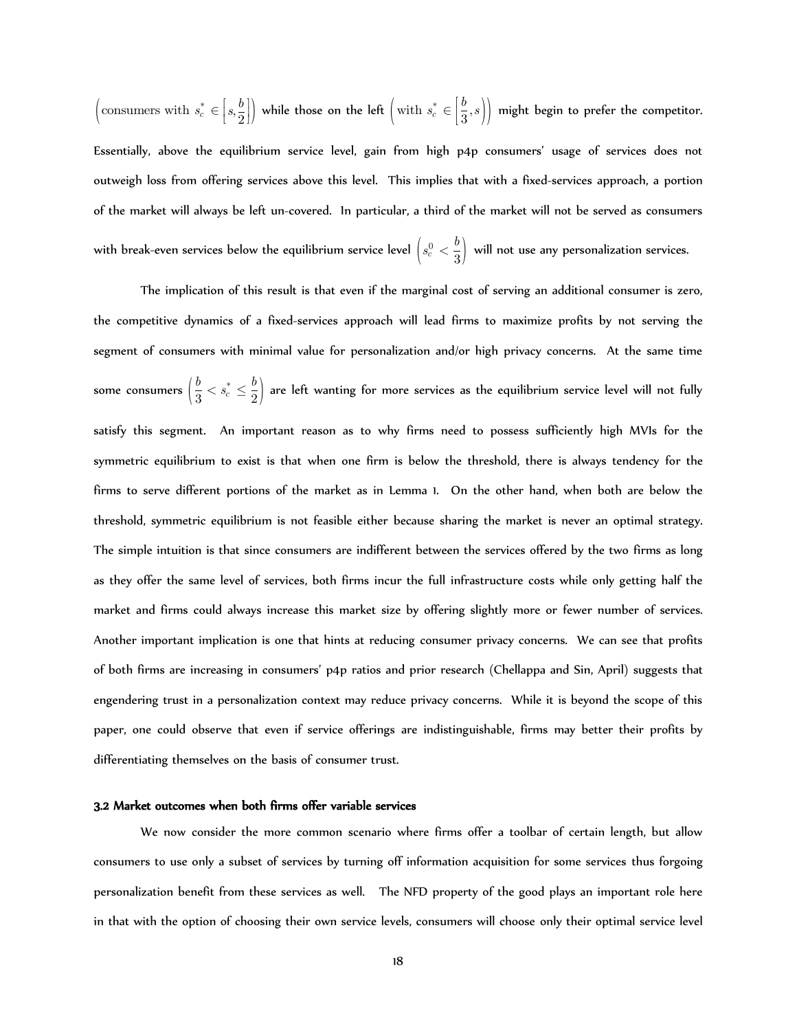$\left(\text{consumers with } s_c^* \in \left[s, \frac{b}{2}\right]\right)$ while those on the left $\left(\text{with } s_c^* \in \left[\frac{b}{3}, s\right)\right)$ might begin to prefer the competitor. Essentially, above the equilibrium service level, gain from high p4p consumers' usage of services does not outweigh loss from offering services above this level. This implies that with a fixed-services approach, a portion of the market will always be left un-covered. In particular, a third of the market will not be served as consumers with break-even services below the equilibrium service level $\left(s_c^0 < \frac{b}{3}\right)$ will not use any personalization services.

The implication of this result is that even if the marginal cost of serving an additional consumer is zero, the competitive dynamics of a fixed-services approach will lead firms to maximize profits by not serving the segment of consumers with minimal value for personalization and/or high privacy concerns. At the same time some consumers $\left(\frac{b}{3} < s_c^* \leq \frac{b}{2}\right)$ are left wanting for more services as the equilibrium service level will not fully satisfy this segment. An important reason as to why firms need to possess sufficiently high MVIs for the symmetric equilibrium to exist is that when one firm is below the threshold, there is always tendency for the firms to serve different portions of the market as in Lemma 1. On the other hand, when both are below the threshold, symmetric equilibrium is not feasible either because sharing the market is never an optimal strategy. The simple intuition is that since consumers are indifferent between the services offered by the two firms as long as they offer the same level of services, both firms incur the full infrastructure costs while only getting half the market and firms could always increase this market size by offering slightly more or fewer number of services. Another important implication is one that hints at reducing consumer privacy concerns. We can see that profits of both firms are increasing in consumers' p4p ratios and prior research (Chellappa and Sin, April) suggests that engendering trust in a personalization context may reduce privacy concerns. While it is beyond the scope of this paper, one could observe that even if service offerings are indistinguishable, firms may better their profits by differentiating themselves on the basis of consumer trust.

### 3.2 Market outcomes when both firms offer variable services

We now consider the more common scenario where firms offer a toolbar of certain length, but allow consumers to use only a subset of services by turning off information acquisition for some services thus forgoing personalization benefit from these services as well. The NFD property of the good plays an important role here in that with the option of choosing their own service levels, consumers will choose only their optimal service level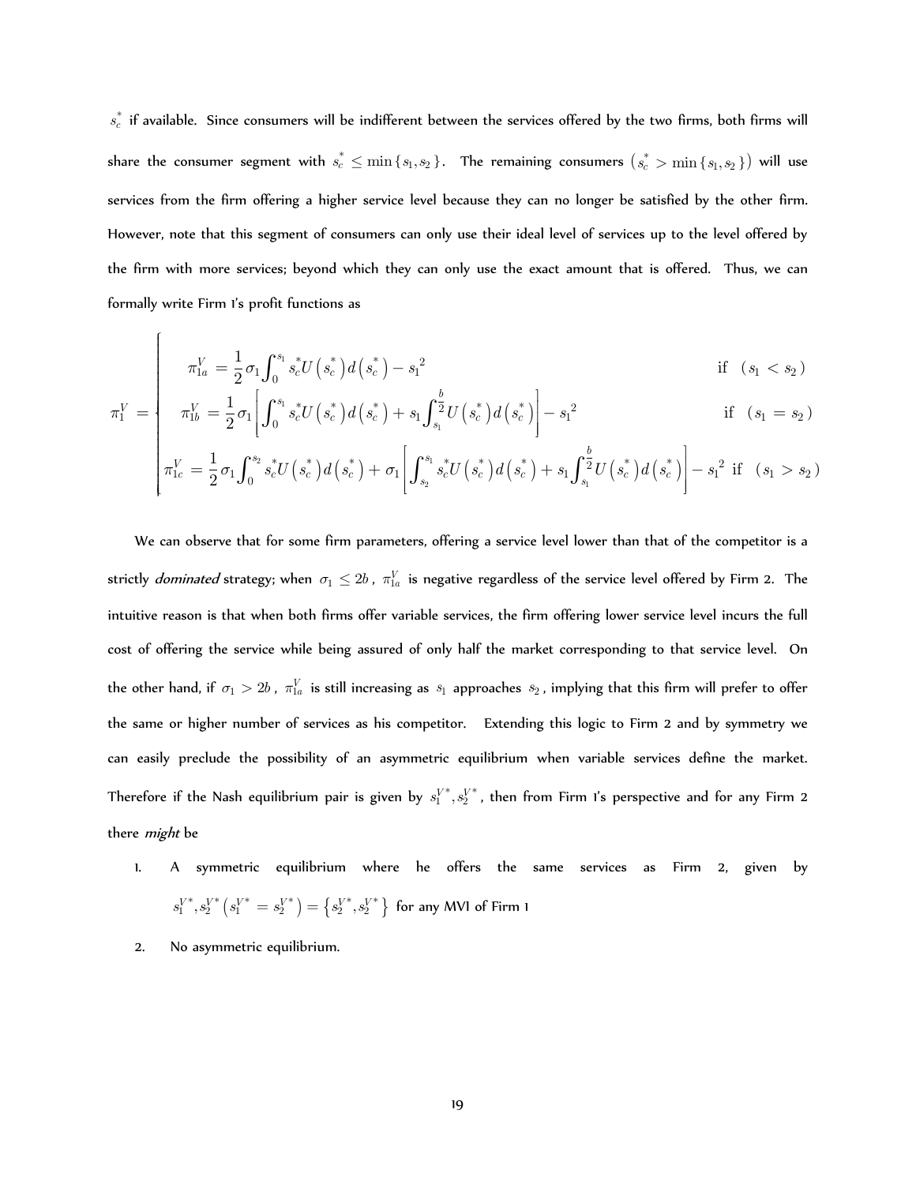$s_c^*$ if available. Since consumers will be indifferent between the services offered by the two firms, both firms will share the consumer segment with $s_c^* \leq \min\{s_1, s_2\}$. The remaining consumers $\left(s_c^* > \min\{s_1, s_2\}\right)$ will use services from the firm offering a higher service level because they can no longer be satisfied by the other firm. However, note that this segment of consumers can only use their ideal level of services up to the level offered by the firm with more services; beyond which they can only use the exact amount that is offered. Thus, we can formally write Firm 1's profit functions as

$$
\pi_1^V = \begin{cases}
\pi_{1a}^V = \dfrac{1}{2}\sigma_1 \displaystyle\int_0^{s_1} s_c^* U\left(s_c^*\right) d\left(s_c^*\right) - s_1^2 & \text{if } \left(s_1 < s_2\right) \\[2ex]
\pi_{1b}^V = \dfrac{1}{2}\sigma_1 \left[\displaystyle\int_0^{s_1} s_c^* U\left(s_c^*\right) d\left(s_c^*\right) + s_1 \displaystyle\int_{s_1}^{\frac{b}{2}} U\left(s_c^*\right) d\left(s_c^*\right)\right] - s_1^2 & \text{if } \left(s_1 = s_2\right) \\[2ex]
\pi_{1c}^V = \dfrac{1}{2}\sigma_1 \displaystyle\int_0^{s_2} s_c^* U\left(s_c^*\right) d\left(s_c^*\right) + \sigma_1 \left[\displaystyle\int_{s_2}^{s_1} s_c^* U\left(s_c^*\right) d\left(s_c^*\right) + s_1 \displaystyle\int_{s_1}^{\frac{b}{2}} U\left(s_c^*\right) d\left(s_c^*\right)\right] - s_1^2 & \text{if } \left(s_1 > s_2\right)
\end{cases}
$$

We can observe that for some firm parameters, offering a service level lower than that of the competitor is a strictly *dominated* strategy; when $\sigma_1 \leq 2b$, $\pi_{1a}^V$ is negative regardless of the service level offered by Firm 2. The intuitive reason is that when both firms offer variable services, the firm offering lower service level incurs the full cost of offering the service while being assured of only half the market corresponding to that service level. On the other hand, if $\sigma_1 > 2b$, $\pi_{1a}^V$ is still increasing as $s_1$ approaches $s_2$, implying that this firm will prefer to offer the same or higher number of services as his competitor. Extending this logic to Firm 2 and by symmetry we can easily preclude the possibility of an asymmetric equilibrium when variable services define the market. Therefore if the Nash equilibrium pair is given by $s_1^{V*}, s_2^{V*}$, then from Firm 1's perspective and for any Firm 2 there *might* be

1. A symmetric equilibrium where he offers the same services as Firm 2, given by $s_1^{V*}, s_2^{V*}\left(s_1^{V*} = s_2^{V*}\right) = \left\{s_2^{V*}, s_2^{V*}\right\}$ for any MVI of Firm 1
2. No asymmetric equilibrium.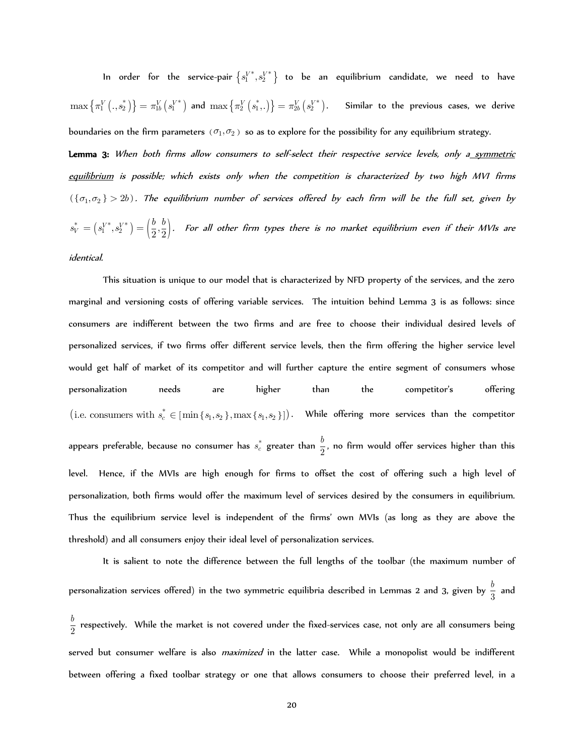In order for the service-pair $\{s_1^{V*}, s_2^{V*}\}$ to be an equilibrium candidate, we need to have $\max\{\pi_1^V(.,s_2^*)\} = \pi_{1b}^V(s_1^{V*})$ and $\max\{\pi_2^V(s_1^*,.)\} = \pi_{2b}^V(s_2^{V*})$. Similar to the previous cases, we derive boundaries on the firm parameters $(\sigma_1, \sigma_2)$ so as to explore for the possibility for any equilibrium strategy.

**Lemma 3:** *When both firms allow consumers to self-select their respective service levels, only a* ***symmetric equilibrium*** *is possible; which exists only when the competition is characterized by two high MVI firms* $(\{\sigma_1, \sigma_2\} > 2b)$. *The equilibrium number of services offered by each firm will be the full set, given by* $s_V^* = (s_1^{V*}, s_2^{V*}) = \left(\frac{b}{2}, \frac{b}{2}\right)$. *For all other firm types there is no market equilibrium even if their MVIs are identical.*

This situation is unique to our model that is characterized by NFD property of the services, and the zero marginal and versioning costs of offering variable services. The intuition behind Lemma 3 is as follows: since consumers are indifferent between the two firms and are free to choose their individual desired levels of personalized services, if two firms offer different service levels, then the firm offering the higher service level would get half of market of its competitor and will further capture the entire segment of consumers whose personalization needs are higher than the competitor's offering $(\text{i.e. consumers with } s_c^* \in [\min\{s_1, s_2\}, \max\{s_1, s_2\}])$. While offering more services than the competitor appears preferable, because no consumer has $s_c^*$ greater than $\frac{b}{2}$, no firm would offer services higher than this level. Hence, if the MVIs are high enough for firms to offset the cost of offering such a high level of personalization, both firms would offer the maximum level of services desired by the consumers in equilibrium. Thus the equilibrium service level is independent of the firms' own MVIs (as long as they are above the threshold) and all consumers enjoy their ideal level of personalization services.

It is salient to note the difference between the full lengths of the toolbar (the maximum number of personalization services offered) in the two symmetric equilibria described in Lemmas 2 and 3, given by $\frac{b}{3}$ and $\frac{b}{2}$ respectively. While the market is not covered under the fixed-services case, not only are all consumers being served but consumer welfare is also *maximized* in the latter case. While a monopolist would be indifferent between offering a fixed toolbar strategy or one that allows consumers to choose their preferred level, in a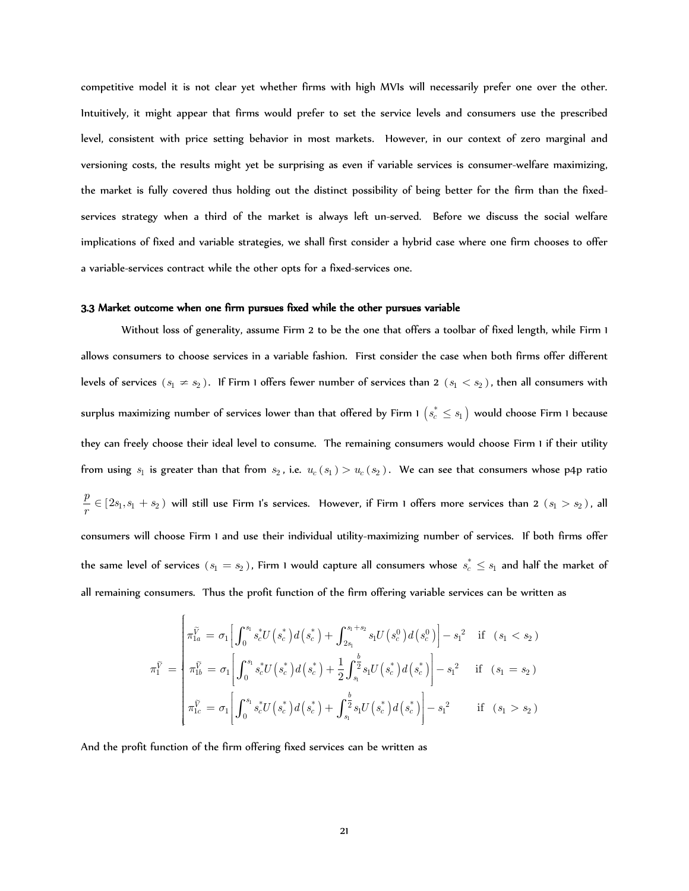competitive model it is not clear yet whether firms with high MVIs will necessarily prefer one over the other. Intuitively, it might appear that firms would prefer to set the service levels and consumers use the prescribed level, consistent with price setting behavior in most markets. However, in our context of zero marginal and versioning costs, the results might yet be surprising as even if variable services is consumer-welfare maximizing, the market is fully covered thus holding out the distinct possibility of being better for the firm than the fixed-services strategy when a third of the market is always left un-served. Before we discuss the social welfare implications of fixed and variable strategies, we shall first consider a hybrid case where one firm chooses to offer a variable-services contract while the other opts for a fixed-services one.

### 3.3 Market outcome when one firm pursues fixed while the other pursues variable

Without loss of generality, assume Firm 2 to be the one that offers a toolbar of fixed length, while Firm 1 allows consumers to choose services in a variable fashion. First consider the case when both firms offer different levels of services $(s_1 \neq s_2)$. If Firm 1 offers fewer number of services than 2 $(s_1 < s_2)$, then all consumers with surplus maximizing number of services lower than that offered by Firm 1 $\left(s_c^* \leq s_1\right)$ would choose Firm 1 because they can freely choose their ideal level to consume. The remaining consumers would choose Firm 1 if their utility from using $s_1$ is greater than that from $s_2$, i.e. $u_c(s_1) > u_c(s_2)$. We can see that consumers whose p4p ratio $\frac{p}{r} \in [2s_1, s_1 + s_2)$ will still use Firm 1's services. However, if Firm 1 offers more services than 2 $(s_1 > s_2)$, all consumers will choose Firm 1 and use their individual utility-maximizing number of services. If both firms offer the same level of services $(s_1 = s_2)$, Firm 1 would capture all consumers whose $s_c^* \leq s_1$ and half the market of all remaining consumers. Thus the profit function of the firm offering variable services can be written as

$$
\pi_1^{\tilde{V}} = \begin{cases}
\pi_{1a}^{\tilde{V}} = \sigma_1 \left[ \int_0^{s_1} s_c^* U\left(s_c^*\right) d\left(s_c^*\right) + \int_{2s_1}^{s_1+s_2} s_1 U\left(s_c^0\right) d\left(s_c^0\right) \right] - s_1^2 & \text{if } (s_1 < s_2) \\
\pi_{1b}^{\tilde{V}} = \sigma_1 \left[ \int_0^{s_1} s_c^* U\left(s_c^*\right) d\left(s_c^*\right) + \frac{1}{2} \int_{s_1}^{\frac{b}{2}} s_1 U\left(s_c^*\right) d\left(s_c^*\right) \right] - s_1^2 & \text{if } (s_1 = s_2) \\
\pi_{1c}^{\tilde{V}} = \sigma_1 \left[ \int_0^{s_1} s_c^* U\left(s_c^*\right) d\left(s_c^*\right) + \int_{s_1}^{\frac{b}{2}} s_1 U\left(s_c^*\right) d\left(s_c^*\right) \right] - s_1^2 & \text{if } (s_1 > s_2)
\end{cases}
$$

And the profit function of the firm offering fixed services can be written as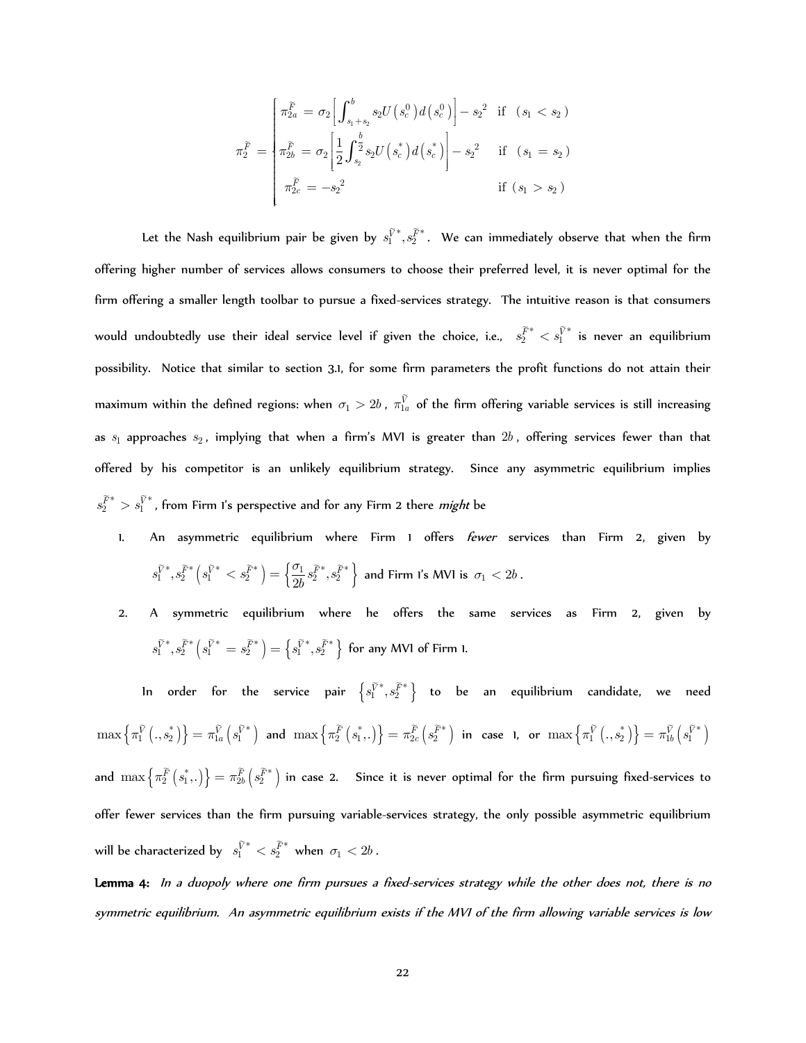$$
\pi_2^{\tilde{F}} = \begin{cases} \pi_{2a}^{\tilde{F}} = \sigma_2 \left[ \displaystyle\int_{s_1+s_2}^{b} s_2 U\left(s_c^0\right) d\left(s_c^0\right) \right] - s_2^{\,2} & \text{if} \quad (s_1 < s_2) \\ \pi_{2b}^{\tilde{F}} = \sigma_2 \left[ \dfrac{1}{2} \displaystyle\int_{s_2}^{\frac{b}{2}} s_2 U\left(s_c^*\right) d\left(s_c^*\right) \right] - s_2^{\,2} & \text{if} \quad (s_1 = s_2) \\ \pi_{2c}^{\tilde{F}} = -s_2^{\,2} & \text{if } (s_1 > s_2) \end{cases}
$$

Let the Nash equilibrium pair be given by $s_1^{\tilde{V}*}, s_2^{\tilde{F}*}$. We can immediately observe that when the firm offering higher number of services allows consumers to choose their preferred level, it is never optimal for the firm offering a smaller length toolbar to pursue a fixed-services strategy. The intuitive reason is that consumers would undoubtedly use their ideal service level if given the choice, i.e., $s_2^{\tilde{F}*} < s_1^{\tilde{V}*}$ is never an equilibrium possibility. Notice that similar to section 3.1, for some firm parameters the profit functions do not attain their maximum within the defined regions: when $\sigma_1 > 2b$, $\pi_{1a}^{\tilde{V}}$ of the firm offering variable services is still increasing as $s_1$ approaches $s_2$, implying that when a firm's MVI is greater than $2b$, offering services fewer than that offered by his competitor is an unlikely equilibrium strategy. Since any asymmetric equilibrium implies $s_2^{\tilde{F}*} > s_1^{\tilde{V}*}$, from Firm 1's perspective and for any Firm 2 there *might* be

1. An asymmetric equilibrium where Firm 1 offers *fewer* services than Firm 2, given by $s_1^{\tilde{V}*}, s_2^{\tilde{F}*}\left(s_1^{\tilde{V}*} < s_2^{\tilde{F}*}\right) = \left\{\dfrac{\sigma_1}{2b} s_2^{\tilde{F}*}, s_2^{\tilde{F}*}\right\}$ and Firm 1's MVI is $\sigma_1 < 2b$.
2. A symmetric equilibrium where he offers the same services as Firm 2, given by $s_1^{\tilde{V}*}, s_2^{\tilde{F}*}\left(s_1^{\tilde{V}*} = s_2^{\tilde{F}*}\right) = \left\{s_1^{\tilde{V}*}, s_2^{\tilde{F}*}\right\}$ for any MVI of Firm 1.

In order for the service pair $\left\{s_1^{\tilde{V}*}, s_2^{\tilde{F}*}\right\}$ to be an equilibrium candidate, we need $\max\left\{\pi_1^{\tilde{V}}\left(.,s_2^*\right)\right\} = \pi_{1a}^{\tilde{V}}\left(s_1^{\tilde{V}*}\right)$ and $\max\left\{\pi_2^{\tilde{F}}\left(s_1^*,.\right)\right\} = \pi_{2c}^{\tilde{F}}\left(s_2^{\tilde{F}*}\right)$ in case 1, or $\max\left\{\pi_1^{\tilde{V}}\left(.,s_2^*\right)\right\} = \pi_{1b}^{\tilde{V}}\left(s_1^{\tilde{V}*}\right)$ and $\max\left\{\pi_2^{\tilde{F}}\left(s_1^*,.\right)\right\} = \pi_{2b}^{\tilde{F}}\left(s_2^{\tilde{F}*}\right)$ in case 2. Since it is never optimal for the firm pursuing fixed-services to offer fewer services than the firm pursuing variable-services strategy, the only possible asymmetric equilibrium will be characterized by $s_1^{\tilde{V}*} < s_2^{\tilde{F}*}$ when $\sigma_1 < 2b$.

**Lemma 4:** *In a duopoly where one firm pursues a fixed-services strategy while the other does not, there is no symmetric equilibrium. An asymmetric equilibrium exists if the MVI of the firm allowing variable services is low*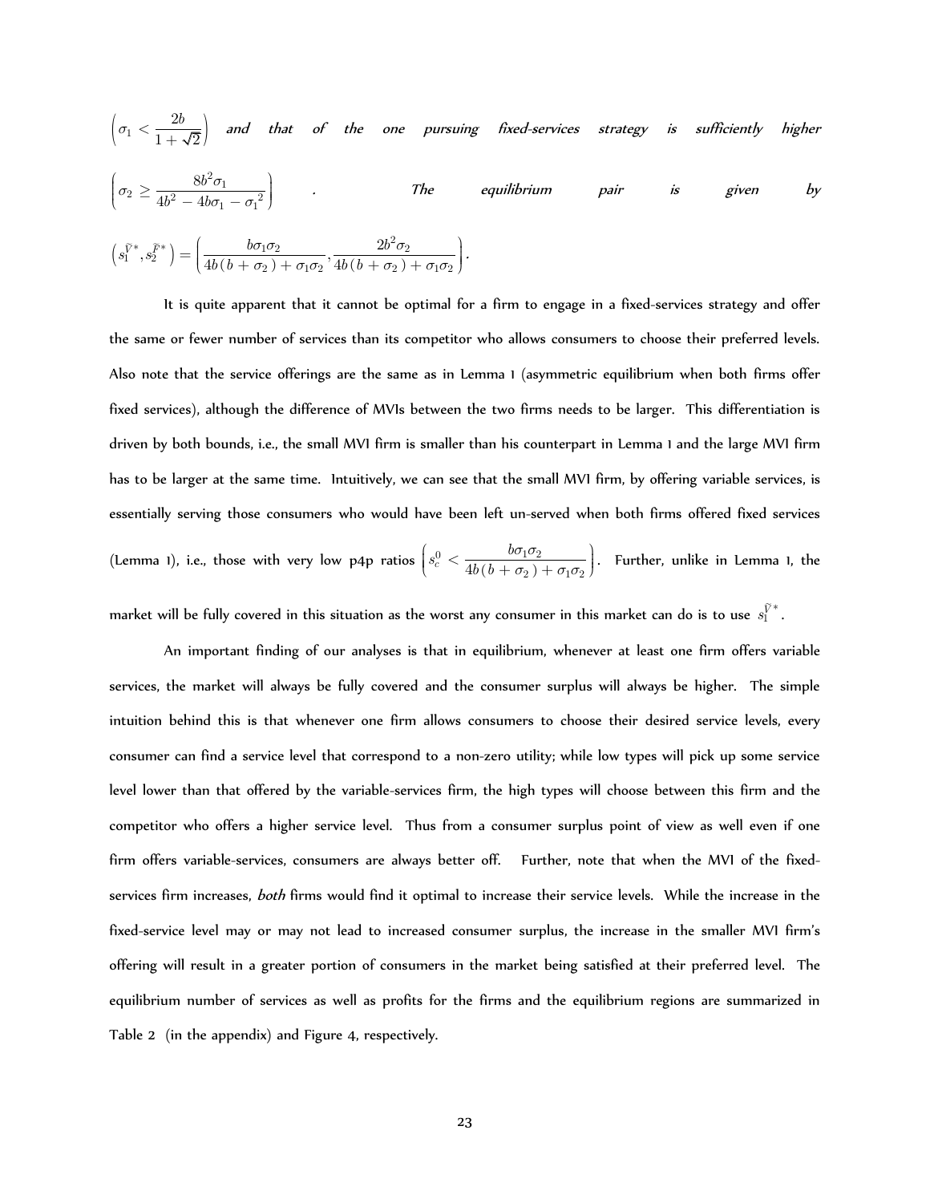$\left(\sigma_1 < \dfrac{2b}{1+\sqrt{2}}\right)$ *and that of the one pursuing fixed-services strategy is sufficiently higher* $\left(\sigma_2 \geq \dfrac{8b^2\sigma_1}{4b^2 - 4b\sigma_1 - {\sigma_1}^2}\right)$. *The equilibrium pair is given by* $\left(s_1^{\widetilde{V}^*}, s_2^{\widetilde{F}^*}\right) = \left(\dfrac{b\sigma_1\sigma_2}{4b(b+\sigma_2)+\sigma_1\sigma_2}, \dfrac{2b^2\sigma_2}{4b(b+\sigma_2)+\sigma_1\sigma_2}\right)$.

It is quite apparent that it cannot be optimal for a firm to engage in a fixed-services strategy and offer the same or fewer number of services than its competitor who allows consumers to choose their preferred levels. Also note that the service offerings are the same as in Lemma 1 (asymmetric equilibrium when both firms offer fixed services), although the difference of MVIs between the two firms needs to be larger. This differentiation is driven by both bounds, i.e., the small MVI firm is smaller than his counterpart in Lemma 1 and the large MVI firm has to be larger at the same time. Intuitively, we can see that the small MVI firm, by offering variable services, is essentially serving those consumers who would have been left un-served when both firms offered fixed services (Lemma 1), i.e., those with very low p4p ratios $\left(s_c^0 < \dfrac{b\sigma_1\sigma_2}{4b(b+\sigma_2)+\sigma_1\sigma_2}\right)$. Further, unlike in Lemma 1, the market will be fully covered in this situation as the worst any consumer in this market can do is to use $s_1^{\widetilde{V}^*}$.

An important finding of our analyses is that in equilibrium, whenever at least one firm offers variable services, the market will always be fully covered and the consumer surplus will always be higher. The simple intuition behind this is that whenever one firm allows consumers to choose their desired service levels, every consumer can find a service level that correspond to a non-zero utility; while low types will pick up some service level lower than that offered by the variable-services firm, the high types will choose between this firm and the competitor who offers a higher service level. Thus from a consumer surplus point of view as well even if one firm offers variable-services, consumers are always better off. Further, note that when the MVI of the fixed-services firm increases, *both* firms would find it optimal to increase their service levels. While the increase in the fixed-service level may or may not lead to increased consumer surplus, the increase in the smaller MVI firm's offering will result in a greater portion of consumers in the market being satisfied at their preferred level. The equilibrium number of services as well as profits for the firms and the equilibrium regions are summarized in Table 2 (in the appendix) and Figure 4, respectively.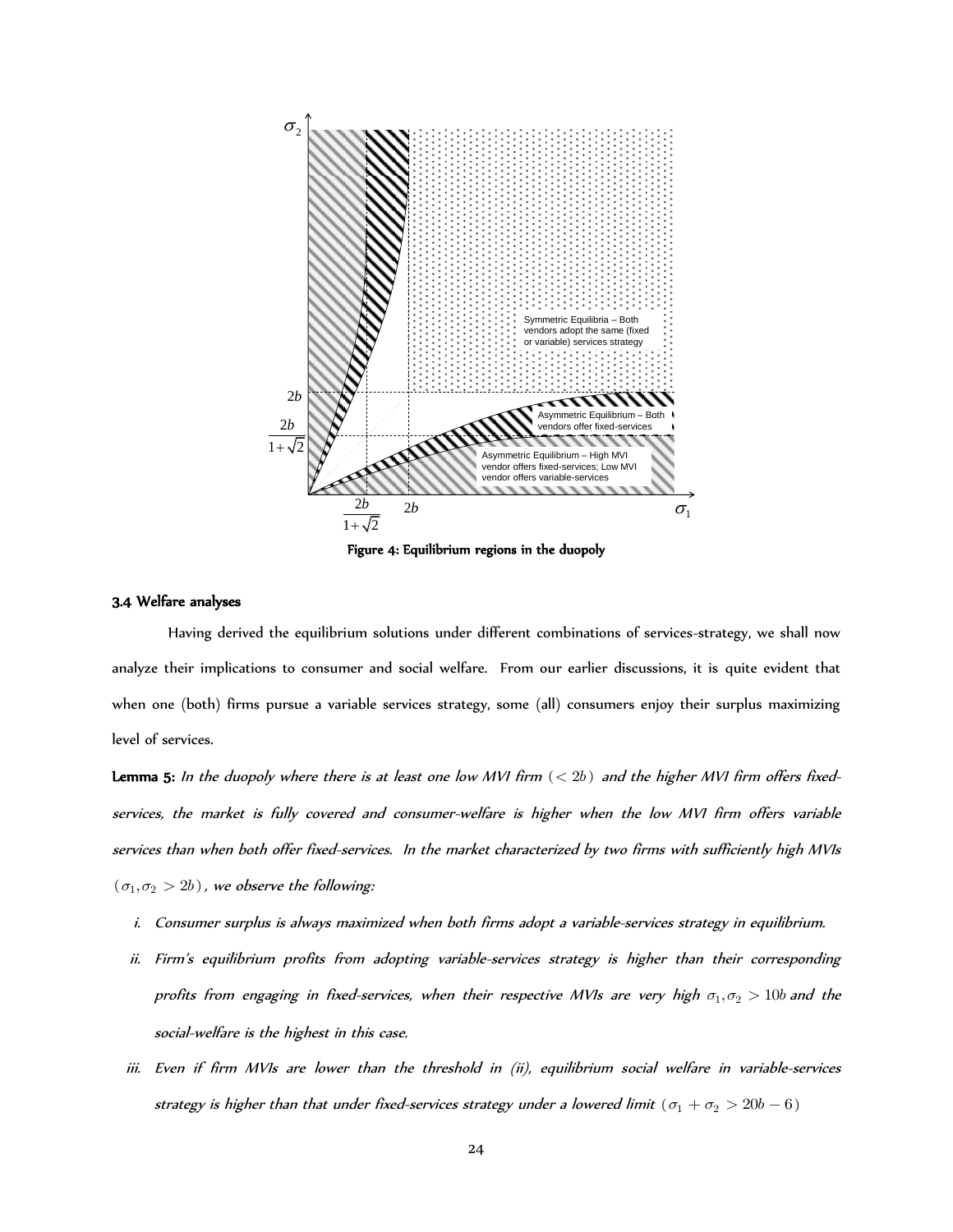Figure 4: Equilibrium regions in the duopoly

### 3.4 Welfare analyses

Having derived the equilibrium solutions under different combinations of services-strategy, we shall now analyze their implications to consumer and social welfare. From our earlier discussions, it is quite evident that when one (both) firms pursue a variable services strategy, some (all) consumers enjoy their surplus maximizing level of services.

**Lemma 5:** *In the duopoly where there is at least one low MVI firm $(< 2b)$ and the higher MVI firm offers fixed-services, the market is fully covered and consumer-welfare is higher when the low MVI firm offers variable services than when both offer fixed-services. In the market characterized by two firms with sufficiently high MVIs $(\sigma_1, \sigma_2 > 2b)$, we observe the following:*

- *i. Consumer surplus is always maximized when both firms adopt a variable-services strategy in equilibrium.*
- *ii. Firm's equilibrium profits from adopting variable-services strategy is higher than their corresponding profits from engaging in fixed-services, when their respective MVIs are very high $\sigma_1, \sigma_2 > 10b$ and the social-welfare is the highest in this case.*
- *iii. Even if firm MVIs are lower than the threshold in (ii), equilibrium social welfare in variable-services strategy is higher than that under fixed-services strategy under a lowered limit $(\sigma_1 + \sigma_2 > 20b - 6)$*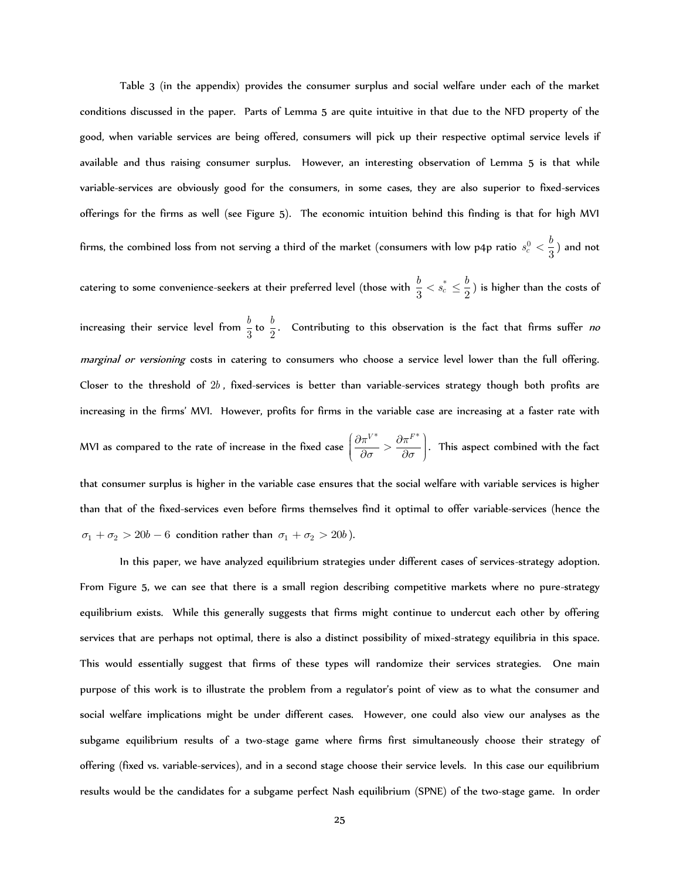Table 3 (in the appendix) provides the consumer surplus and social welfare under each of the market conditions discussed in the paper. Parts of Lemma 5 are quite intuitive in that due to the NFD property of the good, when variable services are being offered, consumers will pick up their respective optimal service levels if available and thus raising consumer surplus. However, an interesting observation of Lemma 5 is that while variable-services are obviously good for the consumers, in some cases, they are also superior to fixed-services offerings for the firms as well (see Figure 5). The economic intuition behind this finding is that for high MVI firms, the combined loss from not serving a third of the market (consumers with low p4p ratio $s_c^0 < \frac{b}{3}$) and not catering to some convenience-seekers at their preferred level (those with $\frac{b}{3} < s_c^* \leq \frac{b}{2}$) is higher than the costs of increasing their service level from $\frac{b}{3}$ to $\frac{b}{2}$. Contributing to this observation is the fact that firms suffer *no marginal or versioning* costs in catering to consumers who choose a service level lower than the full offering. Closer to the threshold of $2b$, fixed-services is better than variable-services strategy though both profits are increasing in the firms' MVI. However, profits for firms in the variable case are increasing at a faster rate with MVI as compared to the rate of increase in the fixed case $\left(\frac{\partial \pi^{V*}}{\partial \sigma} > \frac{\partial \pi^{F*}}{\partial \sigma}\right)$. This aspect combined with the fact that consumer surplus is higher in the variable case ensures that the social welfare with variable services is higher than that of the fixed-services even before firms themselves find it optimal to offer variable-services (hence the $\sigma_1 + \sigma_2 > 20b - 6$ condition rather than $\sigma_1 + \sigma_2 > 20b$).

In this paper, we have analyzed equilibrium strategies under different cases of services-strategy adoption. From Figure 5, we can see that there is a small region describing competitive markets where no pure-strategy equilibrium exists. While this generally suggests that firms might continue to undercut each other by offering services that are perhaps not optimal, there is also a distinct possibility of mixed-strategy equilibria in this space. This would essentially suggest that firms of these types will randomize their services strategies. One main purpose of this work is to illustrate the problem from a regulator's point of view as to what the consumer and social welfare implications might be under different cases. However, one could also view our analyses as the subgame equilibrium results of a two-stage game where firms first simultaneously choose their strategy of offering (fixed vs. variable-services), and in a second stage choose their service levels. In this case our equilibrium results would be the candidates for a subgame perfect Nash equilibrium (SPNE) of the two-stage game. In order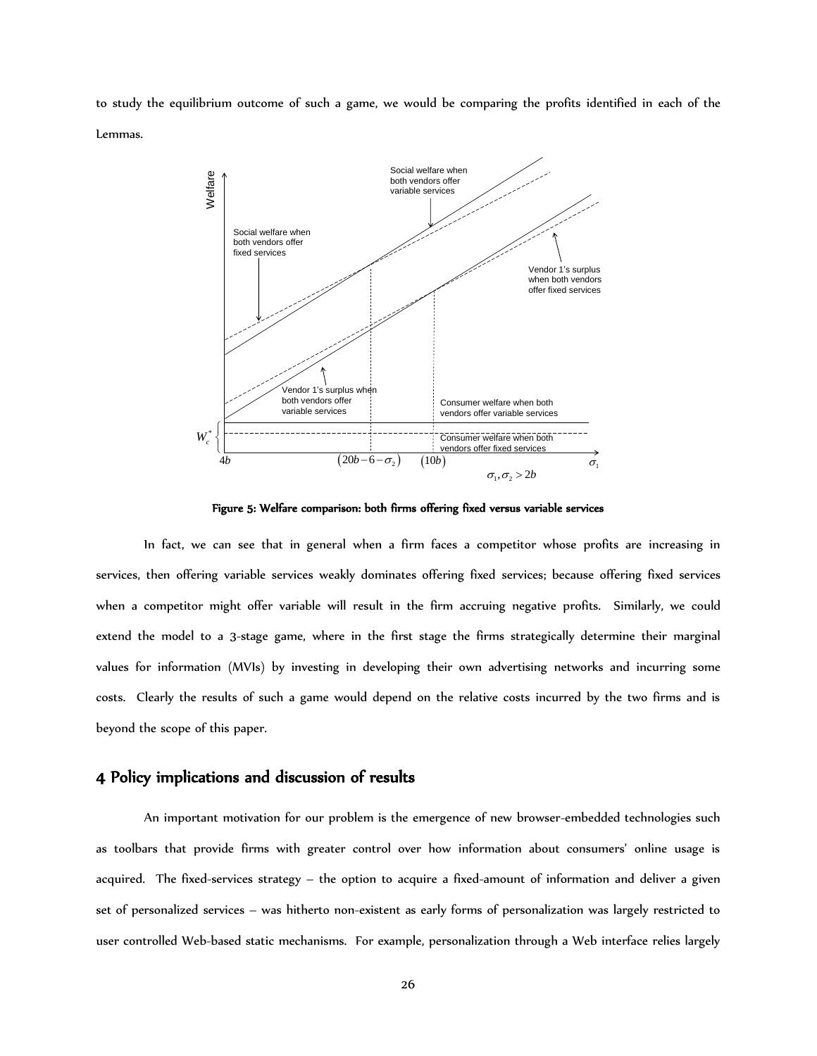to study the equilibrium outcome of such a game, we would be comparing the profits identified in each of the Lemmas.

**Figure 5: Welfare comparison: both firms offering fixed versus variable services**

In fact, we can see that in general when a firm faces a competitor whose profits are increasing in services, then offering variable services weakly dominates offering fixed services; because offering fixed services when a competitor might offer variable will result in the firm accruing negative profits. Similarly, we could extend the model to a 3-stage game, where in the first stage the firms strategically determine their marginal values for information (MVIs) by investing in developing their own advertising networks and incurring some costs. Clearly the results of such a game would depend on the relative costs incurred by the two firms and is beyond the scope of this paper.

## 4 Policy implications and discussion of results

An important motivation for our problem is the emergence of new browser-embedded technologies such as toolbars that provide firms with greater control over how information about consumers' online usage is acquired. The fixed-services strategy – the option to acquire a fixed-amount of information and deliver a given set of personalized services – was hitherto non-existent as early forms of personalization was largely restricted to user controlled Web-based static mechanisms. For example, personalization through a Web interface relies largely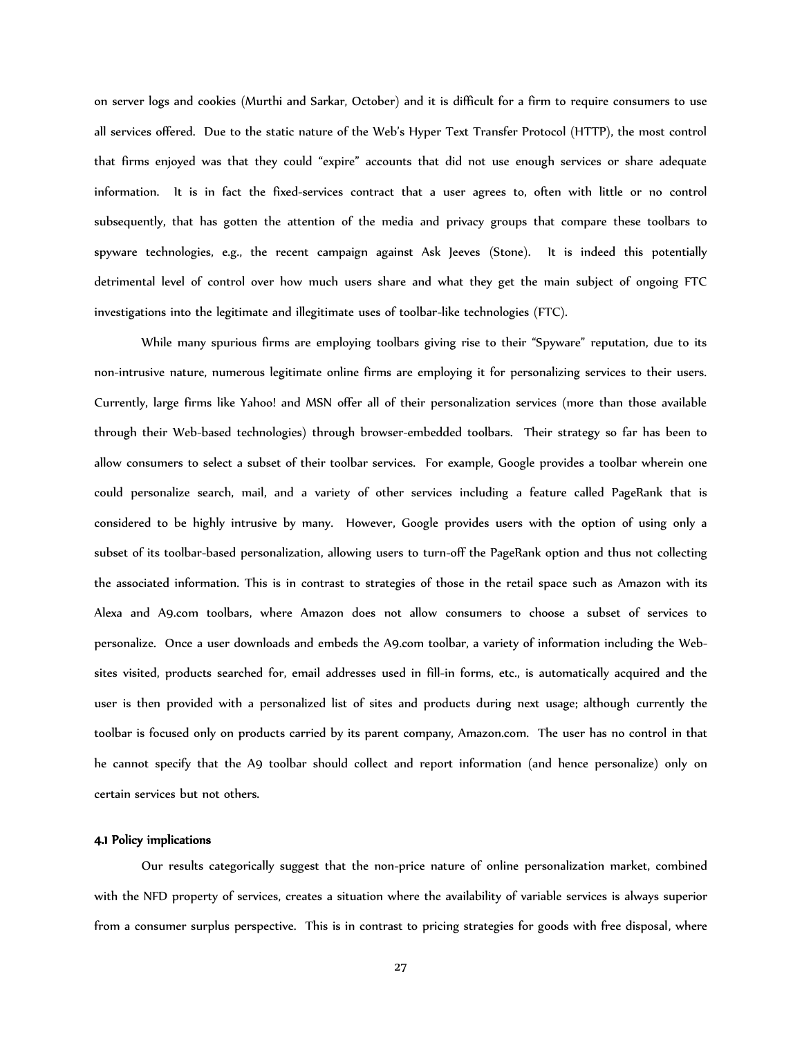on server logs and cookies (Murthi and Sarkar, October) and it is difficult for a firm to require consumers to use all services offered. Due to the static nature of the Web's Hyper Text Transfer Protocol (HTTP), the most control that firms enjoyed was that they could "expire" accounts that did not use enough services or share adequate information. It is in fact the fixed-services contract that a user agrees to, often with little or no control subsequently, that has gotten the attention of the media and privacy groups that compare these toolbars to spyware technologies, e.g., the recent campaign against Ask Jeeves (Stone). It is indeed this potentially detrimental level of control over how much users share and what they get the main subject of ongoing FTC investigations into the legitimate and illegitimate uses of toolbar-like technologies (FTC).

While many spurious firms are employing toolbars giving rise to their "Spyware" reputation, due to its non-intrusive nature, numerous legitimate online firms are employing it for personalizing services to their users. Currently, large firms like Yahoo! and MSN offer all of their personalization services (more than those available through their Web-based technologies) through browser-embedded toolbars. Their strategy so far has been to allow consumers to select a subset of their toolbar services. For example, Google provides a toolbar wherein one could personalize search, mail, and a variety of other services including a feature called PageRank that is considered to be highly intrusive by many. However, Google provides users with the option of using only a subset of its toolbar-based personalization, allowing users to turn-off the PageRank option and thus not collecting the associated information. This is in contrast to strategies of those in the retail space such as Amazon with its Alexa and A9.com toolbars, where Amazon does not allow consumers to choose a subset of services to personalize. Once a user downloads and embeds the A9.com toolbar, a variety of information including the Web-sites visited, products searched for, email addresses used in fill-in forms, etc., is automatically acquired and the user is then provided with a personalized list of sites and products during next usage; although currently the toolbar is focused only on products carried by its parent company, Amazon.com. The user has no control in that he cannot specify that the A9 toolbar should collect and report information (and hence personalize) only on certain services but not others.

### 4.1 Policy implications

Our results categorically suggest that the non-price nature of online personalization market, combined with the NFD property of services, creates a situation where the availability of variable services is always superior from a consumer surplus perspective. This is in contrast to pricing strategies for goods with free disposal, where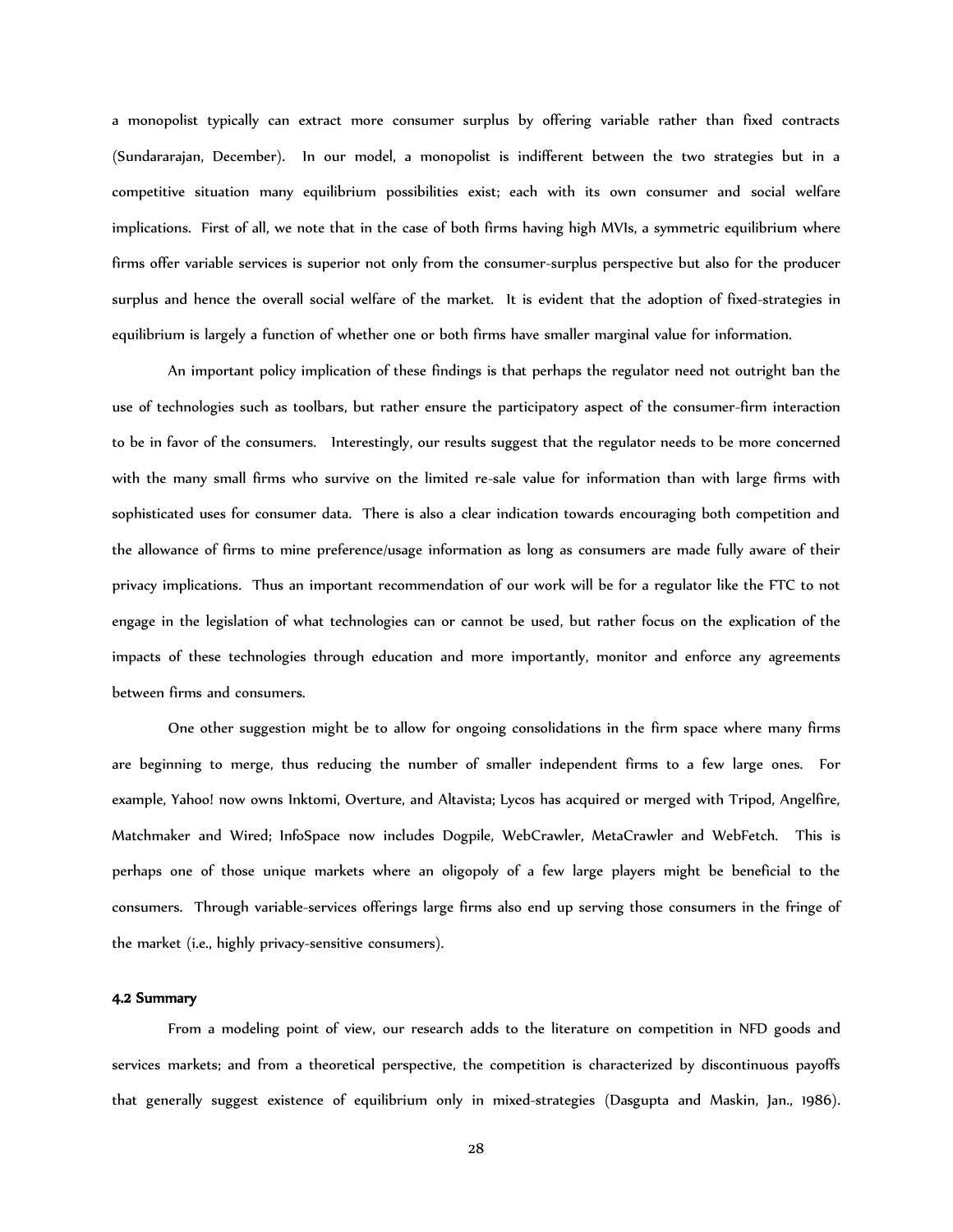a monopolist typically can extract more consumer surplus by offering variable rather than fixed contracts (Sundararajan, December). In our model, a monopolist is indifferent between the two strategies but in a competitive situation many equilibrium possibilities exist; each with its own consumer and social welfare implications. First of all, we note that in the case of both firms having high MVIs, a symmetric equilibrium where firms offer variable services is superior not only from the consumer-surplus perspective but also for the producer surplus and hence the overall social welfare of the market. It is evident that the adoption of fixed-strategies in equilibrium is largely a function of whether one or both firms have smaller marginal value for information.

An important policy implication of these findings is that perhaps the regulator need not outright ban the use of technologies such as toolbars, but rather ensure the participatory aspect of the consumer-firm interaction to be in favor of the consumers. Interestingly, our results suggest that the regulator needs to be more concerned with the many small firms who survive on the limited re-sale value for information than with large firms with sophisticated uses for consumer data. There is also a clear indication towards encouraging both competition and the allowance of firms to mine preference/usage information as long as consumers are made fully aware of their privacy implications. Thus an important recommendation of our work will be for a regulator like the FTC to not engage in the legislation of what technologies can or cannot be used, but rather focus on the explication of the impacts of these technologies through education and more importantly, monitor and enforce any agreements between firms and consumers.

One other suggestion might be to allow for ongoing consolidations in the firm space where many firms are beginning to merge, thus reducing the number of smaller independent firms to a few large ones. For example, Yahoo! now owns Inktomi, Overture, and Altavista; Lycos has acquired or merged with Tripod, Angelfire, Matchmaker and Wired; InfoSpace now includes Dogpile, WebCrawler, MetaCrawler and WebFetch. This is perhaps one of those unique markets where an oligopoly of a few large players might be beneficial to the consumers. Through variable-services offerings large firms also end up serving those consumers in the fringe of the market (i.e., highly privacy-sensitive consumers).

### 4.2 Summary

From a modeling point of view, our research adds to the literature on competition in NFD goods and services markets; and from a theoretical perspective, the competition is characterized by discontinuous payoffs that generally suggest existence of equilibrium only in mixed-strategies (Dasgupta and Maskin, Jan., 1986).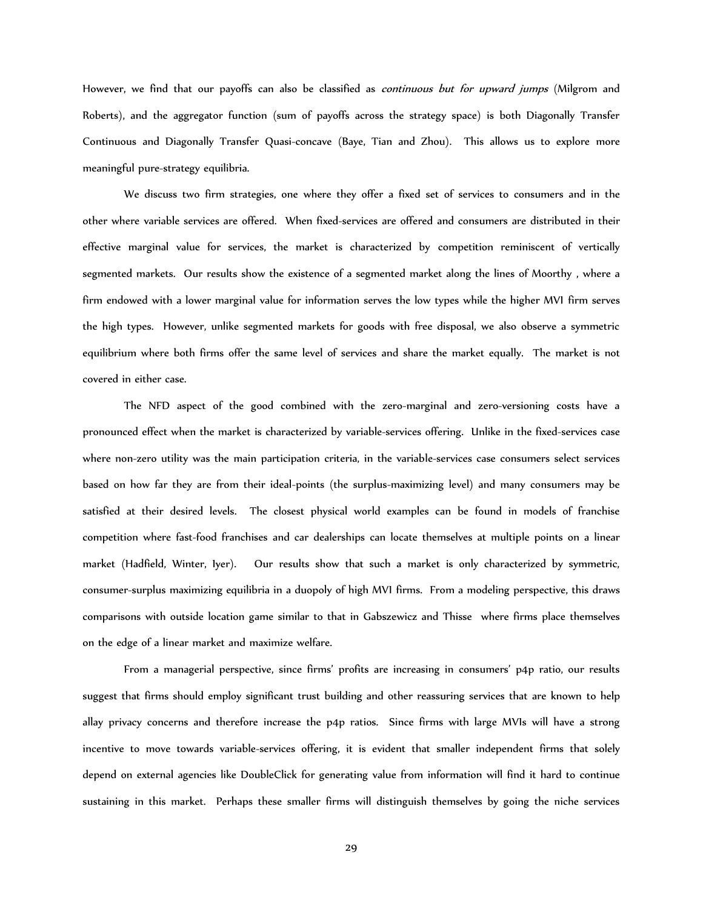However, we find that our payoffs can also be classified as *continuous but for upward jumps* (Milgrom and Roberts), and the aggregator function (sum of payoffs across the strategy space) is both Diagonally Transfer Continuous and Diagonally Transfer Quasi-concave (Baye, Tian and Zhou). This allows us to explore more meaningful pure-strategy equilibria.

We discuss two firm strategies, one where they offer a fixed set of services to consumers and in the other where variable services are offered. When fixed-services are offered and consumers are distributed in their effective marginal value for services, the market is characterized by competition reminiscent of vertically segmented markets. Our results show the existence of a segmented market along the lines of Moorthy , where a firm endowed with a lower marginal value for information serves the low types while the higher MVI firm serves the high types. However, unlike segmented markets for goods with free disposal, we also observe a symmetric equilibrium where both firms offer the same level of services and share the market equally. The market is not covered in either case.

The NFD aspect of the good combined with the zero-marginal and zero-versioning costs have a pronounced effect when the market is characterized by variable-services offering. Unlike in the fixed-services case where non-zero utility was the main participation criteria, in the variable-services case consumers select services based on how far they are from their ideal-points (the surplus-maximizing level) and many consumers may be satisfied at their desired levels. The closest physical world examples can be found in models of franchise competition where fast-food franchises and car dealerships can locate themselves at multiple points on a linear market (Hadfield, Winter, Iyer). Our results show that such a market is only characterized by symmetric, consumer-surplus maximizing equilibria in a duopoly of high MVI firms. From a modeling perspective, this draws comparisons with outside location game similar to that in Gabszewicz and Thisse where firms place themselves on the edge of a linear market and maximize welfare.

From a managerial perspective, since firms' profits are increasing in consumers' p4p ratio, our results suggest that firms should employ significant trust building and other reassuring services that are known to help allay privacy concerns and therefore increase the p4p ratios. Since firms with large MVIs will have a strong incentive to move towards variable-services offering, it is evident that smaller independent firms that solely depend on external agencies like DoubleClick for generating value from information will find it hard to continue sustaining in this market. Perhaps these smaller firms will distinguish themselves by going the niche services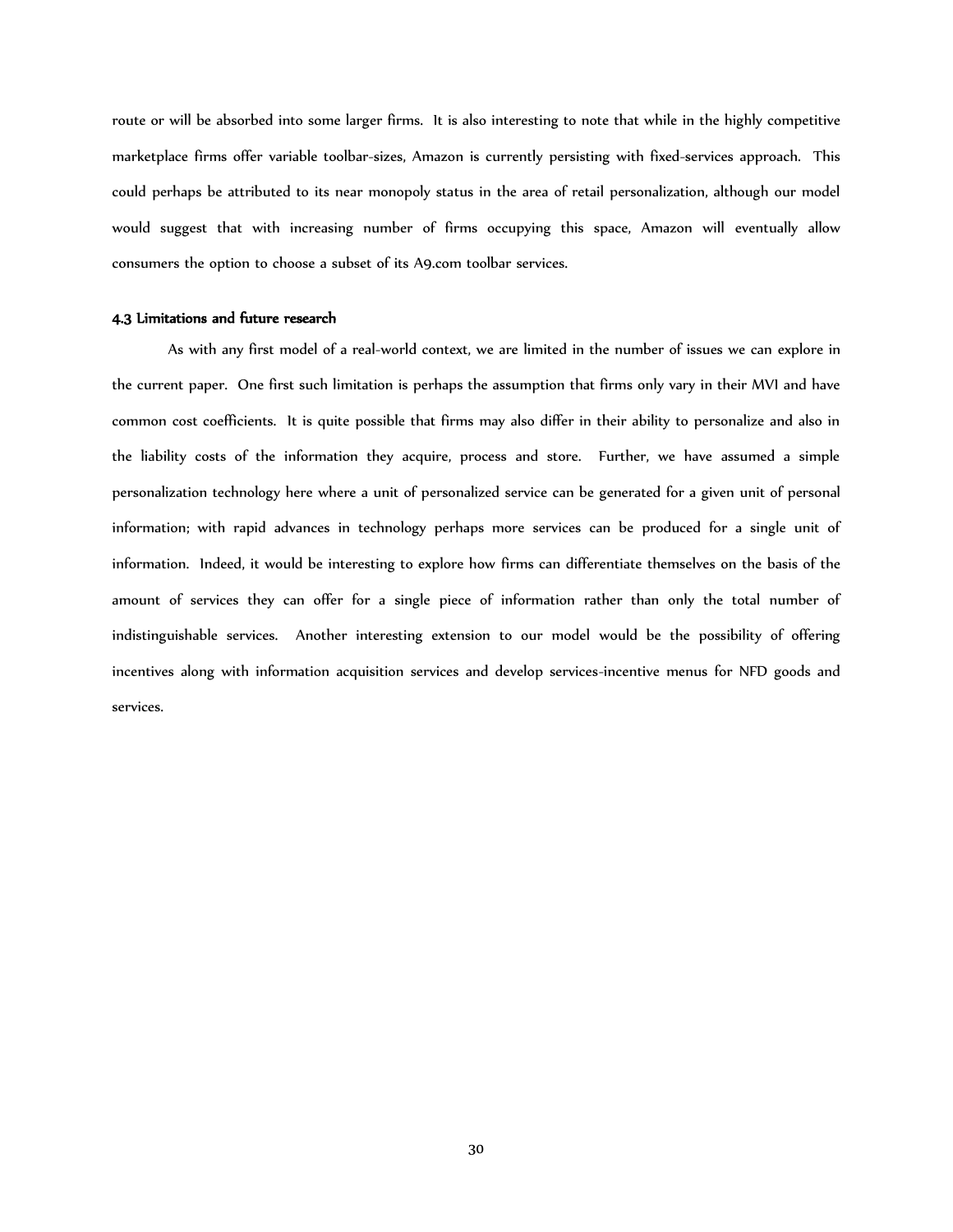route or will be absorbed into some larger firms. It is also interesting to note that while in the highly competitive marketplace firms offer variable toolbar-sizes, Amazon is currently persisting with fixed-services approach. This could perhaps be attributed to its near monopoly status in the area of retail personalization, although our model would suggest that with increasing number of firms occupying this space, Amazon will eventually allow consumers the option to choose a subset of its A9.com toolbar services.

### 4.3 Limitations and future research

As with any first model of a real-world context, we are limited in the number of issues we can explore in the current paper. One first such limitation is perhaps the assumption that firms only vary in their MVI and have common cost coefficients. It is quite possible that firms may also differ in their ability to personalize and also in the liability costs of the information they acquire, process and store. Further, we have assumed a simple personalization technology here where a unit of personalized service can be generated for a given unit of personal information; with rapid advances in technology perhaps more services can be produced for a single unit of information. Indeed, it would be interesting to explore how firms can differentiate themselves on the basis of the amount of services they can offer for a single piece of information rather than only the total number of indistinguishable services. Another interesting extension to our model would be the possibility of offering incentives along with information acquisition services and develop services-incentive menus for NFD goods and services.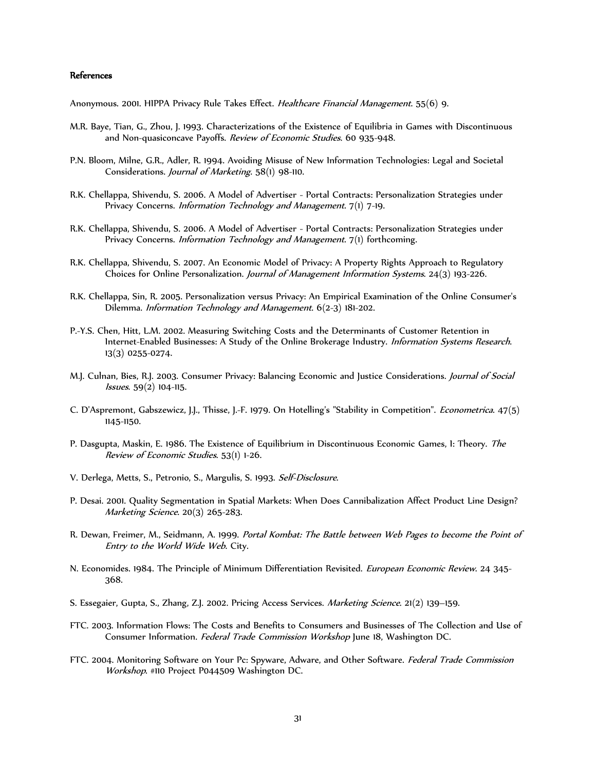### References

Anonymous. 2001. HIPPA Privacy Rule Takes Effect. *Healthcare Financial Management*. 55(6) 9.

M.R. Baye, Tian, G., Zhou, J. 1993. Characterizations of the Existence of Equilibria in Games with Discontinuous and Non-quasiconcave Payoffs. *Review of Economic Studies*. 60 935-948.

P.N. Bloom, Milne, G.R., Adler, R. 1994. Avoiding Misuse of New Information Technologies: Legal and Societal Considerations. *Journal of Marketing*. 58(1) 98-110.

R.K. Chellappa, Shivendu, S. 2006. A Model of Advertiser - Portal Contracts: Personalization Strategies under Privacy Concerns. *Information Technology and Management*. 7(1) 7-19.

R.K. Chellappa, Shivendu, S. 2006. A Model of Advertiser - Portal Contracts: Personalization Strategies under Privacy Concerns. *Information Technology and Management*. 7(1) forthcoming.

R.K. Chellappa, Shivendu, S. 2007. An Economic Model of Privacy: A Property Rights Approach to Regulatory Choices for Online Personalization. *Journal of Management Information Systems*. 24(3) 193-226.

R.K. Chellappa, Sin, R. 2005. Personalization versus Privacy: An Empirical Examination of the Online Consumer's Dilemma. *Information Technology and Management*. 6(2-3) 181-202.

P.-Y.S. Chen, Hitt, L.M. 2002. Measuring Switching Costs and the Determinants of Customer Retention in Internet-Enabled Businesses: A Study of the Online Brokerage Industry. *Information Systems Research*. 13(3) 0255-0274.

M.J. Culnan, Bies, R.J. 2003. Consumer Privacy: Balancing Economic and Justice Considerations. *Journal of Social Issues*. 59(2) 104-115.

C. D'Aspremont, Gabszewicz, J.J., Thisse, J.-F. 1979. On Hotelling's "Stability in Competition". *Econometrica*. 47(5) 1145-1150.

P. Dasgupta, Maskin, E. 1986. The Existence of Equilibrium in Discontinuous Economic Games, I: Theory. *The Review of Economic Studies*. 53(1) 1-26.

V. Derlega, Metts, S., Petronio, S., Margulis, S. 1993. *Self-Disclosure*.

P. Desai. 2001. Quality Segmentation in Spatial Markets: When Does Cannibalization Affect Product Line Design? *Marketing Science*. 20(3) 265-283.

R. Dewan, Freimer, M., Seidmann, A. 1999. *Portal Kombat: The Battle between Web Pages to become the Point of Entry to the World Wide Web*. City.

N. Economides. 1984. The Principle of Minimum Differentiation Revisited. *European Economic Review*. 24 345-368.

S. Essegaier, Gupta, S., Zhang, Z.J. 2002. Pricing Access Services. *Marketing Science*. 21(2) 139–159.

FTC. 2003. Information Flows: The Costs and Benefits to Consumers and Businesses of The Collection and Use of Consumer Information. *Federal Trade Commission Workshop* June 18, Washington DC.

FTC. 2004. Monitoring Software on Your Pc: Spyware, Adware, and Other Software. *Federal Trade Commission Workshop*. #110 Project P044509 Washington DC.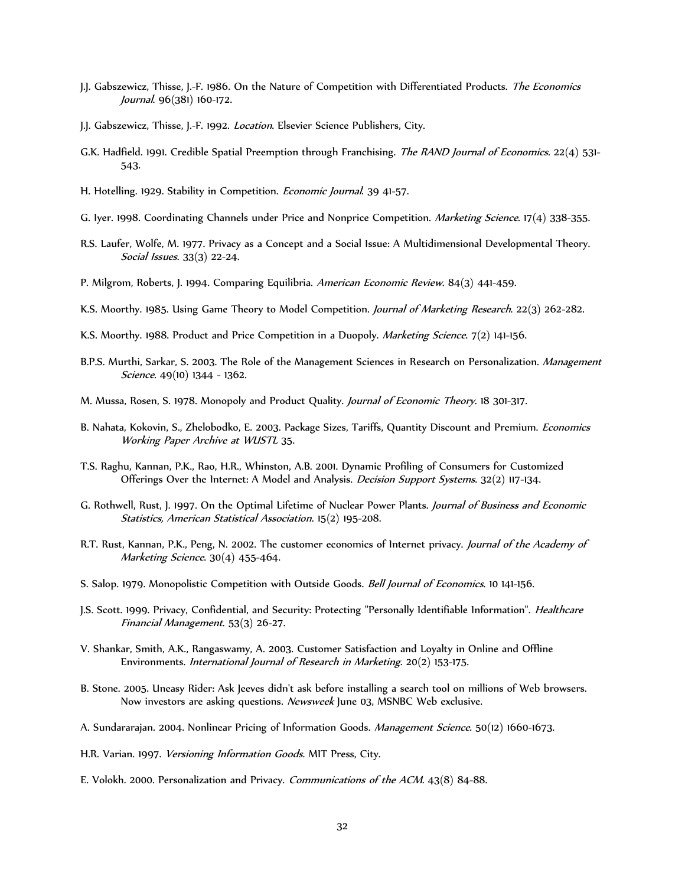J.J. Gabszewicz, Thisse, J.-F. 1986. On the Nature of Competition with Differentiated Products. *The Economics Journal*. 96(381) 160-172.

J.J. Gabszewicz, Thisse, J.-F. 1992. *Location*. Elsevier Science Publishers, City.

G.K. Hadfield. 1991. Credible Spatial Preemption through Franchising. *The RAND Journal of Economics*. 22(4) 531-543.

H. Hotelling. 1929. Stability in Competition. *Economic Journal*. 39 41-57.

G. Iyer. 1998. Coordinating Channels under Price and Nonprice Competition. *Marketing Science*. 17(4) 338-355.

R.S. Laufer, Wolfe, M. 1977. Privacy as a Concept and a Social Issue: A Multidimensional Developmental Theory. *Social Issues*. 33(3) 22-24.

P. Milgrom, Roberts, J. 1994. Comparing Equilibria. *American Economic Review*. 84(3) 441-459.

K.S. Moorthy. 1985. Using Game Theory to Model Competition. *Journal of Marketing Research*. 22(3) 262-282.

K.S. Moorthy. 1988. Product and Price Competition in a Duopoly. *Marketing Science*. 7(2) 141-156.

B.P.S. Murthi, Sarkar, S. 2003. The Role of the Management Sciences in Research on Personalization. *Management Science*. 49(10) 1344 - 1362.

M. Mussa, Rosen, S. 1978. Monopoly and Product Quality. *Journal of Economic Theory*. 18 301-317.

B. Nahata, Kokovin, S., Zhelobodko, E. 2003. Package Sizes, Tariffs, Quantity Discount and Premium. *Economics Working Paper Archive at WUSTL* 35.

T.S. Raghu, Kannan, P.K., Rao, H.R., Whinston, A.B. 2001. Dynamic Profiling of Consumers for Customized Offerings Over the Internet: A Model and Analysis. *Decision Support Systems*. 32(2) 117-134.

G. Rothwell, Rust, J. 1997. On the Optimal Lifetime of Nuclear Power Plants. *Journal of Business and Economic Statistics, American Statistical Association*. 15(2) 195-208.

R.T. Rust, Kannan, P.K., Peng, N. 2002. The customer economics of Internet privacy. *Journal of the Academy of Marketing Science*. 30(4) 455-464.

S. Salop. 1979. Monopolistic Competition with Outside Goods. *Bell Journal of Economics*. 10 141-156.

J.S. Scott. 1999. Privacy, Confidential, and Security: Protecting "Personally Identifiable Information". *Healthcare Financial Management*. 53(3) 26-27.

V. Shankar, Smith, A.K., Rangaswamy, A. 2003. Customer Satisfaction and Loyalty in Online and Offline Environments. *International Journal of Research in Marketing*. 20(2) 153-175.

B. Stone. 2005. Uneasy Rider: Ask Jeeves didn't ask before installing a search tool on millions of Web browsers. Now investors are asking questions. *Newsweek* June 03, MSNBC Web exclusive.

A. Sundararajan. 2004. Nonlinear Pricing of Information Goods. *Management Science*. 50(12) 1660-1673.

H.R. Varian. 1997. *Versioning Information Goods*. MIT Press, City.

E. Volokh. 2000. Personalization and Privacy. *Communications of the ACM*. 43(8) 84-88.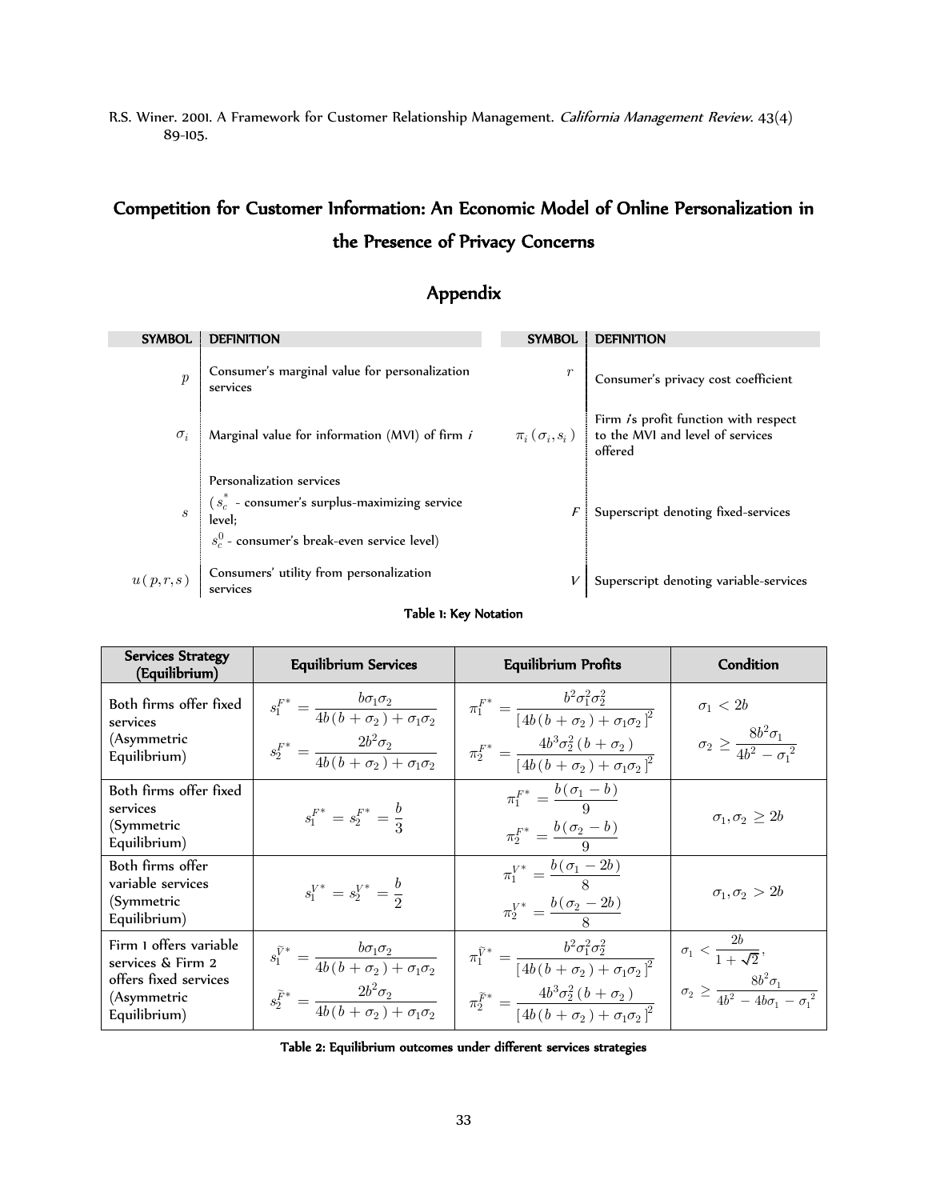R.S. Winer. 2001. A Framework for Customer Relationship Management. *California Management Review*. 43(4) 89-105.

# Competition for Customer Information: An Economic Model of Online Personalization in the Presence of Privacy Concerns

## Appendix

| SYMBOL | DEFINITION | SYMBOL | DEFINITION |
|---|---|---|---|
| $p$ | Consumer's marginal value for personalization services | $r$ | Consumer's privacy cost coefficient |
| $\sigma_i$ | Marginal value for information (MVI) of firm $i$ | $\pi_i(\sigma_i, s_i)$ | Firm $i$'s profit function with respect to the MVI and level of services offered |
| $s$ | Personalization services ($s_c^*$ - consumer's surplus-maximizing service level; $s_c^0$ - consumer's break-even service level) | $F$ | Superscript denoting fixed-services |
| $u(p, r, s)$ | Consumers' utility from personalization services | $V$ | Superscript denoting variable-services |

**Table 1: Key Notation**

| Services Strategy (Equilibrium) | Equilibrium Services | Equilibrium Profits | Condition |
|---|---|---|---|
| Both firms offer fixed services (Asymmetric Equilibrium) | $s_1^{F*} = \dfrac{b\sigma_1\sigma_2}{4b(b+\sigma_2)+\sigma_1\sigma_2}$ $s_2^{F*} = \dfrac{2b^2\sigma_2}{4b(b+\sigma_2)+\sigma_1\sigma_2}$ | $\pi_1^{F*} = \dfrac{b^2\sigma_1^2\sigma_2^2}{[4b(b+\sigma_2)+\sigma_1\sigma_2]^2}$ $\pi_2^{F*} = \dfrac{4b^3\sigma_2^2(b+\sigma_2)}{[4b(b+\sigma_2)+\sigma_1\sigma_2]^2}$ | $\sigma_1 < 2b$ $\sigma_2 \geq \dfrac{8b^2\sigma_1}{4b^2-\sigma_1^2}$ |
| Both firms offer fixed services (Symmetric Equilibrium) | $s_1^{F*} = s_2^{F*} = \dfrac{b}{3}$ | $\pi_1^{F*} = \dfrac{b(\sigma_1-b)}{9}$ $\pi_2^{F*} = \dfrac{b(\sigma_2-b)}{9}$ | $\sigma_1, \sigma_2 \geq 2b$ |
| Both firms offer variable services (Symmetric Equilibrium) | $s_1^{V*} = s_2^{V*} = \dfrac{b}{2}$ | $\pi_1^{V*} = \dfrac{b(\sigma_1-2b)}{8}$ $\pi_2^{V*} = \dfrac{b(\sigma_2-2b)}{8}$ | $\sigma_1, \sigma_2 > 2b$ |
| Firm 1 offers variable services & Firm 2 offers fixed services (Asymmetric Equilibrium) | $s_1^{\tilde{V}*} = \dfrac{b\sigma_1\sigma_2}{4b(b+\sigma_2)+\sigma_1\sigma_2}$ $s_2^{\tilde{F}*} = \dfrac{2b^2\sigma_2}{4b(b+\sigma_2)+\sigma_1\sigma_2}$ | $\pi_1^{\tilde{V}*} = \dfrac{b^2\sigma_1^2\sigma_2^2}{[4b(b+\sigma_2)+\sigma_1\sigma_2]^2}$ $\pi_2^{\tilde{F}*} = \dfrac{4b^3\sigma_2^2(b+\sigma_2)}{[4b(b+\sigma_2)+\sigma_1\sigma_2]^2}$ | $\sigma_1 < \dfrac{2b}{1+\sqrt{2}}$, $\sigma_2 \geq \dfrac{8b^2\sigma_1}{4b^2-4b\sigma_1-\sigma_1^2}$ |

**Table 2: Equilibrium outcomes under different services strategies**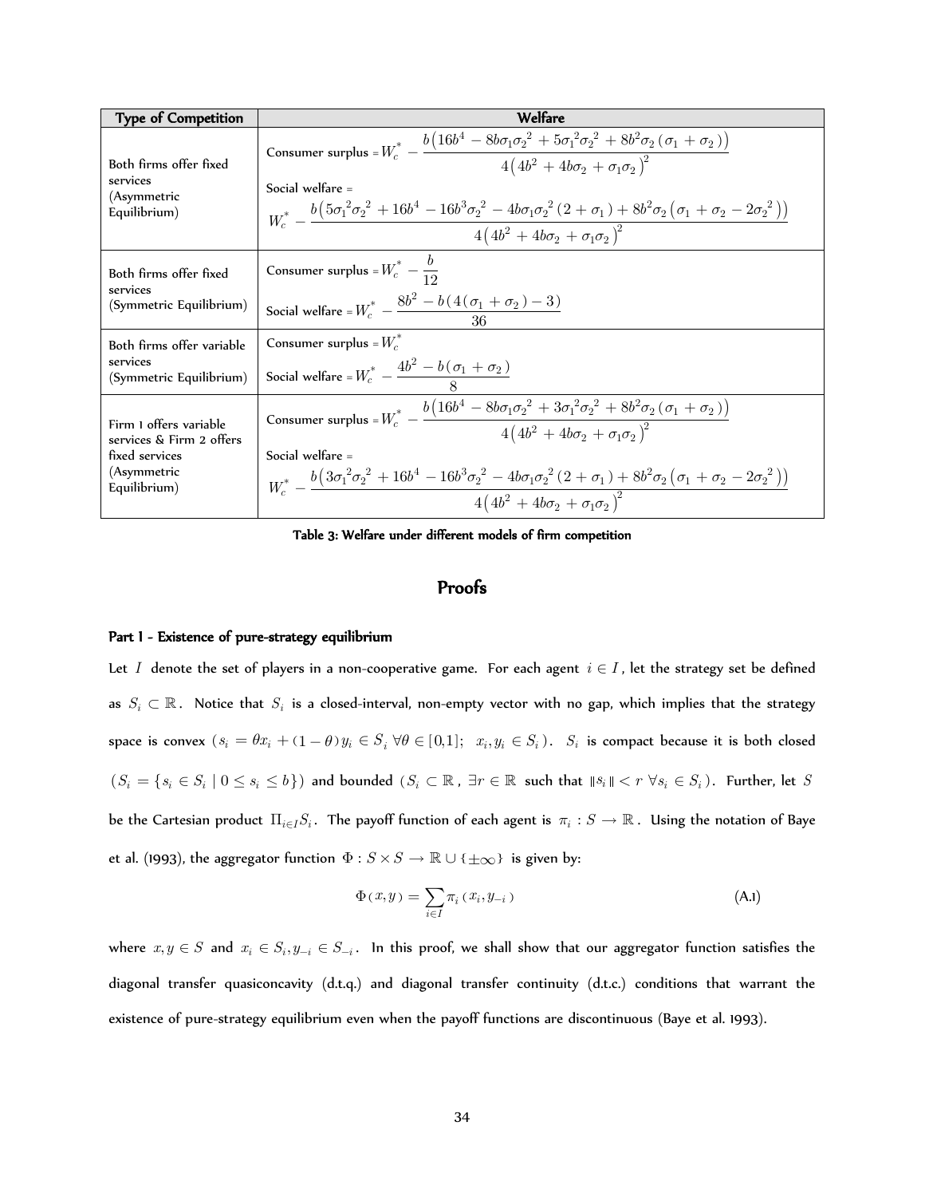| Type of Competition | Welfare |
| --- | --- |
| Both firms offer fixed services (Asymmetric Equilibrium) | Consumer surplus = $W_c^* - \dfrac{b\left(16b^4 - 8b\sigma_1\sigma_2^2 + 5\sigma_1^2\sigma_2^2 + 8b^2\sigma_2(\sigma_1 + \sigma_2)\right)}{4\left(4b^2 + 4b\sigma_2 + \sigma_1\sigma_2\right)^2}$ <br> Social welfare = <br> $W_c^* - \dfrac{b\left(5\sigma_1^2\sigma_2^2 + 16b^4 - 16b^3\sigma_2^2 - 4b\sigma_1\sigma_2^2(2+\sigma_1) + 8b^2\sigma_2\left(\sigma_1 + \sigma_2 - 2\sigma_2^2\right)\right)}{4\left(4b^2 + 4b\sigma_2 + \sigma_1\sigma_2\right)^2}$ |
| Both firms offer fixed services (Symmetric Equilibrium) | Consumer surplus = $W_c^* - \dfrac{b}{12}$ <br> Social welfare = $W_c^* - \dfrac{8b^2 - b(4(\sigma_1 + \sigma_2) - 3)}{36}$ |
| Both firms offer variable services (Symmetric Equilibrium) | Consumer surplus = $W_c^*$ <br> Social welfare = $W_c^* - \dfrac{4b^2 - b(\sigma_1 + \sigma_2)}{8}$ |
| Firm 1 offers variable services & Firm 2 offers fixed services (Asymmetric Equilibrium) | Consumer surplus = $W_c^* - \dfrac{b\left(16b^4 - 8b\sigma_1\sigma_2^2 + 3\sigma_1^2\sigma_2^2 + 8b^2\sigma_2(\sigma_1 + \sigma_2)\right)}{4\left(4b^2 + 4b\sigma_2 + \sigma_1\sigma_2\right)^2}$ <br> Social welfare = <br> $W_c^* - \dfrac{b\left(3\sigma_1^2\sigma_2^2 + 16b^4 - 16b^3\sigma_2^2 - 4b\sigma_1\sigma_2^2(2+\sigma_1) + 8b^2\sigma_2\left(\sigma_1 + \sigma_2 - 2\sigma_2^2\right)\right)}{4\left(4b^2 + 4b\sigma_2 + \sigma_1\sigma_2\right)^2}$ |

**Table 3: Welfare under different models of firm competition**

# Proofs

### Part I - Existence of pure-strategy equilibrium

Let $I$ denote the set of players in a non-cooperative game. For each agent $i \in I$, let the strategy set be defined as $S_i \subset \mathbb{R}$. Notice that $S_i$ is a closed-interval, non-empty vector with no gap, which implies that the strategy space is convex ($s_i = \theta x_i + (1-\theta) y_i \in S_i \; \forall \theta \in [0,1]; \;\; x_i, y_i \in S_i$). $S_i$ is compact because it is both closed ($S_i = \{s_i \in S_i \mid 0 \le s_i \le b\}$) and bounded ($S_i \subset \mathbb{R}$, $\exists r \in \mathbb{R}$ such that $\|s_i\| < r \; \forall s_i \in S_i$). Further, let $S$ be the Cartesian product $\Pi_{i \in I} S_i$. The payoff function of each agent is $\pi_i : S \to \mathbb{R}$. Using the notation of Baye et al. (1993), the aggregator function $\Phi : S \times S \to \mathbb{R} \cup \{\pm\infty\}$ is given by:

$$\Phi(x, y) = \sum_{i \in I} \pi_i(x_i, y_{-i}) \tag{A.1}$$

where $x, y \in S$ and $x_i \in S_i, y_{-i} \in S_{-i}$. In this proof, we shall show that our aggregator function satisfies the diagonal transfer quasiconcavity (d.t.q.) and diagonal transfer continuity (d.t.c.) conditions that warrant the existence of pure-strategy equilibrium even when the payoff functions are discontinuous (Baye et al. 1993).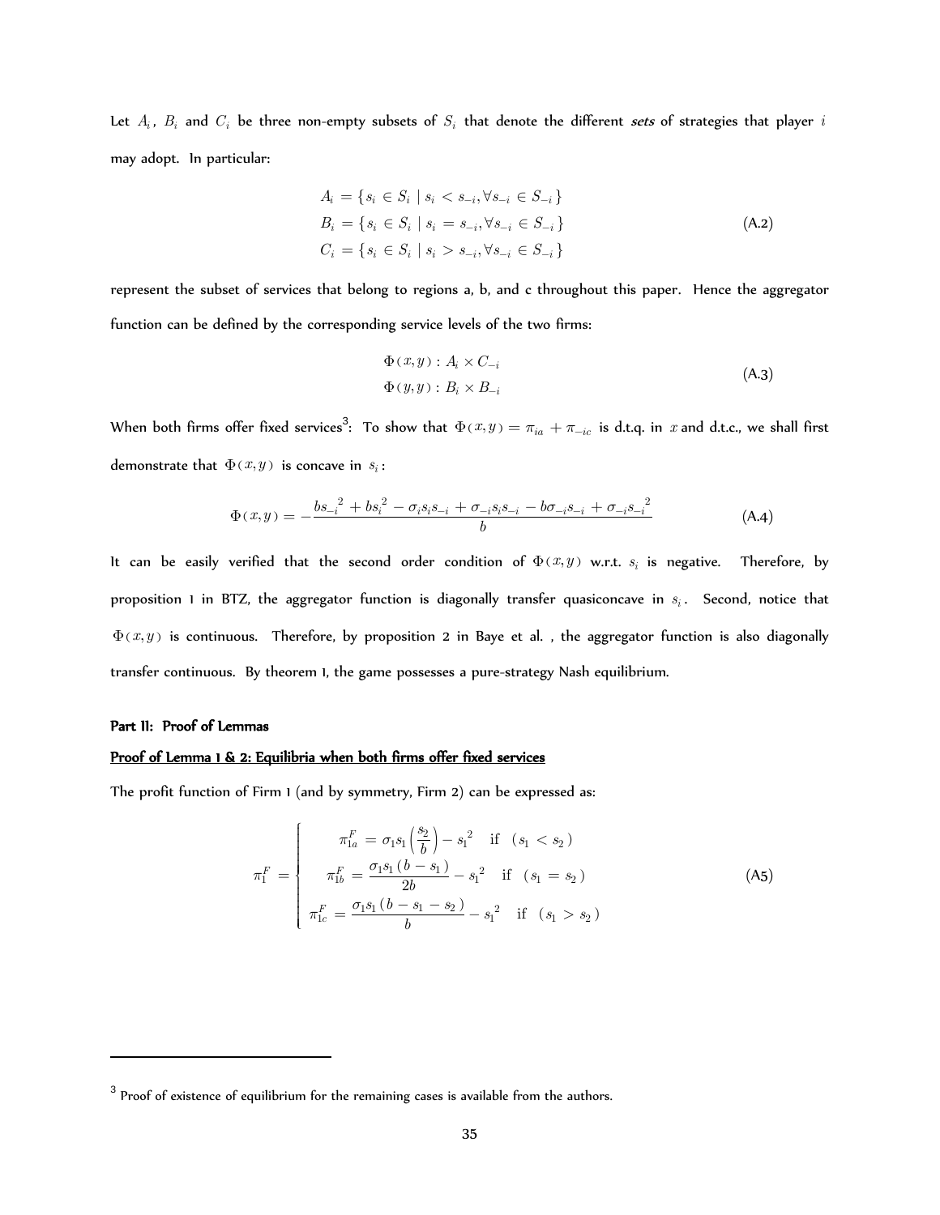Let $A_i$, $B_i$ and $C_i$ be three non-empty subsets of $S_i$ that denote the different *sets* of strategies that player $i$ may adopt. In particular:

$$
\begin{aligned}
A_i &= \{ s_i \in S_i \mid s_i < s_{-i}, \forall s_{-i} \in S_{-i} \} \\
B_i &= \{ s_i \in S_i \mid s_i = s_{-i}, \forall s_{-i} \in S_{-i} \} \\
C_i &= \{ s_i \in S_i \mid s_i > s_{-i}, \forall s_{-i} \in S_{-i} \}
\end{aligned}
\tag{A.2}
$$

represent the subset of services that belong to regions a, b, and c throughout this paper. Hence the aggregator function can be defined by the corresponding service levels of the two firms:

$$
\begin{aligned}
&\Phi(x,y) : A_i \times C_{-i} \\
&\Phi(y,y) : B_i \times B_{-i}
\end{aligned}
\tag{A.3}
$$

When both firms offer fixed services[3]: To show that $\Phi(x,y) = \pi_{ia} + \pi_{-ic}$ is d.t.q. in $x$ and d.t.c., we shall first demonstrate that $\Phi(x,y)$ is concave in $s_i$:

$$
\Phi(x,y) = -\frac{b s_{-i}^{\,2} + b s_i^{\,2} - \sigma_i s_i s_{-i} + \sigma_{-i} s_i s_{-i} - b\sigma_{-i} s_{-i} + \sigma_{-i} s_{-i}^{\,2}}{b}
\tag{A.4}
$$

It can be easily verified that the second order condition of $\Phi(x,y)$ w.r.t. $s_i$ is negative. Therefore, by proposition 1 in BTZ, the aggregator function is diagonally transfer quasiconcave in $s_i$. Second, notice that $\Phi(x,y)$ is continuous. Therefore, by proposition 2 in Baye et al. , the aggregator function is also diagonally transfer continuous. By theorem 1, the game possesses a pure-strategy Nash equilibrium.

#### Part II: Proof of Lemmas

**Proof of Lemma 1 & 2: Equilibria when both firms offer fixed services**

The profit function of Firm 1 (and by symmetry, Firm 2) can be expressed as:

$$
\pi_1^F = \begin{cases}
\pi_{1a}^F = \sigma_1 s_1 \left( \dfrac{s_2}{b} \right) - s_1^{\,2} & \text{if } \ (s_1 < s_2) \\[2ex]
\pi_{1b}^F = \dfrac{\sigma_1 s_1 (b - s_1)}{2b} - s_1^{\,2} & \text{if } \ (s_1 = s_2) \\[2ex]
\pi_{1c}^F = \dfrac{\sigma_1 s_1 (b - s_1 - s_2)}{b} - s_1^{\,2} & \text{if } \ (s_1 > s_2)
\end{cases}
\tag{A5}
$$

---

[3] Proof of existence of equilibrium for the remaining cases is available from the authors.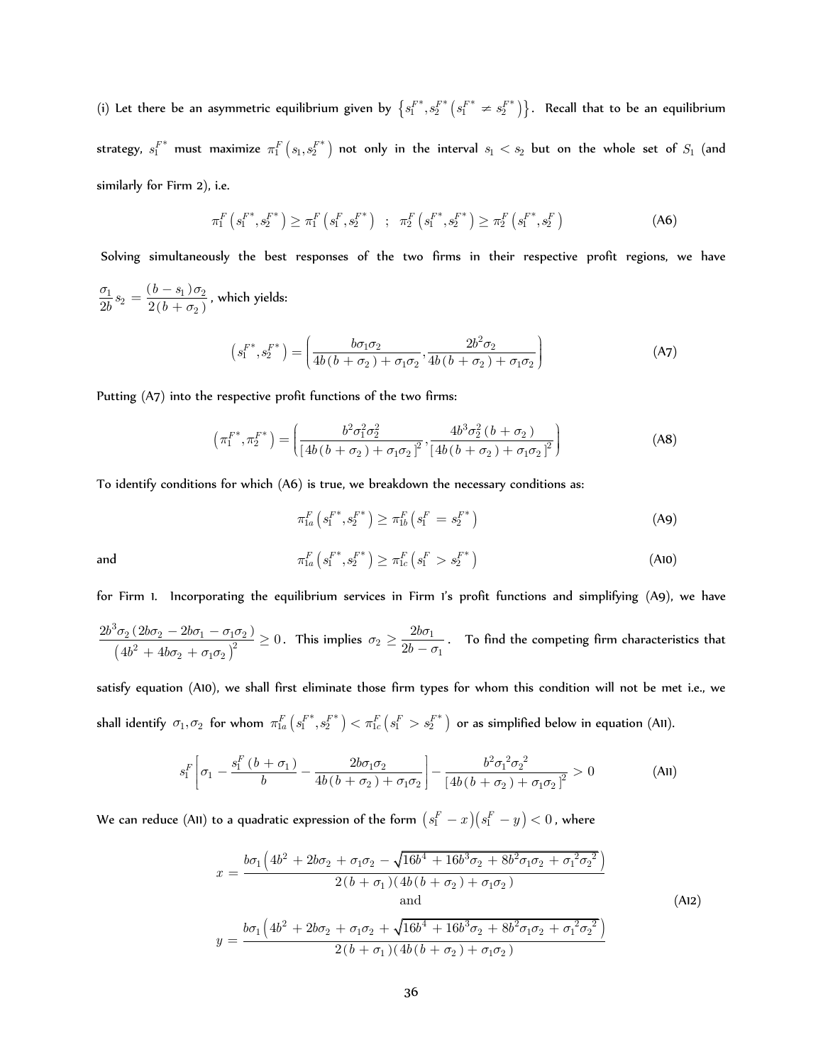(i) Let there be an asymmetric equilibrium given by $\left\{s_1^{F^*}, s_2^{F^*}\left(s_1^{F^*} \neq s_2^{F^*}\right)\right\}$. Recall that to be an equilibrium strategy, $s_1^{F^*}$ must maximize $\pi_1^F\left(s_1, s_2^{F^*}\right)$ not only in the interval $s_1 < s_2$ but on the whole set of $S_1$ (and similarly for Firm 2), i.e.

$$\pi_1^F\left(s_1^{F^*}, s_2^{F^*}\right) \geq \pi_1^F\left(s_1^F, s_2^{F^*}\right) \quad ; \quad \pi_2^F\left(s_1^{F^*}, s_2^{F^*}\right) \geq \pi_2^F\left(s_1^{F^*}, s_2^F\right) \tag{A6}$$

Solving simultaneously the best responses of the two firms in their respective profit regions, we have $\dfrac{\sigma_1}{2b}s_2 = \dfrac{(b - s_1)\sigma_2}{2(b+\sigma_2)}$, which yields:

$$\left(s_1^{F^*}, s_2^{F^*}\right) = \left(\frac{b\sigma_1\sigma_2}{4b(b+\sigma_2)+\sigma_1\sigma_2}, \frac{2b^2\sigma_2}{4b(b+\sigma_2)+\sigma_1\sigma_2}\right) \tag{A7}$$

Putting (A7) into the respective profit functions of the two firms:

$$\left(\pi_1^{F^*}, \pi_2^{F^*}\right) = \left(\frac{b^2\sigma_1^2\sigma_2^2}{\left[4b(b+\sigma_2)+\sigma_1\sigma_2\right]^2}, \frac{4b^3\sigma_2^2(b+\sigma_2)}{\left[4b(b+\sigma_2)+\sigma_1\sigma_2\right]^2}\right) \tag{A8}$$

To identify conditions for which (A6) is true, we breakdown the necessary conditions as:

$$\pi_{1a}^F\left(s_1^{F^*}, s_2^{F^*}\right) \geq \pi_{1b}^F\left(s_1^F = s_2^{F^*}\right) \tag{A9}$$

and

$$\pi_{1a}^F\left(s_1^{F^*}, s_2^{F^*}\right) \geq \pi_{1c}^F\left(s_1^F > s_2^{F^*}\right) \tag{A10}$$

for Firm 1. Incorporating the equilibrium services in Firm 1's profit functions and simplifying (A9), we have $\dfrac{2b^3\sigma_2(2b\sigma_2 - 2b\sigma_1 - \sigma_1\sigma_2)}{\left(4b^2 + 4b\sigma_2 + \sigma_1\sigma_2\right)^2} \geq 0$. This implies $\sigma_2 \geq \dfrac{2b\sigma_1}{2b - \sigma_1}$. To find the competing firm characteristics that satisfy equation (A10), we shall first eliminate those firm types for whom this condition will not be met i.e., we shall identify $\sigma_1, \sigma_2$ for whom $\pi_{1a}^F\left(s_1^{F^*}, s_2^{F^*}\right) < \pi_{1c}^F\left(s_1^F > s_2^{F^*}\right)$ or as simplified below in equation (A11).

$$s_1^F\left[\sigma_1 - \frac{s_1^F(b+\sigma_1)}{b} - \frac{2b\sigma_1\sigma_2}{4b(b+\sigma_2)+\sigma_1\sigma_2}\right] - \frac{b^2\sigma_1^2\sigma_2^2}{\left[4b(b+\sigma_2)+\sigma_1\sigma_2\right]^2} > 0 \tag{A11}$$

We can reduce (A11) to a quadratic expression of the form $\left(s_1^F - x\right)\left(s_1^F - y\right) < 0$, where

$$x = \frac{b\sigma_1\left(4b^2 + 2b\sigma_2 + \sigma_1\sigma_2 - \sqrt{16b^4 + 16b^3\sigma_2 + 8b^2\sigma_1\sigma_2 + \sigma_1^2\sigma_2^2}\right)}{2(b+\sigma_1)(4b(b+\sigma_2)+\sigma_1\sigma_2)}$$

and

$$y = \frac{b\sigma_1\left(4b^2 + 2b\sigma_2 + \sigma_1\sigma_2 + \sqrt{16b^4 + 16b^3\sigma_2 + 8b^2\sigma_1\sigma_2 + \sigma_1^2\sigma_2^2}\right)}{2(b+\sigma_1)(4b(b+\sigma_2)+\sigma_1\sigma_2)} \tag{A12}$$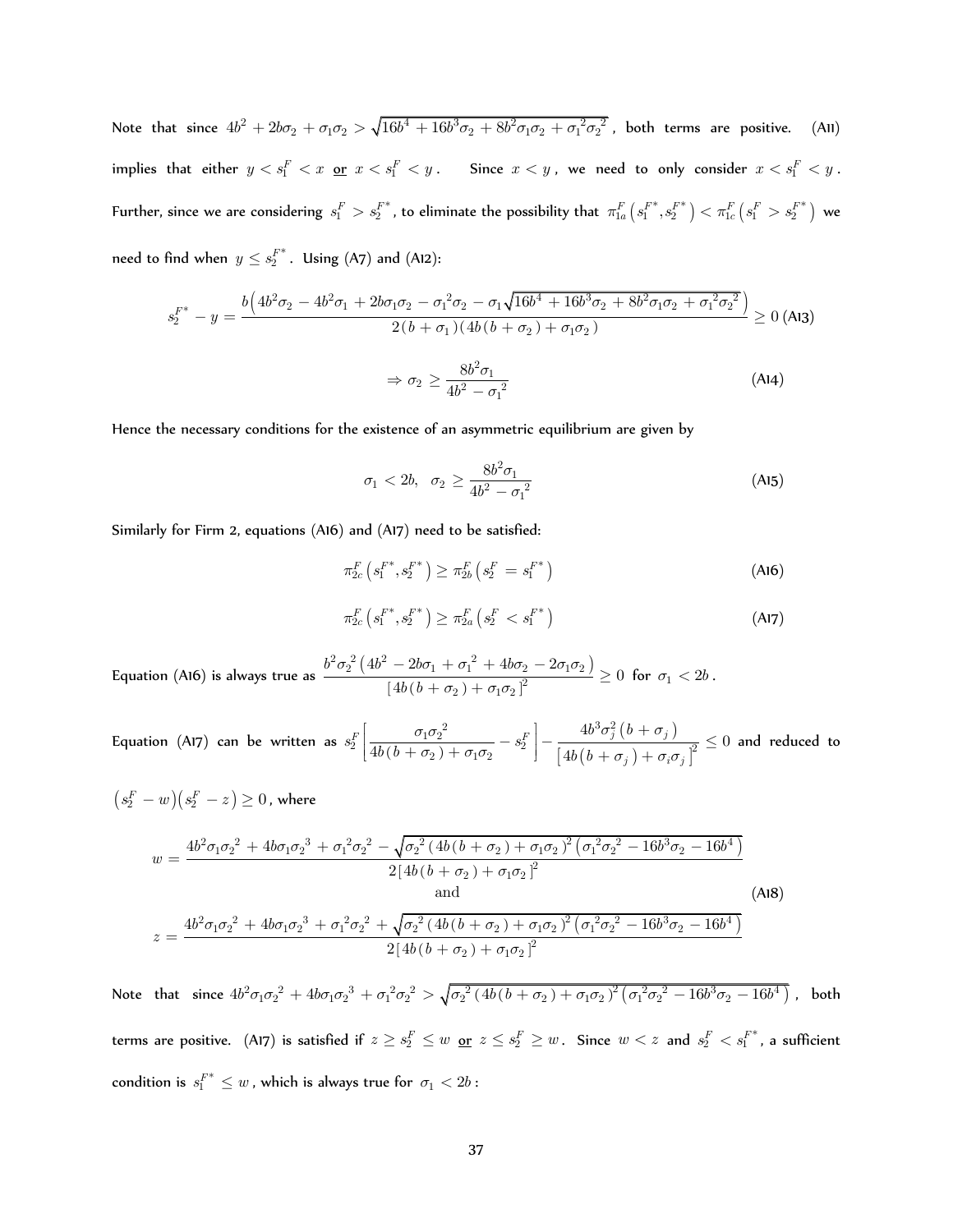Note that since $4b^2 + 2b\sigma_2 + \sigma_1\sigma_2 > \sqrt{16b^4 + 16b^3\sigma_2 + 8b^2\sigma_1\sigma_2 + \sigma_1^{\,2}\sigma_2^{\,2}}$, both terms are positive. (A11) implies that either $y < s_1^F < x$ or $x < s_1^F < y$. Since $x < y$, we need to only consider $x < s_1^F < y$. Further, since we are considering $s_1^F > s_2^{F^*}$, to eliminate the possibility that $\pi_{1a}^F\left(s_1^{F^*}, s_2^{F^*}\right) < \pi_{1c}^F\left(s_1^F > s_2^{F^*}\right)$ we need to find when $y \leq s_2^{F^*}$. Using (A7) and (A12):

$$s_2^{F^*} - y = \frac{b\left(4b^2\sigma_2 - 4b^2\sigma_1 + 2b\sigma_1\sigma_2 - \sigma_1^{\,2}\sigma_2 - \sigma_1\sqrt{16b^4 + 16b^3\sigma_2 + 8b^2\sigma_1\sigma_2 + \sigma_1^{\,2}\sigma_2^{\,2}}\right)}{2(b+\sigma_1)(4b(b+\sigma_2)+\sigma_1\sigma_2)} \geq 0 \quad \text{(A13)}$$

$$\Rightarrow \sigma_2 \geq \frac{8b^2\sigma_1}{4b^2 - \sigma_1^{\,2}} \quad \text{(A14)}$$

Hence the necessary conditions for the existence of an asymmetric equilibrium are given by

$$\sigma_1 < 2b, \quad \sigma_2 \geq \frac{8b^2\sigma_1}{4b^2 - \sigma_1^{\,2}} \quad \text{(A15)}$$

Similarly for Firm 2, equations (A16) and (A17) need to be satisfied:

$$\pi_{2c}^F\left(s_1^{F^*}, s_2^{F^*}\right) \geq \pi_{2b}^F\left(s_2^F = s_1^{F^*}\right) \quad \text{(A16)}$$

$$\pi_{2c}^F\left(s_1^{F^*}, s_2^{F^*}\right) \geq \pi_{2a}^F\left(s_2^F < s_1^{F^*}\right) \quad \text{(A17)}$$

Equation (A16) is always true as $\dfrac{b^2\sigma_2^{\,2}\left(4b^2 - 2b\sigma_1 + \sigma_1^{\,2} + 4b\sigma_2 - 2\sigma_1\sigma_2\right)}{\left[4b(b+\sigma_2)+\sigma_1\sigma_2\right]^2} \geq 0$ for $\sigma_1 < 2b$.

Equation (A17) can be written as $s_2^F\left[\dfrac{\sigma_1\sigma_2^{\,2}}{4b(b+\sigma_2)+\sigma_1\sigma_2} - s_2^F\right] - \dfrac{4b^3\sigma_j^2\left(b+\sigma_j\right)}{\left[4b\left(b+\sigma_j\right)+\sigma_i\sigma_j\right]^2} \leq 0$ and reduced to $\left(s_2^F - w\right)\left(s_2^F - z\right) \geq 0$, where

$$w = \frac{4b^2\sigma_1\sigma_2^{\,2} + 4b\sigma_1\sigma_2^{\,3} + \sigma_1^{\,2}\sigma_2^{\,2} - \sqrt{\sigma_2^{\,2}\left(4b(b+\sigma_2)+\sigma_1\sigma_2\right)^2\left(\sigma_1^{\,2}\sigma_2^{\,2} - 16b^3\sigma_2 - 16b^4\right)}}{2\left[4b(b+\sigma_2)+\sigma_1\sigma_2\right]^2}$$

and (A18)

$$z = \frac{4b^2\sigma_1\sigma_2^{\,2} + 4b\sigma_1\sigma_2^{\,3} + \sigma_1^{\,2}\sigma_2^{\,2} + \sqrt{\sigma_2^{\,2}\left(4b(b+\sigma_2)+\sigma_1\sigma_2\right)^2\left(\sigma_1^{\,2}\sigma_2^{\,2} - 16b^3\sigma_2 - 16b^4\right)}}{2\left[4b(b+\sigma_2)+\sigma_1\sigma_2\right]^2}$$

Note that since $4b^2\sigma_1\sigma_2^{\,2} + 4b\sigma_1\sigma_2^{\,3} + \sigma_1^{\,2}\sigma_2^{\,2} > \sqrt{\sigma_2^{\,2}\left(4b(b+\sigma_2)+\sigma_1\sigma_2\right)^2\left(\sigma_1^{\,2}\sigma_2^{\,2} - 16b^3\sigma_2 - 16b^4\right)}$, both terms are positive. (A17) is satisfied if $z \geq s_2^F \leq w$ or $z \leq s_2^F \geq w$. Since $w < z$ and $s_2^F < s_1^{F^*}$, a sufficient condition is $s_1^{F^*} \leq w$, which is always true for $\sigma_1 < 2b$: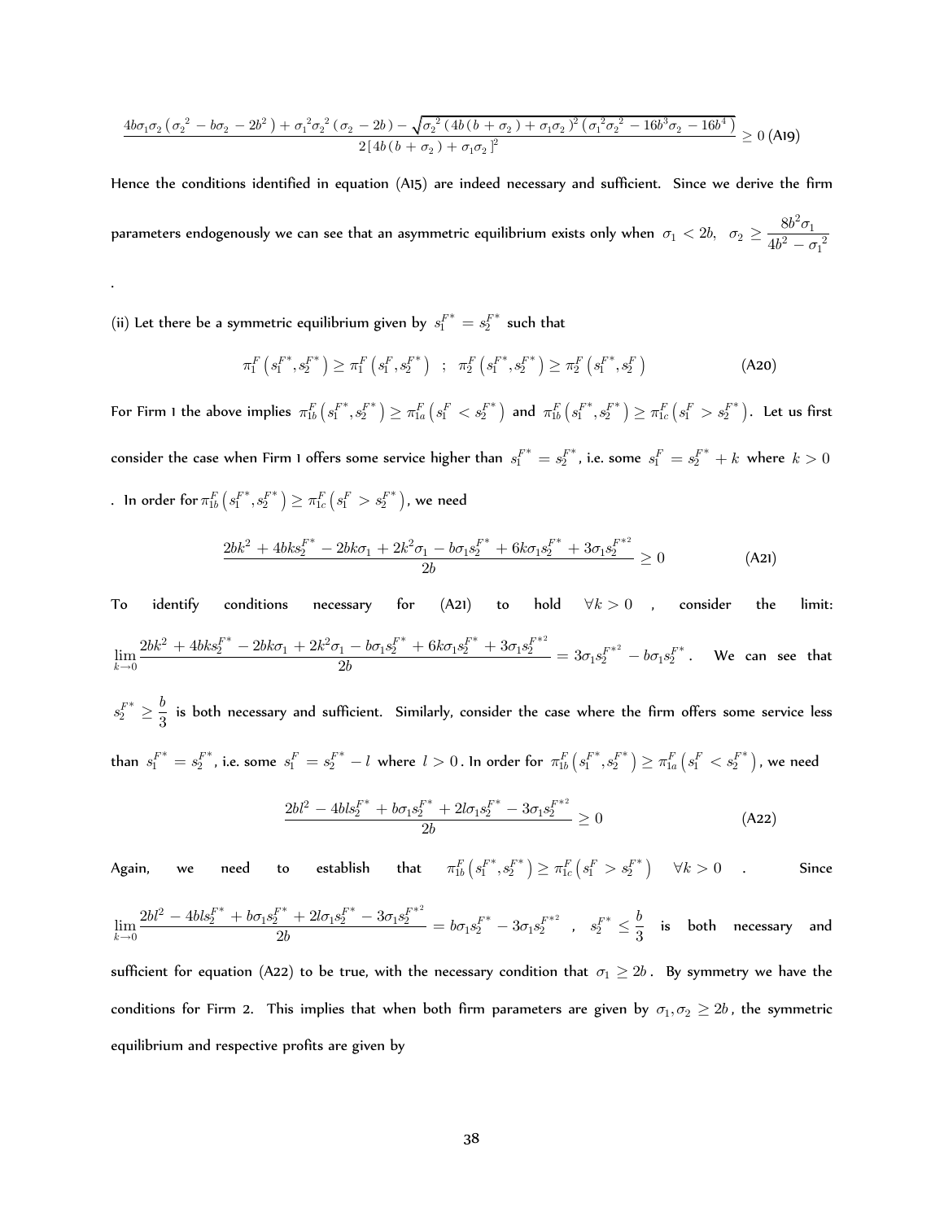$$\frac{4b\sigma_1\sigma_2\left(\sigma_2^{\,2}-b\sigma_2-2b^2\right)+\sigma_1^{\,2}\sigma_2^{\,2}\left(\sigma_2-2b\right)-\sqrt{\sigma_2^{\,2}\left(4b\left(b+\sigma_2\right)+\sigma_1\sigma_2\right)^2\left(\sigma_1^{\,2}\sigma_2^{\,2}-16b^3\sigma_2-16b^4\right)}}{2\left[4b\left(b+\sigma_2\right)+\sigma_1\sigma_2\right]^2}\geq 0 \text{ (A19)}$$

Hence the conditions identified in equation (A15) are indeed necessary and sufficient. Since we derive the firm parameters endogenously we can see that an asymmetric equilibrium exists only when $\sigma_1 < 2b,\ \ \sigma_2 \geq \dfrac{8b^2\sigma_1}{4b^2-\sigma_1^{\,2}}$

.

(ii) Let there be a symmetric equilibrium given by $s_1^{F^*} = s_2^{F^*}$ such that

$$\pi_1^F\left(s_1^{F^*}, s_2^{F^*}\right) \geq \pi_1^F\left(s_1^F, s_2^{F^*}\right) \ \ ; \ \ \pi_2^F\left(s_1^{F^*}, s_2^{F^*}\right) \geq \pi_2^F\left(s_1^{F^*}, s_2^F\right) \qquad \text{(A20)}$$

For Firm 1 the above implies $\pi_{1b}^F\left(s_1^{F^*}, s_2^{F^*}\right) \geq \pi_{1a}^F\left(s_1^F < s_2^{F^*}\right)$ and $\pi_{1b}^F\left(s_1^{F^*}, s_2^{F^*}\right) \geq \pi_{1c}^F\left(s_1^F > s_2^{F^*}\right)$. Let us first consider the case when Firm 1 offers some service higher than $s_1^{F^*} = s_2^{F^*}$, i.e. some $s_1^F = s_2^{F^*} + k$ where $k > 0$. In order for $\pi_{1b}^F\left(s_1^{F^*}, s_2^{F^*}\right) \geq \pi_{1c}^F\left(s_1^F > s_2^{F^*}\right)$, we need

$$\frac{2bk^2 + 4bks_2^{F^*} - 2bk\sigma_1 + 2k^2\sigma_1 - b\sigma_1 s_2^{F^*} + 6k\sigma_1 s_2^{F^*} + 3\sigma_1 s_2^{F^{*2}}}{2b} \geq 0 \qquad \text{(A21)}$$

To identify conditions necessary for (A21) to hold $\forall k > 0$, consider the limit: $\lim_{k\to 0}\dfrac{2bk^2 + 4bks_2^{F^*} - 2bk\sigma_1 + 2k^2\sigma_1 - b\sigma_1 s_2^{F^*} + 6k\sigma_1 s_2^{F^*} + 3\sigma_1 s_2^{F^{*2}}}{2b} = 3\sigma_1 s_2^{F^{*2}} - b\sigma_1 s_2^{F^*}$. We can see that $s_2^{F^*} \geq \dfrac{b}{3}$ is both necessary and sufficient. Similarly, consider the case where the firm offers some service less than $s_1^{F^*} = s_2^{F^*}$, i.e. some $s_1^F = s_2^{F^*} - l$ where $l > 0$. In order for $\pi_{1b}^F\left(s_1^{F^*}, s_2^{F^*}\right) \geq \pi_{1a}^F\left(s_1^F < s_2^{F^*}\right)$, we need

$$\frac{2bl^2 - 4bls_2^{F^*} + b\sigma_1 s_2^{F^*} + 2l\sigma_1 s_2^{F^*} - 3\sigma_1 s_2^{F^{*2}}}{2b} \geq 0 \qquad \text{(A22)}$$

Again, we need to establish that $\pi_{1b}^F\left(s_1^{F^*}, s_2^{F^*}\right) \geq \pi_{1c}^F\left(s_1^F > s_2^{F^*}\right) \quad \forall k > 0$. Since $\lim_{k\to 0}\dfrac{2bl^2 - 4bls_2^{F^*} + b\sigma_1 s_2^{F^*} + 2l\sigma_1 s_2^{F^*} - 3\sigma_1 s_2^{F^{*2}}}{2b} = b\sigma_1 s_2^{F^*} - 3\sigma_1 s_2^{F^{*2}}$ , $s_2^{F^*} \leq \dfrac{b}{3}$ is both necessary and sufficient for equation (A22) to be true, with the necessary condition that $\sigma_1 \geq 2b$. By symmetry we have the conditions for Firm 2. This implies that when both firm parameters are given by $\sigma_1, \sigma_2 \geq 2b$, the symmetric equilibrium and respective profits are given by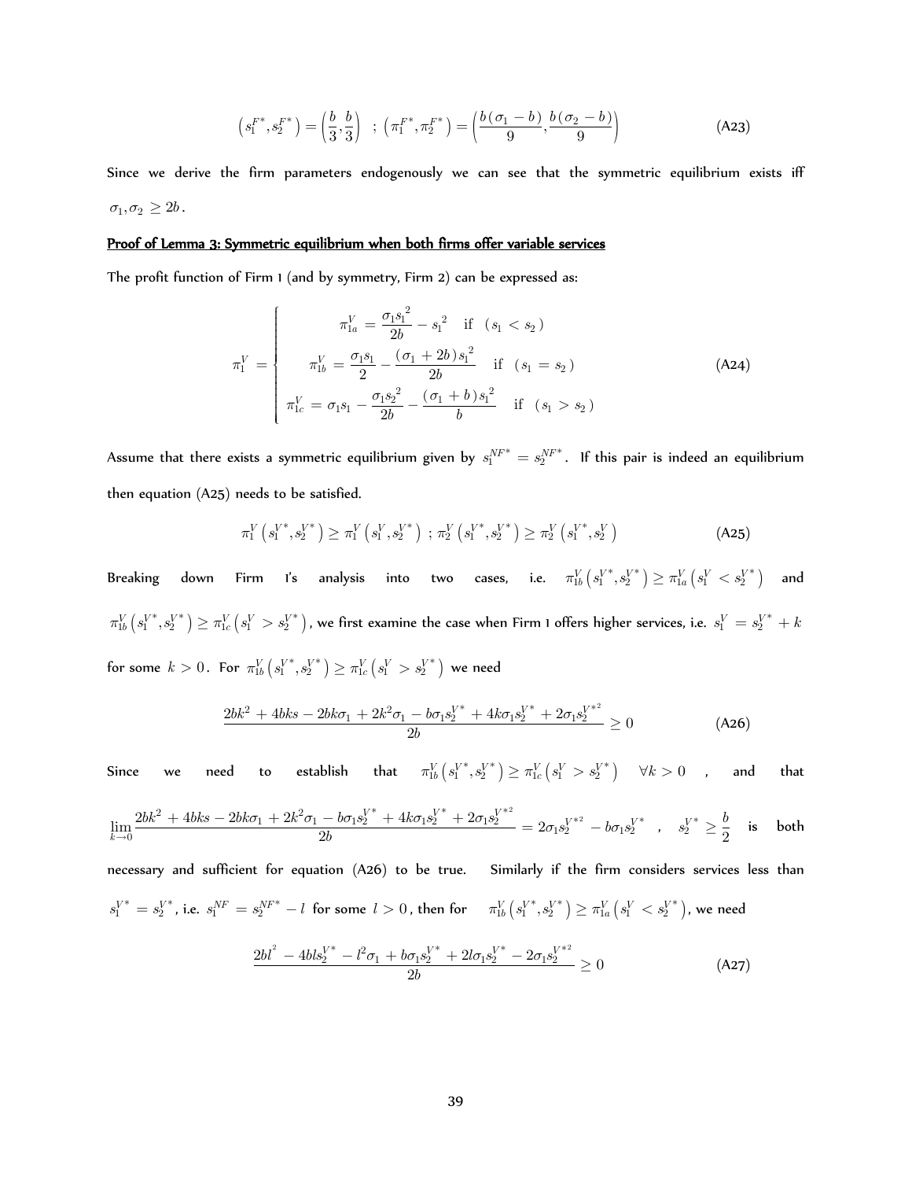$$\left(s_1^{F*}, s_2^{F*}\right) = \left(\frac{b}{3}, \frac{b}{3}\right) \; ; \; \left(\pi_1^{F*}, \pi_2^{F*}\right) = \left(\frac{b(\sigma_1 - b)}{9}, \frac{b(\sigma_2 - b)}{9}\right) \tag{A23}$$

Since we derive the firm parameters endogenously we can see that the symmetric equilibrium exists iff $\sigma_1, \sigma_2 \geq 2b$.

**Proof of Lemma 3: Symmetric equilibrium when both firms offer variable services**

The profit function of Firm 1 (and by symmetry, Firm 2) can be expressed as:

$$\pi_1^V = \begin{cases} \pi_{1a}^V = \dfrac{\sigma_1 s_1^2}{2b} - s_1^2 & \text{if } (s_1 < s_2) \\[2ex] \pi_{1b}^V = \dfrac{\sigma_1 s_1}{2} - \dfrac{(\sigma_1 + 2b) s_1^2}{2b} & \text{if } (s_1 = s_2) \\[2ex] \pi_{1c}^V = \sigma_1 s_1 - \dfrac{\sigma_1 s_2^2}{2b} - \dfrac{(\sigma_1 + b) s_1^2}{b} & \text{if } (s_1 > s_2) \end{cases} \tag{A24}$$

Assume that there exists a symmetric equilibrium given by $s_1^{NF*} = s_2^{NF*}$. If this pair is indeed an equilibrium then equation (A25) needs to be satisfied.

$$\pi_1^V\left(s_1^{V*}, s_2^{V*}\right) \geq \pi_1^V\left(s_1^V, s_2^{V*}\right) \; ; \; \pi_2^V\left(s_1^{V*}, s_2^{V*}\right) \geq \pi_2^V\left(s_1^{V*}, s_2^V\right) \tag{A25}$$

Breaking down Firm 1's analysis into two cases, i.e. $\pi_{1b}^V\left(s_1^{V*}, s_2^{V*}\right) \geq \pi_{1a}^V\left(s_1^V < s_2^{V*}\right)$ and $\pi_{1b}^V\left(s_1^{V*}, s_2^{V*}\right) \geq \pi_{1c}^V\left(s_1^V > s_2^{V*}\right)$, we first examine the case when Firm 1 offers higher services, i.e. $s_1^V = s_2^{V*} + k$ for some $k > 0$. For $\pi_{1b}^V\left(s_1^{V*}, s_2^{V*}\right) \geq \pi_{1c}^V\left(s_1^V > s_2^{V*}\right)$ we need

$$\frac{2bk^2 + 4bks - 2bk\sigma_1 + 2k^2\sigma_1 - b\sigma_1 s_2^{V*} + 4k\sigma_1 s_2^{V*} + 2\sigma_1 s_2^{V*2}}{2b} \geq 0 \tag{A26}$$

Since we need to establish that $\pi_{1b}^V\left(s_1^{V*}, s_2^{V*}\right) \geq \pi_{1c}^V\left(s_1^V > s_2^{V*}\right) \quad \forall k > 0$, and that

$\lim\limits_{k \to 0} \dfrac{2bk^2 + 4bks - 2bk\sigma_1 + 2k^2\sigma_1 - b\sigma_1 s_2^{V*} + 4k\sigma_1 s_2^{V*} + 2\sigma_1 s_2^{V*2}}{2b} = 2\sigma_1 s_2^{V*2} - b\sigma_1 s_2^{V*}$, $s_2^{V*} \geq \dfrac{b}{2}$ is both necessary and sufficient for equation (A26) to be true. Similarly if the firm considers services less than $s_1^{V*} = s_2^{V*}$, i.e. $s_1^{NF} = s_2^{NF*} - l$ for some $l > 0$, then for $\pi_{1b}^V\left(s_1^{V*}, s_2^{V*}\right) \geq \pi_{1a}^V\left(s_1^V < s_2^{V*}\right)$, we need

$$\frac{2bl^2 - 4bls_2^{V*} - l^2\sigma_1 + b\sigma_1 s_2^{V*} + 2l\sigma_1 s_2^{V*} - 2\sigma_1 s_2^{V*2}}{2b} \geq 0 \tag{A27}$$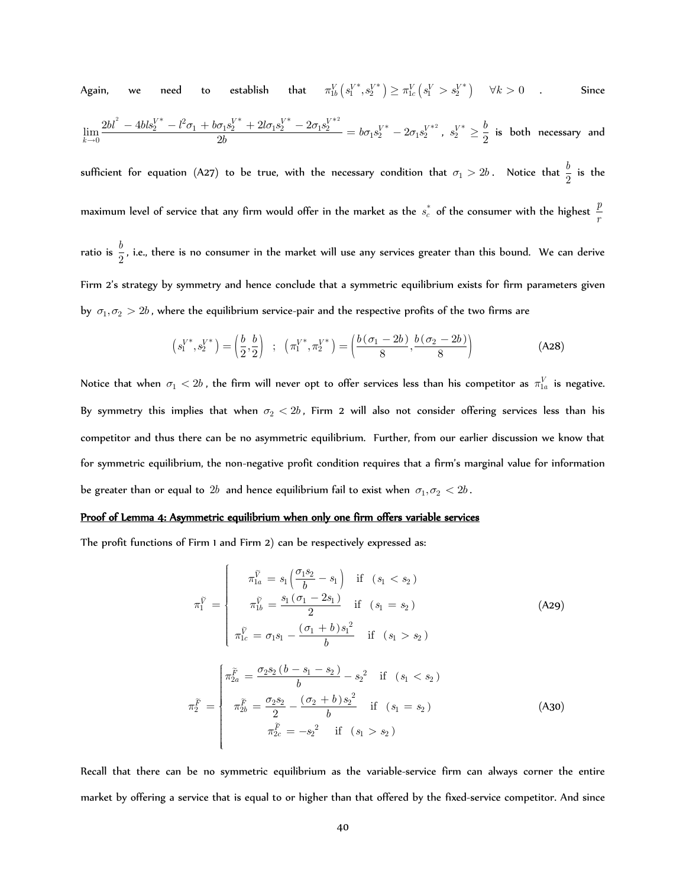Again, we need to establish that $\pi_{1b}^{V}\left(s_1^{V*}, s_2^{V*}\right) \geq \pi_{1c}^{V}\left(s_1^{V} > s_2^{V*}\right) \quad \forall k > 0$. Since $\lim_{k \to 0} \dfrac{2bl^2 - 4bls_2^{V*} - l^2\sigma_1 + b\sigma_1 s_2^{V*} + 2l\sigma_1 s_2^{V*} - 2\sigma_1 s_2^{V*2}}{2b} = b\sigma_1 s_2^{V*} - 2\sigma_1 s_2^{V*2}$, $s_2^{V*} \geq \dfrac{b}{2}$ is both necessary and sufficient for equation (A27) to be true, with the necessary condition that $\sigma_1 > 2b$. Notice that $\dfrac{b}{2}$ is the maximum level of service that any firm would offer in the market as the $s_c^*$ of the consumer with the highest $\dfrac{p}{r}$ ratio is $\dfrac{b}{2}$, i.e., there is no consumer in the market will use any services greater than this bound. We can derive Firm 2's strategy by symmetry and hence conclude that a symmetric equilibrium exists for firm parameters given by $\sigma_1, \sigma_2 > 2b$, where the equilibrium service-pair and the respective profits of the two firms are

$$\left(s_1^{V*}, s_2^{V*}\right) = \left(\frac{b}{2}, \frac{b}{2}\right) \; ; \; \left(\pi_1^{V*}, \pi_2^{V*}\right) = \left(\frac{b\left(\sigma_1 - 2b\right)}{8}, \frac{b\left(\sigma_2 - 2b\right)}{8}\right) \tag{A28}$$

Notice that when $\sigma_1 < 2b$, the firm will never opt to offer services less than his competitor as $\pi_{1a}^{V}$ is negative. By symmetry this implies that when $\sigma_2 < 2b$, Firm 2 will also not consider offering services less than his competitor and thus there can be no asymmetric equilibrium. Further, from our earlier discussion we know that for symmetric equilibrium, the non-negative profit condition requires that a firm's marginal value for information be greater than or equal to $2b$ and hence equilibrium fail to exist when $\sigma_1, \sigma_2 < 2b$.

**<u>Proof of Lemma 4: Asymmetric equilibrium when only one firm offers variable services</u>**

The profit functions of Firm 1 and Firm 2) can be respectively expressed as:

$$\pi_1^{\tilde{V}} = \begin{cases} \pi_{1a}^{\tilde{V}} = s_1\left(\dfrac{\sigma_1 s_2}{b} - s_1\right) & \text{if } \left(s_1 < s_2\right) \\ \pi_{1b}^{\tilde{V}} = \dfrac{s_1\left(\sigma_1 - 2s_1\right)}{2} & \text{if } \left(s_1 = s_2\right) \\ \pi_{1c}^{\tilde{V}} = \sigma_1 s_1 - \dfrac{\left(\sigma_1 + b\right)s_1^2}{b} & \text{if } \left(s_1 > s_2\right) \end{cases} \tag{A29}$$

$$\pi_2^{\tilde{F}} = \begin{cases} \pi_{2a}^{\tilde{F}} = \dfrac{\sigma_2 s_2\left(b - s_1 - s_2\right)}{b} - s_2^2 & \text{if } \left(s_1 < s_2\right) \\ \pi_{2b}^{\tilde{F}} = \dfrac{\sigma_2 s_2}{2} - \dfrac{\left(\sigma_2 + b\right)s_2^2}{b} & \text{if } \left(s_1 = s_2\right) \\ \pi_{2c}^{\tilde{F}} = -s_2^2 & \text{if } \left(s_1 > s_2\right) \end{cases} \tag{A30}$$

Recall that there can be no symmetric equilibrium as the variable-service firm can always corner the entire market by offering a service that is equal to or higher than that offered by the fixed-service competitor. And since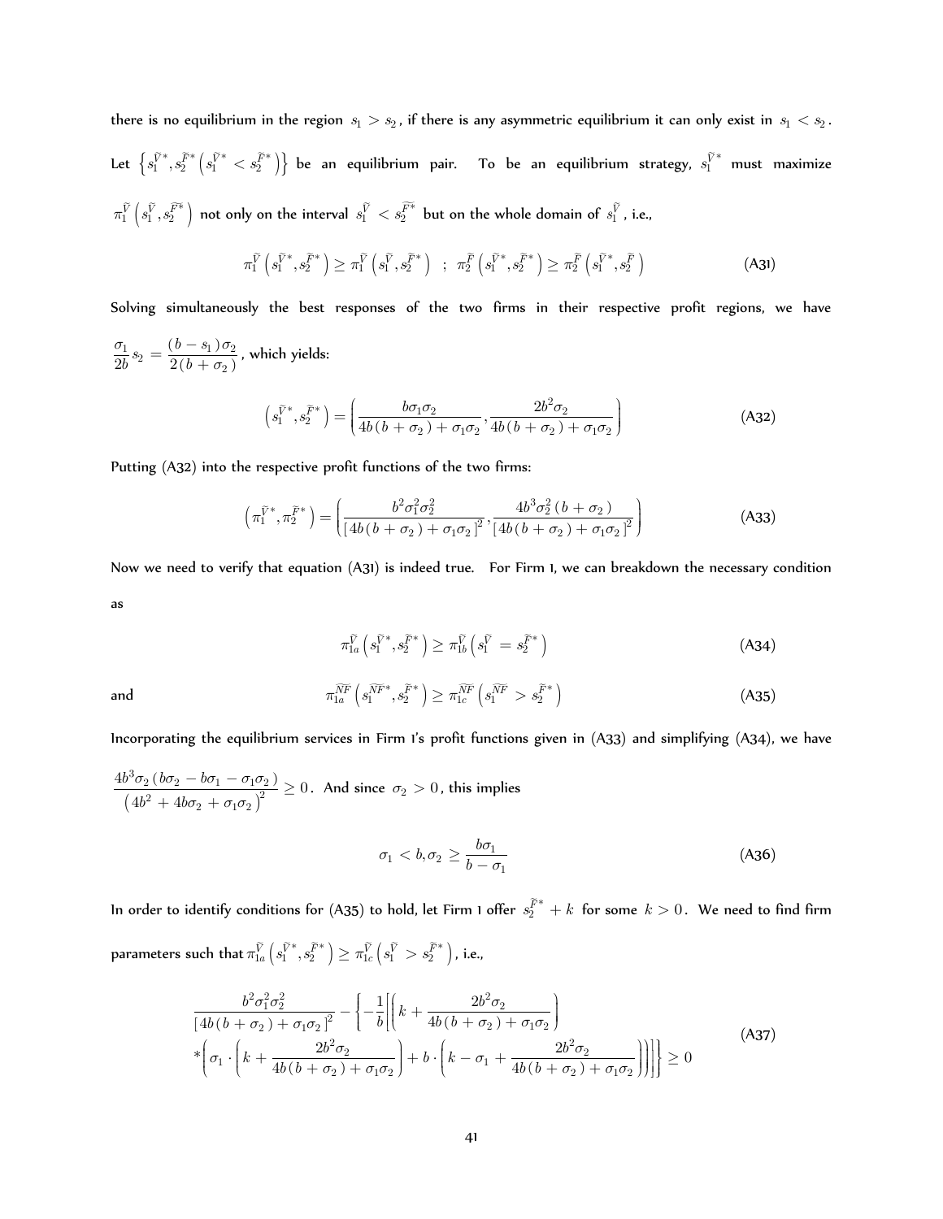there is no equilibrium in the region $s_1 > s_2$, if there is any asymmetric equilibrium it can only exist in $s_1 < s_2$. Let $\left\{ s_1^{\widetilde{V}*}, s_2^{\widetilde{F}*} \left( s_1^{\widetilde{V}*} < s_2^{\widetilde{F}*} \right) \right\}$ be an equilibrium pair. To be an equilibrium strategy, $s_1^{\widetilde{V}*}$ must maximize $\pi_1^{\widetilde{V}}\left( s_1^{\widetilde{V}}, s_2^{\widetilde{F}*} \right)$ not only on the interval $s_1^{\widetilde{V}} < s_2^{\widetilde{F}*}$ but on the whole domain of $s_1^{\widetilde{V}}$, i.e.,

$$\pi_1^{\widetilde{V}}\left( s_1^{\widetilde{V}*}, s_2^{\widetilde{F}*} \right) \geq \pi_1^{\widetilde{V}}\left( s_1^{\widetilde{V}}, s_2^{\widetilde{F}*} \right) \;\;;\;\; \pi_2^{\widetilde{F}}\left( s_1^{\widetilde{V}*}, s_2^{\widetilde{F}*} \right) \geq \pi_2^{\widetilde{F}}\left( s_1^{\widetilde{V}*}, s_2^{\widetilde{F}} \right) \tag{A31}$$

Solving simultaneously the best responses of the two firms in their respective profit regions, we have $\dfrac{\sigma_1}{2b} s_2 = \dfrac{(b - s_1)\sigma_2}{2(b+\sigma_2)}$, which yields:

$$\left( s_1^{\widetilde{V}*}, s_2^{\widetilde{F}*} \right) = \left( \frac{b\sigma_1\sigma_2}{4b(b+\sigma_2)+\sigma_1\sigma_2}, \frac{2b^2\sigma_2}{4b(b+\sigma_2)+\sigma_1\sigma_2} \right) \tag{A32}$$

Putting (A32) into the respective profit functions of the two firms:

$$\left( \pi_1^{\widetilde{V}*}, \pi_2^{\widetilde{F}*} \right) = \left( \frac{b^2\sigma_1^2\sigma_2^2}{\left[4b(b+\sigma_2)+\sigma_1\sigma_2\right]^2}, \frac{4b^3\sigma_2^2(b+\sigma_2)}{\left[4b(b+\sigma_2)+\sigma_1\sigma_2\right]^2} \right) \tag{A33}$$

Now we need to verify that equation (A31) is indeed true. For Firm 1, we can breakdown the necessary condition as

$$\pi_{1a}^{\widetilde{V}}\left( s_1^{\widetilde{V}*}, s_2^{\widetilde{F}*} \right) \geq \pi_{1b}^{\widetilde{V}}\left( s_1^{\widetilde{V}} = s_2^{\widetilde{F}*} \right) \tag{A34}$$

and

$$\pi_{1a}^{\widetilde{NF}}\left( s_1^{\widetilde{NF}*}, s_2^{\widetilde{F}*} \right) \geq \pi_{1c}^{\widetilde{NF}}\left( s_1^{\widetilde{NF}} > s_2^{\widetilde{F}*} \right) \tag{A35}$$

Incorporating the equilibrium services in Firm 1's profit functions given in (A33) and simplifying (A34), we have $\dfrac{4b^3\sigma_2(b\sigma_2 - b\sigma_1 - \sigma_1\sigma_2)}{\left(4b^2+4b\sigma_2+\sigma_1\sigma_2\right)^2} \geq 0$. And since $\sigma_2 > 0$, this implies

$$\sigma_1 < b, \sigma_2 \geq \frac{b\sigma_1}{b-\sigma_1} \tag{A36}$$

In order to identify conditions for (A35) to hold, let Firm 1 offer $s_2^{\widetilde{F}*} + k$ for some $k > 0$. We need to find firm parameters such that $\pi_{1a}^{\widetilde{V}}\left( s_1^{\widetilde{V}*}, s_2^{\widetilde{F}*} \right) \geq \pi_{1c}^{\widetilde{V}}\left( s_1^{\widetilde{V}} > s_2^{\widetilde{F}*} \right)$, i.e.,

$$\begin{aligned} &\frac{b^2\sigma_1^2\sigma_2^2}{\left[4b(b+\sigma_2)+\sigma_1\sigma_2\right]^2} - \left\{ -\frac{1}{b}\left[ \left( k + \frac{2b^2\sigma_2}{4b(b+\sigma_2)+\sigma_1\sigma_2} \right) \right. \right. \\ &\left. \left. * \left( \sigma_1 \cdot \left( k + \frac{2b^2\sigma_2}{4b(b+\sigma_2)+\sigma_1\sigma_2} \right) + b \cdot \left( k - \sigma_1 + \frac{2b^2\sigma_2}{4b(b+\sigma_2)+\sigma_1\sigma_2} \right) \right) \right] \right\} \geq 0 \end{aligned} \tag{A37}$$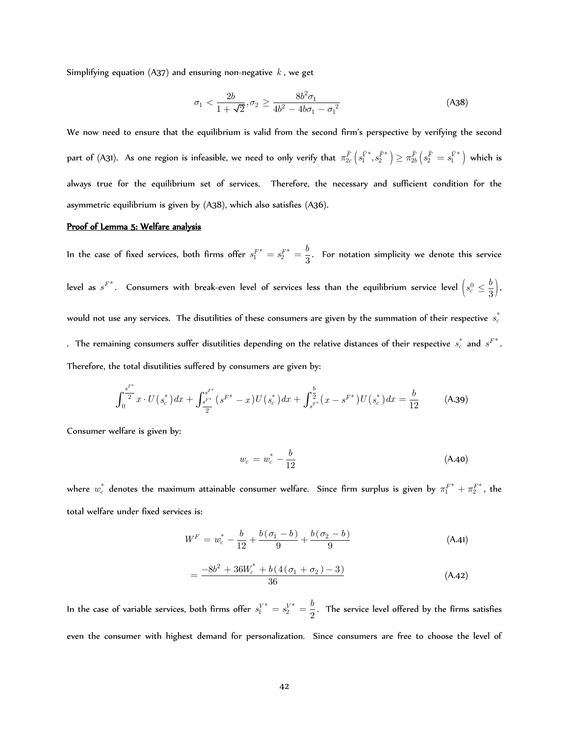Simplifying equation (A37) and ensuring non-negative $k$, we get

$$\sigma_1 < \frac{2b}{1+\sqrt{2}}, \sigma_2 \geq \frac{8b^2\sigma_1}{4b^2 - 4b\sigma_1 - \sigma_1^{\,2}} \tag{A38}$$

We now need to ensure that the equilibrium is valid from the second firm's perspective by verifying the second part of (A31). As one region is infeasible, we need to only verify that $\pi_{2c}^{\tilde{F}}\left(s_1^{\tilde{V}*}, s_2^{\tilde{F}*}\right) \geq \pi_{2b}^{\tilde{F}}\left(s_2^{\tilde{F}} = s_1^{\tilde{V}*}\right)$ which is always true for the equilibrium set of services. Therefore, the necessary and sufficient condition for the asymmetric equilibrium is given by (A38), which also satisfies (A36).

**Proof of Lemma 5: Welfare analysis**

In the case of fixed services, both firms offer $s_1^{F*} = s_2^{F*} = \dfrac{b}{3}$. For notation simplicity we denote this service level as $s^{F*}$. Consumers with break-even level of services less than the equilibrium service level $\left(s_c^0 \leq \dfrac{b}{3}\right)$, would not use any services. The disutilities of these consumers are given by the summation of their respective $s_c^*$. The remaining consumers suffer disutilities depending on the relative distances of their respective $s_c^*$ and $s^{F*}$. Therefore, the total disutilities suffered by consumers are given by:

$$\int_0^{\frac{s^{F*}}{2}} x \cdot U(s_c^*)dx + \int_{\frac{s^{F*}}{2}}^{s^{F*}} (s^{F*} - x)U(s_c^*)dx + \int_{s^{F*}}^{\frac{b}{2}} (x - s^{F*})U(s_c^*)dx = \frac{b}{12} \tag{A.39}$$

Consumer welfare is given by:

$$w_c = w_c^* - \frac{b}{12} \tag{A.40}$$

where $w_c^*$ denotes the maximum attainable consumer welfare. Since firm surplus is given by $\pi_1^{F*} + \pi_2^{F*}$, the total welfare under fixed services is:

$$W^F = w_c^* - \frac{b}{12} + \frac{b(\sigma_1 - b)}{9} + \frac{b(\sigma_2 - b)}{9} \tag{A.41}$$

$$= \frac{-8b^2 + 36W_c^* + b(4(\sigma_1 + \sigma_2) - 3)}{36} \tag{A.42}$$

In the case of variable services, both firms offer $s_1^{V*} = s_2^{V*} = \dfrac{b}{2}$. The service level offered by the firms satisfies even the consumer with highest demand for personalization. Since consumers are free to choose the level of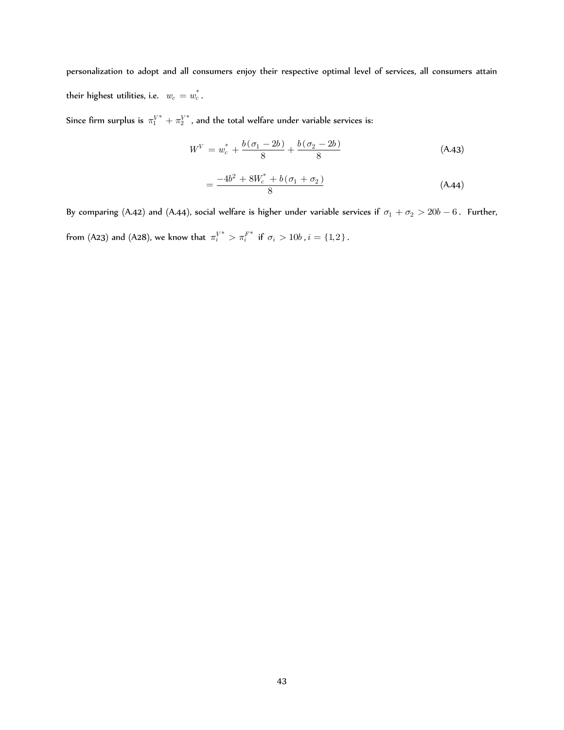personalization to adopt and all consumers enjoy their respective optimal level of services, all consumers attain their highest utilities, i.e. $w_c = w_c^*$.

Since firm surplus is $\pi_1^{V*} + \pi_2^{V*}$, and the total welfare under variable services is:

$$W^V = w_c^* + \frac{b(\sigma_1 - 2b)}{8} + \frac{b(\sigma_2 - 2b)}{8} \tag{A.43}$$

$$= \frac{-4b^2 + 8W_c^* + b(\sigma_1 + \sigma_2)}{8} \tag{A.44}$$

By comparing (A.42) and (A.44), social welfare is higher under variable services if $\sigma_1 + \sigma_2 > 20b - 6$. Further, from (A23) and (A28), we know that $\pi_i^{V*} > \pi_i^{F*}$ if $\sigma_i > 10b$, $i = \{1, 2\}$.